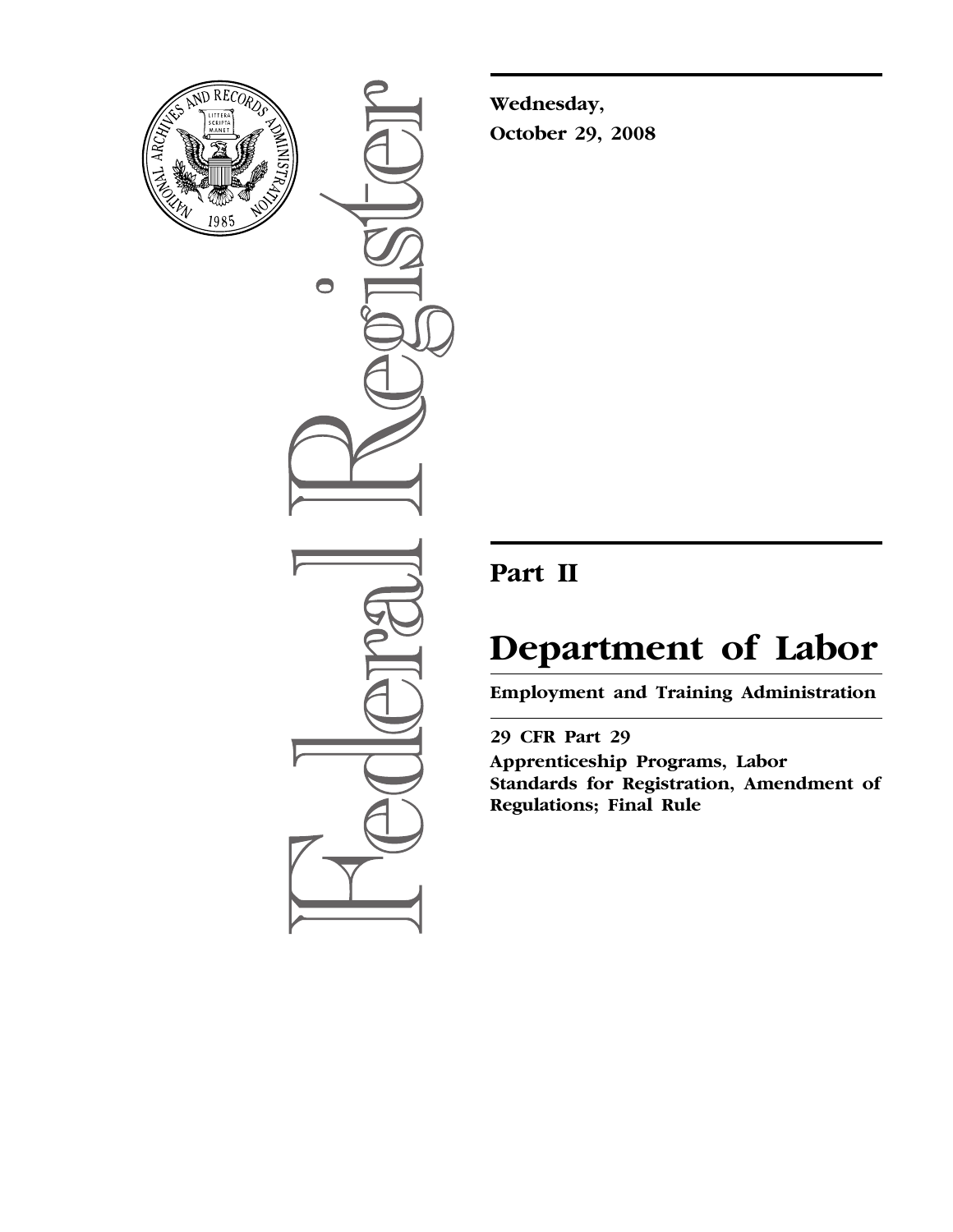**Wednesday,**
**October 29, 2008**

# Part II

# Department of Labor

**Employment and Training Administration**

**29 CFR Part 29**

**Apprenticeship Programs, Labor Standards for Registration, Amendment of Regulations; Final Rule**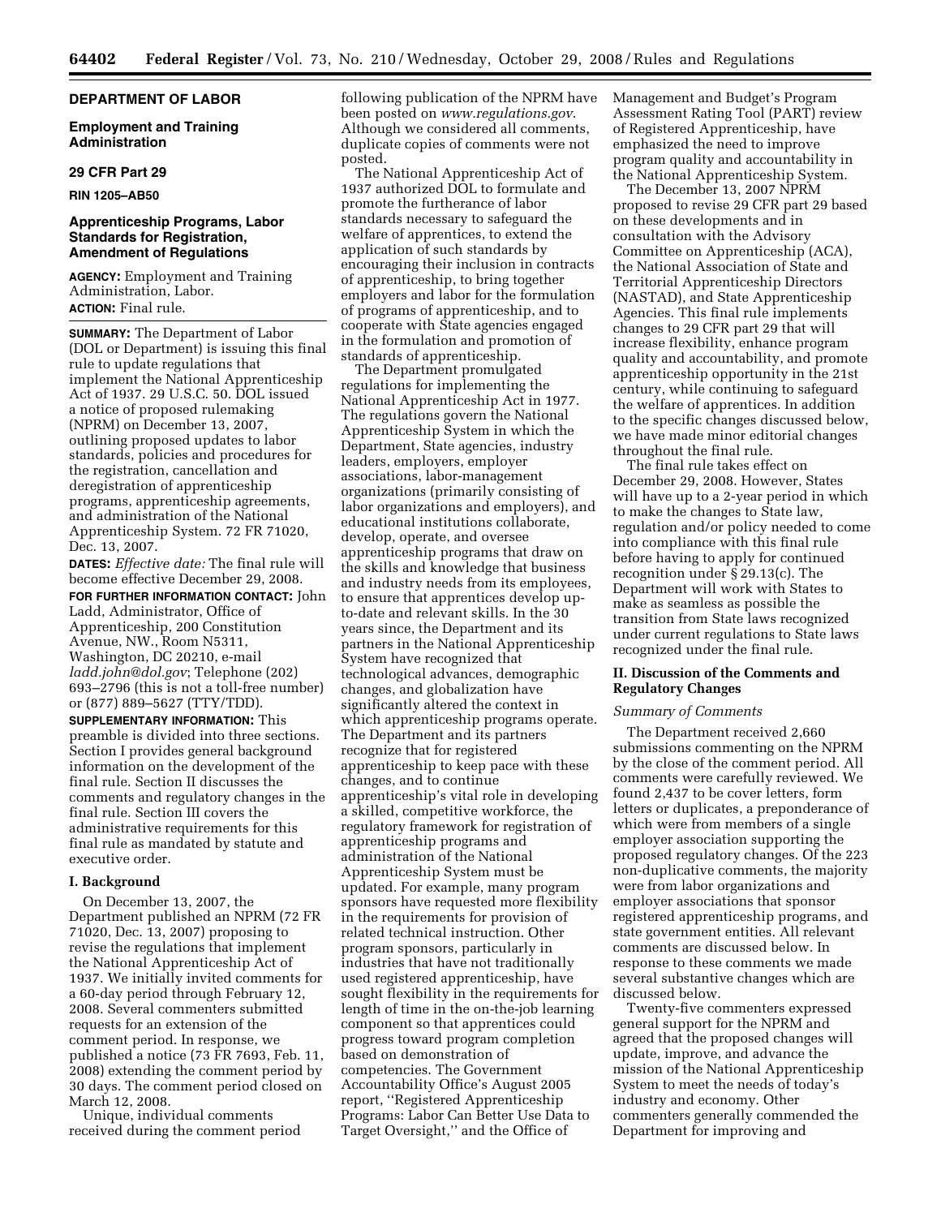**DEPARTMENT OF LABOR**

**Employment and Training Administration**

**29 CFR Part 29**

**RIN 1205–AB50**

**Apprenticeship Programs, Labor Standards for Registration, Amendment of Regulations**

**AGENCY:** Employment and Training Administration, Labor.

**ACTION:** Final rule.

**SUMMARY:** The Department of Labor (DOL or Department) is issuing this final rule to update regulations that implement the National Apprenticeship Act of 1937. 29 U.S.C. 50. DOL issued a notice of proposed rulemaking (NPRM) on December 13, 2007, outlining proposed updates to labor standards, policies and procedures for the registration, cancellation and deregistration of apprenticeship programs, apprenticeship agreements, and administration of the National Apprenticeship System. 72 FR 71020, Dec. 13, 2007.

**DATES:** *Effective date:* The final rule will become effective December 29, 2008.

**FOR FURTHER INFORMATION CONTACT:** John Ladd, Administrator, Office of Apprenticeship, 200 Constitution Avenue, NW., Room N5311, Washington, DC 20210, e-mail *ladd.john@dol.gov*; Telephone (202) 693–2796 (this is not a toll-free number) or (877) 889–5627 (TTY/TDD).

**SUPPLEMENTARY INFORMATION:** This preamble is divided into three sections. Section I provides general background information on the development of the final rule. Section II discusses the comments and regulatory changes in the final rule. Section III covers the administrative requirements for this final rule as mandated by statute and executive order.

## I. Background

On December 13, 2007, the Department published an NPRM (72 FR 71020, Dec. 13, 2007) proposing to revise the regulations that implement the National Apprenticeship Act of 1937. We initially invited comments for a 60-day period through February 12, 2008. Several commenters submitted requests for an extension of the comment period. In response, we published a notice (73 FR 7693, Feb. 11, 2008) extending the comment period by 30 days. The comment period closed on March 12, 2008.

Unique, individual comments received during the comment period following publication of the NPRM have been posted on *www.regulations.gov*. Although we considered all comments, duplicate copies of comments were not posted.

The National Apprenticeship Act of 1937 authorized DOL to formulate and promote the furtherance of labor standards necessary to safeguard the welfare of apprentices, to extend the application of such standards by encouraging their inclusion in contracts of apprenticeship, to bring together employers and labor for the formulation of programs of apprenticeship, and to cooperate with State agencies engaged in the formulation and promotion of standards of apprenticeship.

The Department promulgated regulations for implementing the National Apprenticeship Act in 1977. The regulations govern the National Apprenticeship System in which the Department, State agencies, industry leaders, employers, employer associations, labor-management organizations (primarily consisting of labor organizations and employers), and educational institutions collaborate, develop, operate, and oversee apprenticeship programs that draw on the skills and knowledge that business and industry needs from its employees, to ensure that apprentices develop up-to-date and relevant skills. In the 30 years since, the Department and its partners in the National Apprenticeship System have recognized that technological advances, demographic changes, and globalization have significantly altered the context in which apprenticeship programs operate. The Department and its partners recognize that for registered apprenticeship to keep pace with these changes, and to continue apprenticeship's vital role in developing a skilled, competitive workforce, the regulatory framework for registration of apprenticeship programs and administration of the National Apprenticeship System must be updated. For example, many program sponsors have requested more flexibility in the requirements for provision of related technical instruction. Other program sponsors, particularly in industries that have not traditionally used registered apprenticeship, have sought flexibility in the requirements for length of time in the on-the-job learning component so that apprentices could progress toward program completion based on demonstration of competencies. The Government Accountability Office's August 2005 report, ''Registered Apprenticeship Programs: Labor Can Better Use Data to Target Oversight,'' and the Office of Management and Budget's Program Assessment Rating Tool (PART) review of Registered Apprenticeship, have emphasized the need to improve program quality and accountability in the National Apprenticeship System.

The December 13, 2007 NPRM proposed to revise 29 CFR part 29 based on these developments and in consultation with the Advisory Committee on Apprenticeship (ACA), the National Association of State and Territorial Apprenticeship Directors (NASTAD), and State Apprenticeship Agencies. This final rule implements changes to 29 CFR part 29 that will increase flexibility, enhance program quality and accountability, and promote apprenticeship opportunity in the 21st century, while continuing to safeguard the welfare of apprentices. In addition to the specific changes discussed below, we have made minor editorial changes throughout the final rule.

The final rule takes effect on December 29, 2008. However, States will have up to a 2-year period in which to make the changes to State law, regulation and/or policy needed to come into compliance with this final rule before having to apply for continued recognition under § 29.13(c). The Department will work with States to make as seamless as possible the transition from State laws recognized under current regulations to State laws recognized under the final rule.

## II. Discussion of the Comments and Regulatory Changes

*Summary of Comments*

The Department received 2,660 submissions commenting on the NPRM by the close of the comment period. All comments were carefully reviewed. We found 2,437 to be cover letters, form letters or duplicates, a preponderance of which were from members of a single employer association supporting the proposed regulatory changes. Of the 223 non-duplicative comments, the majority were from labor organizations and employer associations that sponsor registered apprenticeship programs, and state government entities. All relevant comments are discussed below. In response to these comments we made several substantive changes which are discussed below.

Twenty-five commenters expressed general support for the NPRM and agreed that the proposed changes will update, improve, and advance the mission of the National Apprenticeship System to meet the needs of today's industry and economy. Other commenters generally commended the Department for improving and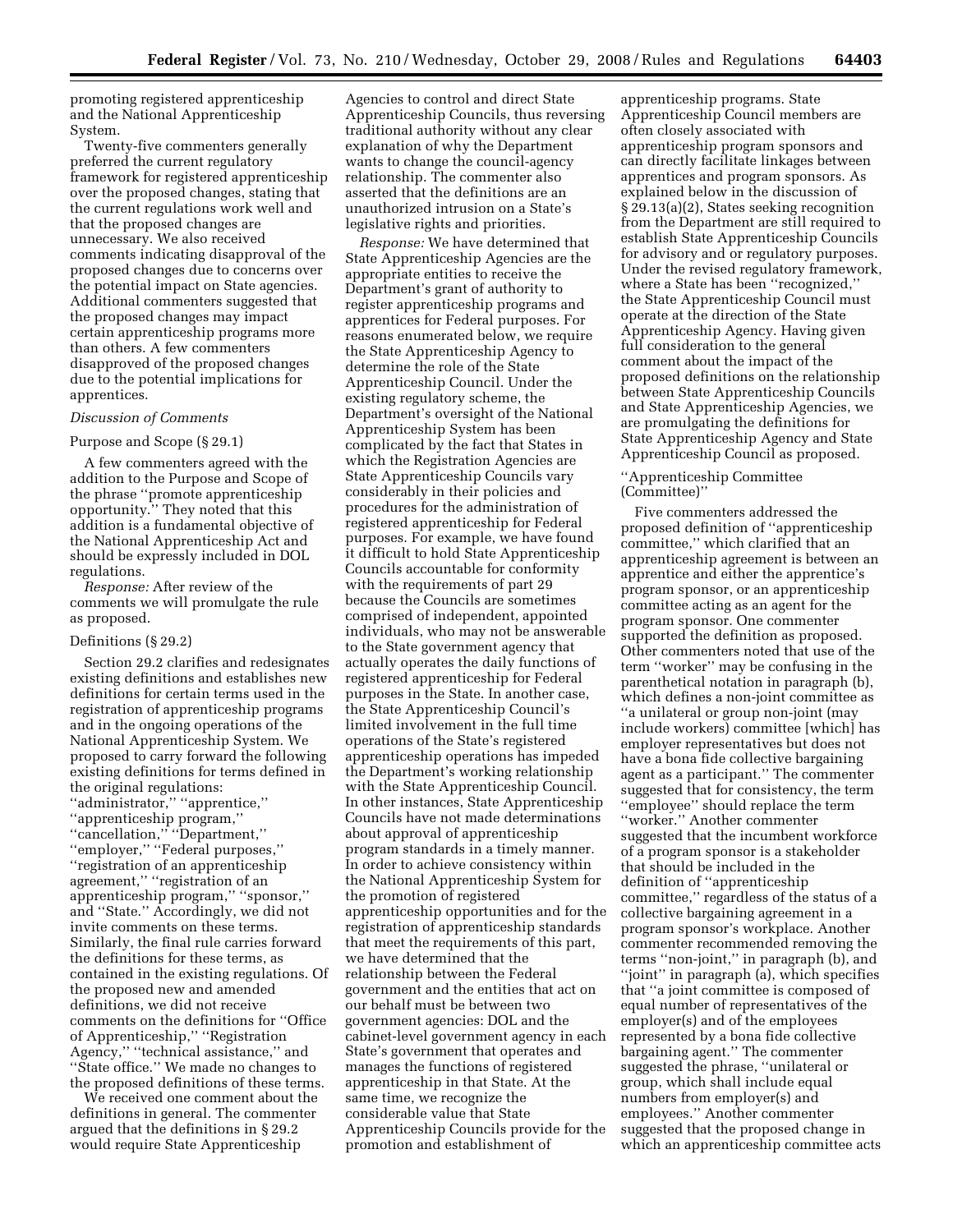promoting registered apprenticeship and the National Apprenticeship System.

Twenty-five commenters generally preferred the current regulatory framework for registered apprenticeship over the proposed changes, stating that the current regulations work well and that the proposed changes are unnecessary. We also received comments indicating disapproval of the proposed changes due to concerns over the potential impact on State agencies. Additional commenters suggested that the proposed changes may impact certain apprenticeship programs more than others. A few commenters disapproved of the proposed changes due to the potential implications for apprentices.

*Discussion of Comments*

Purpose and Scope (§ 29.1)

A few commenters agreed with the addition to the Purpose and Scope of the phrase ''promote apprenticeship opportunity.'' They noted that this addition is a fundamental objective of the National Apprenticeship Act and should be expressly included in DOL regulations.

*Response:* After review of the comments we will promulgate the rule as proposed.

Definitions (§ 29.2)

Section 29.2 clarifies and redesignates existing definitions and establishes new definitions for certain terms used in the registration of apprenticeship programs and in the ongoing operations of the National Apprenticeship System. We proposed to carry forward the following existing definitions for terms defined in the original regulations: ''administrator,'' ''apprentice,'' ''apprenticeship program,'' ''cancellation,'' ''Department,'' ''employer,'' ''Federal purposes,'' ''registration of an apprenticeship agreement,'' ''registration of an apprenticeship program,'' ''sponsor,'' and ''State.'' Accordingly, we did not invite comments on these terms. Similarly, the final rule carries forward the definitions for these terms, as contained in the existing regulations. Of the proposed new and amended definitions, we did not receive comments on the definitions for ''Office of Apprenticeship,'' ''Registration Agency,'' ''technical assistance,'' and ''State office.'' We made no changes to the proposed definitions of these terms.

We received one comment about the definitions in general. The commenter argued that the definitions in § 29.2 would require State Apprenticeship Agencies to control and direct State Apprenticeship Councils, thus reversing traditional authority without any clear explanation of why the Department wants to change the council-agency relationship. The commenter also asserted that the definitions are an unauthorized intrusion on a State's legislative rights and priorities.

*Response:* We have determined that State Apprenticeship Agencies are the appropriate entities to receive the Department's grant of authority to register apprenticeship programs and apprentices for Federal purposes. For reasons enumerated below, we require the State Apprenticeship Agency to determine the role of the State Apprenticeship Council. Under the existing regulatory scheme, the Department's oversight of the National Apprenticeship System has been complicated by the fact that States in which the Registration Agencies are State Apprenticeship Councils vary considerably in their policies and procedures for the administration of registered apprenticeship for Federal purposes. For example, we have found it difficult to hold State Apprenticeship Councils accountable for conformity with the requirements of part 29 because the Councils are sometimes comprised of independent, appointed individuals, who may not be answerable to the State government agency that actually operates the daily functions of registered apprenticeship for Federal purposes in the State. In another case, the State Apprenticeship Council's limited involvement in the full time operations of the State's registered apprenticeship operations has impeded the Department's working relationship with the State Apprenticeship Council. In other instances, State Apprenticeship Councils have not made determinations about approval of apprenticeship program standards in a timely manner. In order to achieve consistency within the National Apprenticeship System for the promotion of registered apprenticeship opportunities and for the registration of apprenticeship standards that meet the requirements of this part, we have determined that the relationship between the Federal government and the entities that act on our behalf must be between two government agencies: DOL and the cabinet-level government agency in each State's government that operates and manages the functions of registered apprenticeship in that State. At the same time, we recognize the considerable value that State Apprenticeship Councils provide for the promotion and establishment of apprenticeship programs. State Apprenticeship Council members are often closely associated with apprenticeship program sponsors and can directly facilitate linkages between apprentices and program sponsors. As explained below in the discussion of § 29.13(a)(2), States seeking recognition from the Department are still required to establish State Apprenticeship Councils for advisory and or regulatory purposes. Under the revised regulatory framework, where a State has been ''recognized,'' the State Apprenticeship Council must operate at the direction of the State Apprenticeship Agency. Having given full consideration to the general comment about the impact of the proposed definitions on the relationship between State Apprenticeship Councils and State Apprenticeship Agencies, we are promulgating the definitions for State Apprenticeship Agency and State Apprenticeship Council as proposed.

''Apprenticeship Committee (Committee)''

Five commenters addressed the proposed definition of ''apprenticeship committee,'' which clarified that an apprenticeship agreement is between an apprentice and either the apprentice's program sponsor, or an apprenticeship committee acting as an agent for the program sponsor. One commenter supported the definition as proposed. Other commenters noted that use of the term ''worker'' may be confusing in the parenthetical notation in paragraph (b), which defines a non-joint committee as ''a unilateral or group non-joint (may include workers) committee [which] has employer representatives but does not have a bona fide collective bargaining agent as a participant.'' The commenter suggested that for consistency, the term ''employee'' should replace the term ''worker.'' Another commenter suggested that the incumbent workforce of a program sponsor is a stakeholder that should be included in the definition of ''apprenticeship committee,'' regardless of the status of a collective bargaining agreement in a program sponsor's workplace. Another commenter recommended removing the terms ''non-joint,'' in paragraph (b), and ''joint'' in paragraph (a), which specifies that ''a joint committee is composed of equal number of representatives of the employer(s) and of the employees represented by a bona fide collective bargaining agent.'' The commenter suggested the phrase, ''unilateral or group, which shall include equal numbers from employer(s) and employees.'' Another commenter suggested that the proposed change in which an apprenticeship committee acts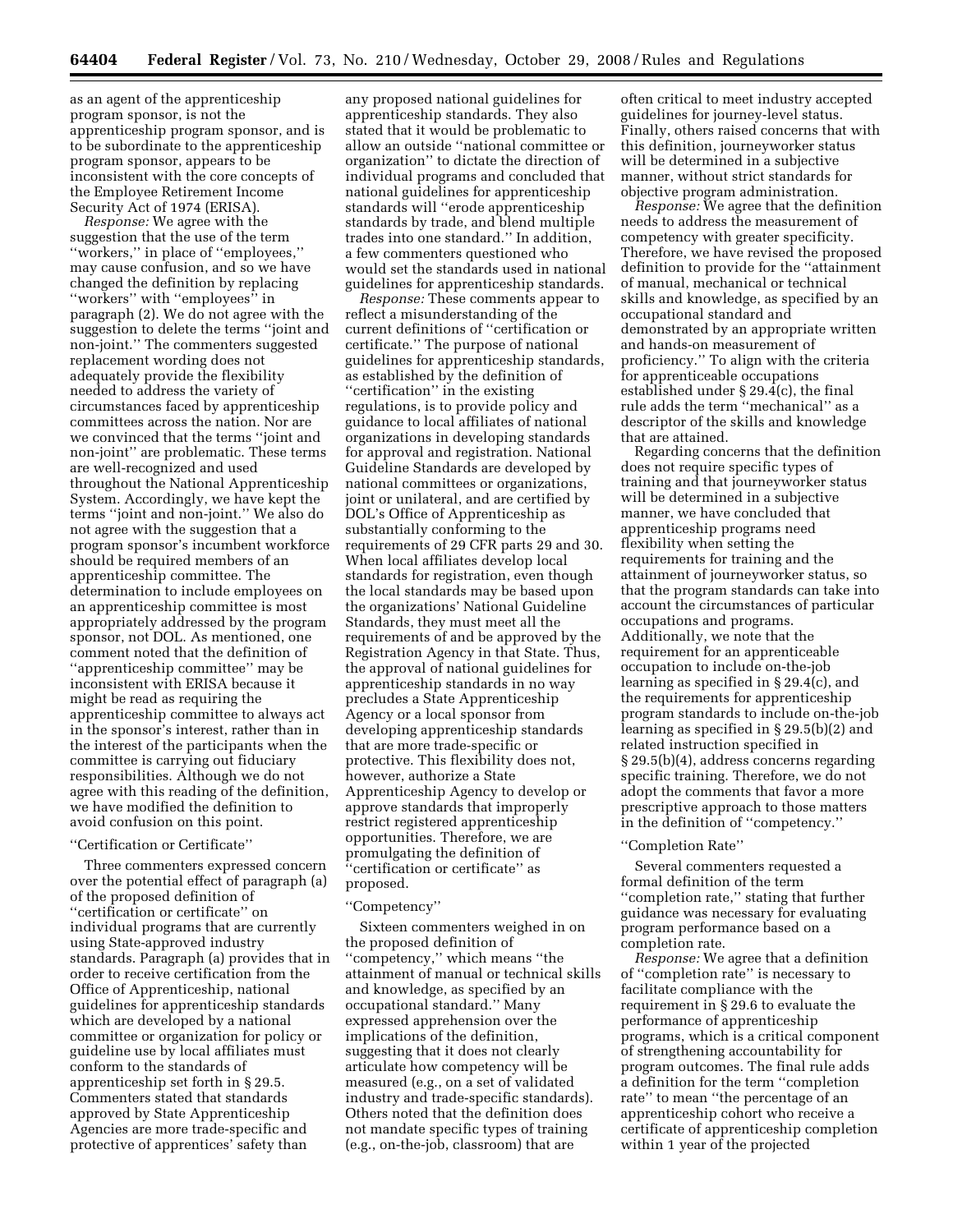as an agent of the apprenticeship program sponsor, is not the apprenticeship program sponsor, and is to be subordinate to the apprenticeship program sponsor, appears to be inconsistent with the core concepts of the Employee Retirement Income Security Act of 1974 (ERISA).

*Response:* We agree with the suggestion that the use of the term ''workers,'' in place of ''employees,'' may cause confusion, and so we have changed the definition by replacing ''workers'' with ''employees'' in paragraph (2). We do not agree with the suggestion to delete the terms ''joint and non-joint.'' The commenters suggested replacement wording does not adequately provide the flexibility needed to address the variety of circumstances faced by apprenticeship committees across the nation. Nor are we convinced that the terms ''joint and non-joint'' are problematic. These terms are well-recognized and used throughout the National Apprenticeship System. Accordingly, we have kept the terms ''joint and non-joint.'' We also do not agree with the suggestion that a program sponsor's incumbent workforce should be required members of an apprenticeship committee. The determination to include employees on an apprenticeship committee is most appropriately addressed by the program sponsor, not DOL. As mentioned, one comment noted that the definition of ''apprenticeship committee'' may be inconsistent with ERISA because it might be read as requiring the apprenticeship committee to always act in the sponsor's interest, rather than in the interest of the participants when the committee is carrying out fiduciary responsibilities. Although we do not agree with this reading of the definition, we have modified the definition to avoid confusion on this point.

''Certification or Certificate''

Three commenters expressed concern over the potential effect of paragraph (a) of the proposed definition of ''certification or certificate'' on individual programs that are currently using State-approved industry standards. Paragraph (a) provides that in order to receive certification from the Office of Apprenticeship, national guidelines for apprenticeship standards which are developed by a national committee or organization for policy or guideline use by local affiliates must conform to the standards of apprenticeship set forth in § 29.5. Commenters stated that standards approved by State Apprenticeship Agencies are more trade-specific and protective of apprentices' safety than any proposed national guidelines for apprenticeship standards. They also stated that it would be problematic to allow an outside ''national committee or organization'' to dictate the direction of individual programs and concluded that national guidelines for apprenticeship standards will ''erode apprenticeship standards by trade, and blend multiple trades into one standard.'' In addition, a few commenters questioned who would set the standards used in national guidelines for apprenticeship standards.

*Response:* These comments appear to reflect a misunderstanding of the current definitions of ''certification or certificate.'' The purpose of national guidelines for apprenticeship standards, as established by the definition of ''certification'' in the existing regulations, is to provide policy and guidance to local affiliates of national organizations in developing standards for approval and registration. National Guideline Standards are developed by national committees or organizations, joint or unilateral, and are certified by DOL's Office of Apprenticeship as substantially conforming to the requirements of 29 CFR parts 29 and 30. When local affiliates develop local standards for registration, even though the local standards may be based upon the organizations' National Guideline Standards, they must meet all the requirements of and be approved by the Registration Agency in that State. Thus, the approval of national guidelines for apprenticeship standards in no way precludes a State Apprenticeship Agency or a local sponsor from developing apprenticeship standards that are more trade-specific or protective. This flexibility does not, however, authorize a State Apprenticeship Agency to develop or approve standards that improperly restrict registered apprenticeship opportunities. Therefore, we are promulgating the definition of ''certification or certificate'' as proposed.

''Competency''

Sixteen commenters weighed in on the proposed definition of ''competency,'' which means ''the attainment of manual or technical skills and knowledge, as specified by an occupational standard.'' Many expressed apprehension over the implications of the definition, suggesting that it does not clearly articulate how competency will be measured (e.g., on a set of validated industry and trade-specific standards). Others noted that the definition does not mandate specific types of training (e.g., on-the-job, classroom) that are often critical to meet industry accepted guidelines for journey-level status. Finally, others raised concerns that with this definition, journeyworker status will be determined in a subjective manner, without strict standards for objective program administration.

*Response:* We agree that the definition needs to address the measurement of competency with greater specificity. Therefore, we have revised the proposed definition to provide for the ''attainment of manual, mechanical or technical skills and knowledge, as specified by an occupational standard and demonstrated by an appropriate written and hands-on measurement of proficiency.'' To align with the criteria for apprenticeable occupations established under § 29.4(c), the final rule adds the term ''mechanical'' as a descriptor of the skills and knowledge that are attained.

Regarding concerns that the definition does not require specific types of training and that journeyworker status will be determined in a subjective manner, we have concluded that apprenticeship programs need flexibility when setting the requirements for training and the attainment of journeyworker status, so that the program standards can take into account the circumstances of particular occupations and programs. Additionally, we note that the requirement for an apprenticeable occupation to include on-the-job learning as specified in § 29.4(c), and the requirements for apprenticeship program standards to include on-the-job learning as specified in § 29.5(b)(2) and related instruction specified in § 29.5(b)(4), address concerns regarding specific training. Therefore, we do not adopt the comments that favor a more prescriptive approach to those matters in the definition of ''competency.''

''Completion Rate''

Several commenters requested a formal definition of the term ''completion rate,'' stating that further guidance was necessary for evaluating program performance based on a completion rate.

*Response:* We agree that a definition of ''completion rate'' is necessary to facilitate compliance with the requirement in § 29.6 to evaluate the performance of apprenticeship programs, which is a critical component of strengthening accountability for program outcomes. The final rule adds a definition for the term ''completion rate'' to mean ''the percentage of an apprenticeship cohort who receive a certificate of apprenticeship completion within 1 year of the projected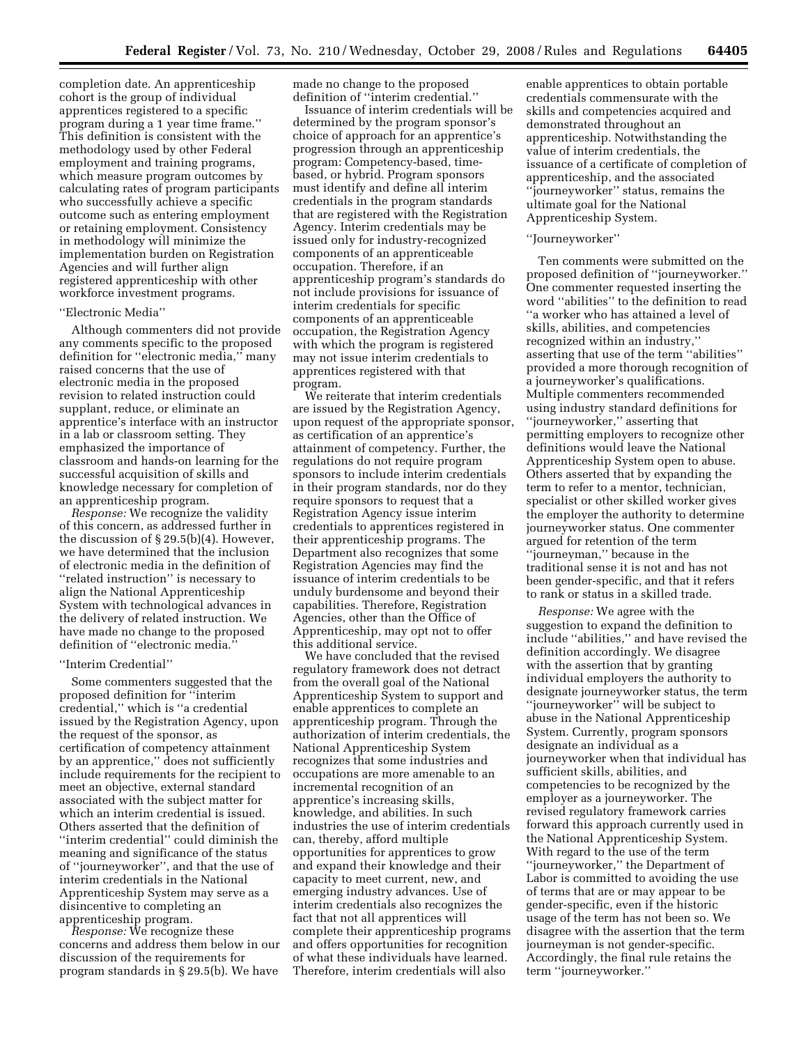completion date. An apprenticeship cohort is the group of individual apprentices registered to a specific program during a 1 year time frame.'' This definition is consistent with the methodology used by other Federal employment and training programs, which measure program outcomes by calculating rates of program participants who successfully achieve a specific outcome such as entering employment or retaining employment. Consistency in methodology will minimize the implementation burden on Registration Agencies and will further align registered apprenticeship with other workforce investment programs.

''Electronic Media''

Although commenters did not provide any comments specific to the proposed definition for ''electronic media,'' many raised concerns that the use of electronic media in the proposed revision to related instruction could supplant, reduce, or eliminate an apprentice's interface with an instructor in a lab or classroom setting. They emphasized the importance of classroom and hands-on learning for the successful acquisition of skills and knowledge necessary for completion of an apprenticeship program.

*Response:* We recognize the validity of this concern, as addressed further in the discussion of § 29.5(b)(4). However, we have determined that the inclusion of electronic media in the definition of ''related instruction'' is necessary to align the National Apprenticeship System with technological advances in the delivery of related instruction. We have made no change to the proposed definition of ''electronic media.''

''Interim Credential''

Some commenters suggested that the proposed definition for ''interim credential,'' which is ''a credential issued by the Registration Agency, upon the request of the sponsor, as certification of competency attainment by an apprentice,'' does not sufficiently include requirements for the recipient to meet an objective, external standard associated with the subject matter for which an interim credential is issued. Others asserted that the definition of ''interim credential'' could diminish the meaning and significance of the status of ''journeyworker'', and that the use of interim credentials in the National Apprenticeship System may serve as a disincentive to completing an apprenticeship program.

*Response:* We recognize these concerns and address them below in our discussion of the requirements for program standards in § 29.5(b). We have made no change to the proposed definition of ''interim credential.''

Issuance of interim credentials will be determined by the program sponsor's choice of approach for an apprentice's progression through an apprenticeship program: Competency-based, time-based, or hybrid. Program sponsors must identify and define all interim credentials in the program standards that are registered with the Registration Agency. Interim credentials may be issued only for industry-recognized components of an apprenticeable occupation. Therefore, if an apprenticeship program's standards do not include provisions for issuance of interim credentials for specific components of an apprenticeable occupation, the Registration Agency with which the program is registered may not issue interim credentials to apprentices registered with that program.

We reiterate that interim credentials are issued by the Registration Agency, upon request of the appropriate sponsor, as certification of an apprentice's attainment of competency. Further, the regulations do not require program sponsors to include interim credentials in their program standards, nor do they require sponsors to request that a Registration Agency issue interim credentials to apprentices registered in their apprenticeship programs. The Department also recognizes that some Registration Agencies may find the issuance of interim credentials to be unduly burdensome and beyond their capabilities. Therefore, Registration Agencies, other than the Office of Apprenticeship, may opt not to offer this additional service.

We have concluded that the revised regulatory framework does not detract from the overall goal of the National Apprenticeship System to support and enable apprentices to complete an apprenticeship program. Through the authorization of interim credentials, the National Apprenticeship System recognizes that some industries and occupations are more amenable to an incremental recognition of an apprentice's increasing skills, knowledge, and abilities. In such industries the use of interim credentials can, thereby, afford multiple opportunities for apprentices to grow and expand their knowledge and their capacity to meet current, new, and emerging industry advances. Use of interim credentials also recognizes the fact that not all apprentices will complete their apprenticeship programs and offers opportunities for recognition of what these individuals have learned. Therefore, interim credentials will also enable apprentices to obtain portable credentials commensurate with the skills and competencies acquired and demonstrated throughout an apprenticeship. Notwithstanding the value of interim credentials, the issuance of a certificate of completion of apprenticeship, and the associated ''journeyworker'' status, remains the ultimate goal for the National Apprenticeship System.

''Journeyworker''

Ten comments were submitted on the proposed definition of ''journeyworker.'' One commenter requested inserting the word ''abilities'' to the definition to read ''a worker who has attained a level of skills, abilities, and competencies recognized within an industry,'' asserting that use of the term ''abilities'' provided a more thorough recognition of a journeyworker's qualifications. Multiple commenters recommended using industry standard definitions for ''journeyworker,'' asserting that permitting employers to recognize other definitions would leave the National Apprenticeship System open to abuse. Others asserted that by expanding the term to refer to a mentor, technician, specialist or other skilled worker gives the employer the authority to determine journeyworker status. One commenter argued for retention of the term ''journeyman,'' because in the traditional sense it is not and has not been gender-specific, and that it refers to rank or status in a skilled trade.

*Response:* We agree with the suggestion to expand the definition to include ''abilities,'' and have revised the definition accordingly. We disagree with the assertion that by granting individual employers the authority to designate journeyworker status, the term ''journeyworker'' will be subject to abuse in the National Apprenticeship System. Currently, program sponsors designate an individual as a journeyworker when that individual has sufficient skills, abilities, and competencies to be recognized by the employer as a journeyworker. The revised regulatory framework carries forward this approach currently used in the National Apprenticeship System. With regard to the use of the term ''journeyworker,'' the Department of Labor is committed to avoiding the use of terms that are or may appear to be gender-specific, even if the historic usage of the term has not been so. We disagree with the assertion that the term journeyman is not gender-specific. Accordingly, the final rule retains the term ''journeyworker.''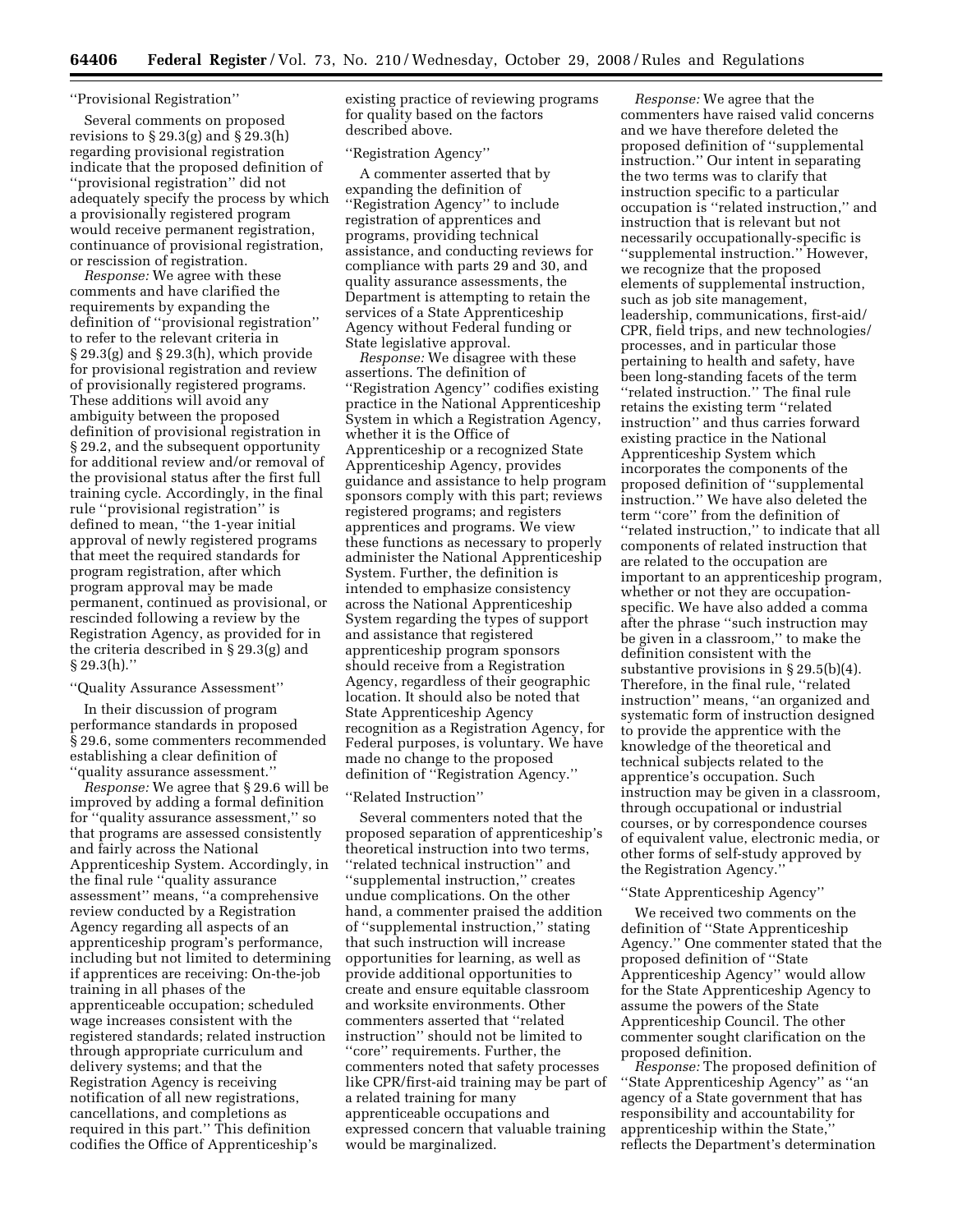"Provisional Registration"

Several comments on proposed revisions to § 29.3(g) and § 29.3(h) regarding provisional registration indicate that the proposed definition of "provisional registration" did not adequately specify the process by which a provisionally registered program would receive permanent registration, continuance of provisional registration, or rescission of registration.

*Response:* We agree with these comments and have clarified the requirements by expanding the definition of "provisional registration" to refer to the relevant criteria in § 29.3(g) and § 29.3(h), which provide for provisional registration and review of provisionally registered programs. These additions will avoid any ambiguity between the proposed definition of provisional registration in § 29.2, and the subsequent opportunity for additional review and/or removal of the provisional status after the first full training cycle. Accordingly, in the final rule "provisional registration" is defined to mean, "the 1-year initial approval of newly registered programs that meet the required standards for program registration, after which program approval may be made permanent, continued as provisional, or rescinded following a review by the Registration Agency, as provided for in the criteria described in § 29.3(g) and § 29.3(h)."

"Quality Assurance Assessment"

In their discussion of program performance standards in proposed § 29.6, some commenters recommended establishing a clear definition of "quality assurance assessment."

*Response:* We agree that § 29.6 will be improved by adding a formal definition for "quality assurance assessment," so that programs are assessed consistently and fairly across the National Apprenticeship System. Accordingly, in the final rule "quality assurance assessment" means, "a comprehensive review conducted by a Registration Agency regarding all aspects of an apprenticeship program's performance, including but not limited to determining if apprentices are receiving: On-the-job training in all phases of the apprenticeable occupation; scheduled wage increases consistent with the registered standards; related instruction through appropriate curriculum and delivery systems; and that the Registration Agency is receiving notification of all new registrations, cancellations, and completions as required in this part." This definition codifies the Office of Apprenticeship's existing practice of reviewing programs for quality based on the factors described above.

"Registration Agency"

A commenter asserted that by expanding the definition of "Registration Agency" to include registration of apprentices and programs, providing technical assistance, and conducting reviews for compliance with parts 29 and 30, and quality assurance assessments, the Department is attempting to retain the services of a State Apprenticeship Agency without Federal funding or State legislative approval.

*Response:* We disagree with these assertions. The definition of "Registration Agency" codifies existing practice in the National Apprenticeship System in which a Registration Agency, whether it is the Office of Apprenticeship or a recognized State Apprenticeship Agency, provides guidance and assistance to help program sponsors comply with this part; reviews registered programs; and registers apprentices and programs. We view these functions as necessary to properly administer the National Apprenticeship System. Further, the definition is intended to emphasize consistency across the National Apprenticeship System regarding the types of support and assistance that registered apprenticeship program sponsors should receive from a Registration Agency, regardless of their geographic location. It should also be noted that State Apprenticeship Agency recognition as a Registration Agency, for Federal purposes, is voluntary. We have made no change to the proposed definition of "Registration Agency."

"Related Instruction"

Several commenters noted that the proposed separation of apprenticeship's theoretical instruction into two terms, "related technical instruction" and "supplemental instruction," creates undue complications. On the other hand, a commenter praised the addition of "supplemental instruction," stating that such instruction will increase opportunities for learning, as well as provide additional opportunities to create and ensure equitable classroom and worksite environments. Other commenters asserted that "related instruction" should not be limited to "core" requirements. Further, the commenters noted that safety processes like CPR/first-aid training may be part of a related training for many apprenticeable occupations and expressed concern that valuable training would be marginalized.

*Response:* We agree that the commenters have raised valid concerns and we have therefore deleted the proposed definition of "supplemental instruction." Our intent in separating the two terms was to clarify that instruction specific to a particular occupation is "related instruction," and instruction that is relevant but not necessarily occupationally-specific is "supplemental instruction." However, we recognize that the proposed elements of supplemental instruction, such as job site management, leadership, communications, first-aid/CPR, field trips, and new technologies/processes, and in particular those pertaining to health and safety, have been long-standing facets of the term "related instruction." The final rule retains the existing term "related instruction" and thus carries forward existing practice in the National Apprenticeship System which incorporates the components of the proposed definition of "supplemental instruction." We have also deleted the term "core" from the definition of "related instruction," to indicate that all components of related instruction that are related to the occupation are important to an apprenticeship program, whether or not they are occupation-specific. We have also added a comma after the phrase "such instruction may be given in a classroom," to make the definition consistent with the substantive provisions in § 29.5(b)(4). Therefore, in the final rule, "related instruction" means, "an organized and systematic form of instruction designed to provide the apprentice with the knowledge of the theoretical and technical subjects related to the apprentice's occupation. Such instruction may be given in a classroom, through occupational or industrial courses, or by correspondence courses of equivalent value, electronic media, or other forms of self-study approved by the Registration Agency."

"State Apprenticeship Agency"

We received two comments on the definition of "State Apprenticeship Agency." One commenter stated that the proposed definition of "State Apprenticeship Agency" would allow for the State Apprenticeship Agency to assume the powers of the State Apprenticeship Council. The other commenter sought clarification on the proposed definition.

*Response:* The proposed definition of "State Apprenticeship Agency" as "an agency of a State government that has responsibility and accountability for apprenticeship within the State," reflects the Department's determination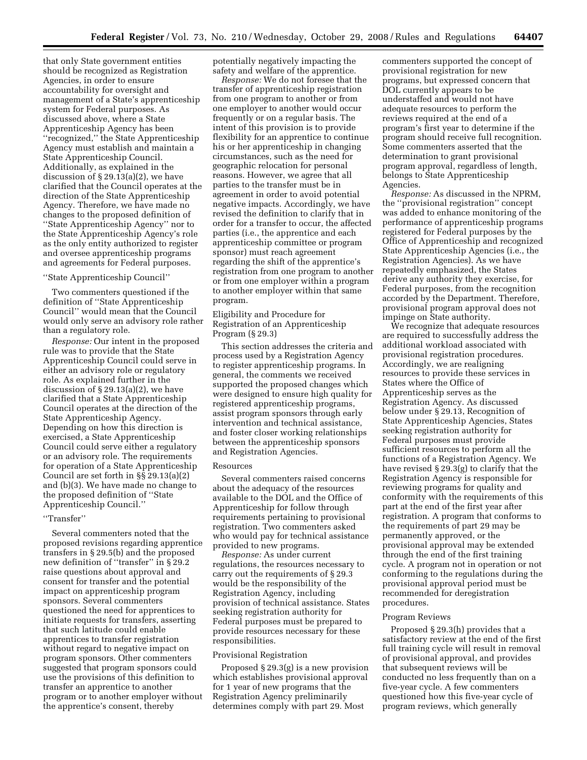that only State government entities should be recognized as Registration Agencies, in order to ensure accountability for oversight and management of a State's apprenticeship system for Federal purposes. As discussed above, where a State Apprenticeship Agency has been "recognized," the State Apprenticeship Agency must establish and maintain a State Apprenticeship Council. Additionally, as explained in the discussion of § 29.13(a)(2), we have clarified that the Council operates at the direction of the State Apprenticeship Agency. Therefore, we have made no changes to the proposed definition of "State Apprenticeship Agency" nor to the State Apprenticeship Agency's role as the only entity authorized to register and oversee apprenticeship programs and agreements for Federal purposes.

"State Apprenticeship Council"

Two commenters questioned if the definition of "State Apprenticeship Council" would mean that the Council would only serve an advisory role rather than a regulatory role.

*Response:* Our intent in the proposed rule was to provide that the State Apprenticeship Council could serve in either an advisory role or regulatory role. As explained further in the discussion of § 29.13(a)(2), we have clarified that a State Apprenticeship Council operates at the direction of the State Apprenticeship Agency. Depending on how this direction is exercised, a State Apprenticeship Council could serve either a regulatory or an advisory role. The requirements for operation of a State Apprenticeship Council are set forth in §§ 29.13(a)(2) and (b)(3). We have made no change to the proposed definition of "State Apprenticeship Council."

"Transfer"

Several commenters noted that the proposed revisions regarding apprentice transfers in § 29.5(b) and the proposed new definition of "transfer" in § 29.2 raise questions about approval and consent for transfer and the potential impact on apprenticeship program sponsors. Several commenters questioned the need for apprentices to initiate requests for transfers, asserting that such latitude could enable apprentices to transfer registration without regard to negative impact on program sponsors. Other commenters suggested that program sponsors could use the provisions of this definition to transfer an apprentice to another program or to another employer without the apprentice's consent, thereby potentially negatively impacting the safety and welfare of the apprentice.

*Response:* We do not foresee that the transfer of apprenticeship registration from one program to another or from one employer to another would occur frequently or on a regular basis. The intent of this provision is to provide flexibility for an apprentice to continue his or her apprenticeship in changing circumstances, such as the need for geographic relocation for personal reasons. However, we agree that all parties to the transfer must be in agreement in order to avoid potential negative impacts. Accordingly, we have revised the definition to clarify that in order for a transfer to occur, the affected parties (i.e., the apprentice and each apprenticeship committee or program sponsor) must reach agreement regarding the shift of the apprentice's registration from one program to another or from one employer within a program to another employer within that same program.

Eligibility and Procedure for Registration of an Apprenticeship Program (§ 29.3)

This section addresses the criteria and process used by a Registration Agency to register apprenticeship programs. In general, the comments we received supported the proposed changes which were designed to ensure high quality for registered apprenticeship programs, assist program sponsors through early intervention and technical assistance, and foster closer working relationships between the apprenticeship sponsors and Registration Agencies.

Resources

Several commenters raised concerns about the adequacy of the resources available to the DOL and the Office of Apprenticeship for follow through requirements pertaining to provisional registration. Two commenters asked who would pay for technical assistance provided to new programs.

*Response:* As under current regulations, the resources necessary to carry out the requirements of § 29.3 would be the responsibility of the Registration Agency, including provision of technical assistance. States seeking registration authority for Federal purposes must be prepared to provide resources necessary for these responsibilities.

Provisional Registration

Proposed § 29.3(g) is a new provision which establishes provisional approval for 1 year of new programs that the Registration Agency preliminarily determines comply with part 29. Most commenters supported the concept of provisional registration for new programs, but expressed concern that DOL currently appears to be understaffed and would not have adequate resources to perform the reviews required at the end of a program's first year to determine if the program should receive full recognition. Some commenters asserted that the determination to grant provisional program approval, regardless of length, belongs to State Apprenticeship Agencies.

*Response:* As discussed in the NPRM, the "provisional registration" concept was added to enhance monitoring of the performance of apprenticeship programs registered for Federal purposes by the Office of Apprenticeship and recognized State Apprenticeship Agencies (i.e., the Registration Agencies). As we have repeatedly emphasized, the States derive any authority they exercise, for Federal purposes, from the recognition accorded by the Department. Therefore, provisional program approval does not impinge on State authority.

We recognize that adequate resources are required to successfully address the additional workload associated with provisional registration procedures. Accordingly, we are realigning resources to provide these services in States where the Office of Apprenticeship serves as the Registration Agency. As discussed below under § 29.13, Recognition of State Apprenticeship Agencies, States seeking registration authority for Federal purposes must provide sufficient resources to perform all the functions of a Registration Agency. We have revised § 29.3(g) to clarify that the Registration Agency is responsible for reviewing programs for quality and conformity with the requirements of this part at the end of the first year after registration. A program that conforms to the requirements of part 29 may be permanently approved, or the provisional approval may be extended through the end of the first training cycle. A program not in operation or not conforming to the regulations during the provisional approval period must be recommended for deregistration procedures.

Program Reviews

Proposed § 29.3(h) provides that a satisfactory review at the end of the first full training cycle will result in removal of provisional approval, and provides that subsequent reviews will be conducted no less frequently than on a five-year cycle. A few commenters questioned how this five-year cycle of program reviews, which generally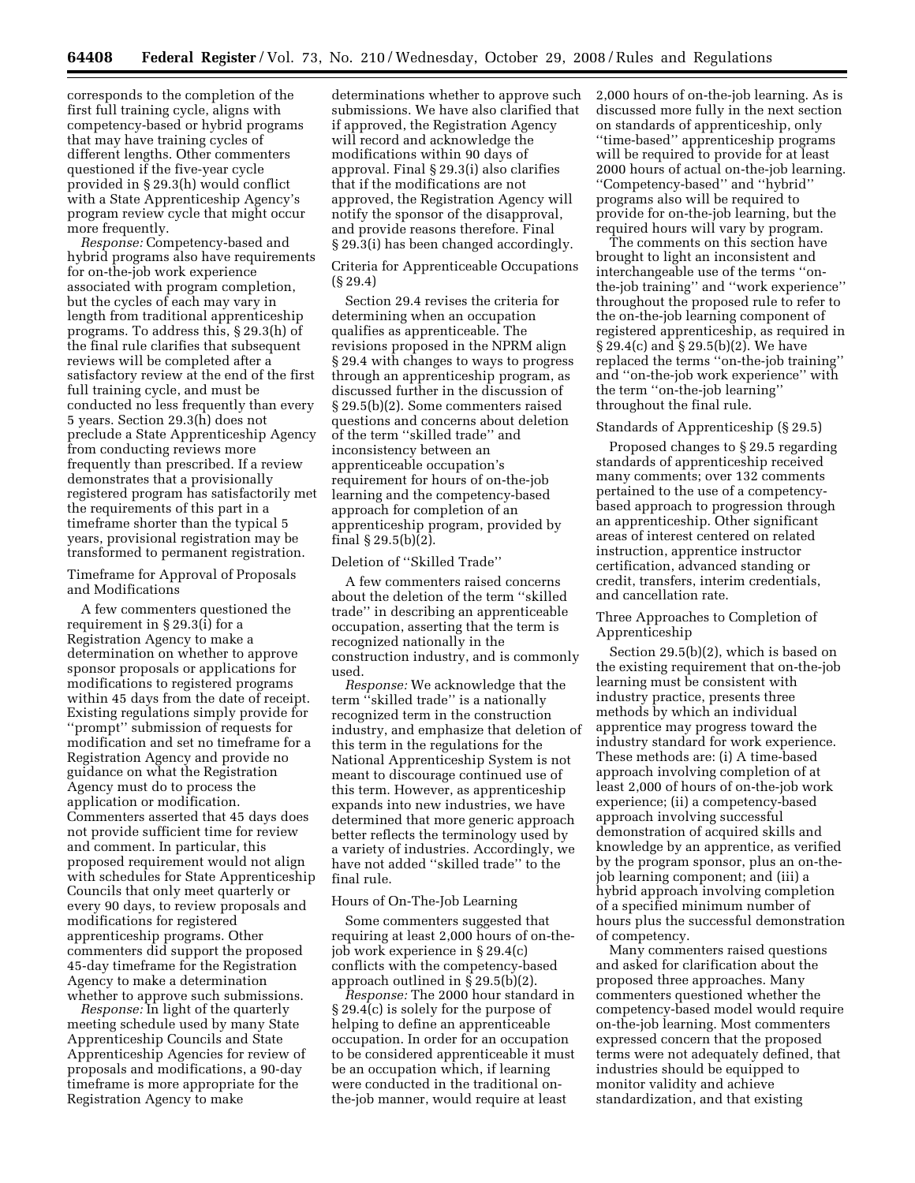corresponds to the completion of the first full training cycle, aligns with competency-based or hybrid programs that may have training cycles of different lengths. Other commenters questioned if the five-year cycle provided in § 29.3(h) would conflict with a State Apprenticeship Agency's program review cycle that might occur more frequently.

*Response:* Competency-based and hybrid programs also have requirements for on-the-job work experience associated with program completion, but the cycles of each may vary in length from traditional apprenticeship programs. To address this, § 29.3(h) of the final rule clarifies that subsequent reviews will be completed after a satisfactory review at the end of the first full training cycle, and must be conducted no less frequently than every 5 years. Section 29.3(h) does not preclude a State Apprenticeship Agency from conducting reviews more frequently than prescribed. If a review demonstrates that a provisionally registered program has satisfactorily met the requirements of this part in a timeframe shorter than the typical 5 years, provisional registration may be transformed to permanent registration.

Timeframe for Approval of Proposals and Modifications

A few commenters questioned the requirement in § 29.3(i) for a Registration Agency to make a determination on whether to approve sponsor proposals or applications for modifications to registered programs within 45 days from the date of receipt. Existing regulations simply provide for ''prompt'' submission of requests for modification and set no timeframe for a Registration Agency and provide no guidance on what the Registration Agency must do to process the application or modification. Commenters asserted that 45 days does not provide sufficient time for review and comment. In particular, this proposed requirement would not align with schedules for State Apprenticeship Councils that only meet quarterly or every 90 days, to review proposals and modifications for registered apprenticeship programs. Other commenters did support the proposed 45-day timeframe for the Registration Agency to make a determination whether to approve such submissions.

*Response:* In light of the quarterly meeting schedule used by many State Apprenticeship Councils and State Apprenticeship Agencies for review of proposals and modifications, a 90-day timeframe is more appropriate for the Registration Agency to make determinations whether to approve such submissions. We have also clarified that if approved, the Registration Agency will record and acknowledge the modifications within 90 days of approval. Final § 29.3(i) also clarifies that if the modifications are not approved, the Registration Agency will notify the sponsor of the disapproval, and provide reasons therefore. Final § 29.3(i) has been changed accordingly.

Criteria for Apprenticeable Occupations (§ 29.4)

Section 29.4 revises the criteria for determining when an occupation qualifies as apprenticeable. The revisions proposed in the NPRM align § 29.4 with changes to ways to progress through an apprenticeship program, as discussed further in the discussion of § 29.5(b)(2). Some commenters raised questions and concerns about deletion of the term ''skilled trade'' and inconsistency between an apprenticeable occupation's requirement for hours of on-the-job learning and the competency-based approach for completion of an apprenticeship program, provided by final § 29.5(b)(2).

Deletion of ''Skilled Trade''

A few commenters raised concerns about the deletion of the term ''skilled trade'' in describing an apprenticeable occupation, asserting that the term is recognized nationally in the construction industry, and is commonly used.

*Response:* We acknowledge that the term ''skilled trade'' is a nationally recognized term in the construction industry, and emphasize that deletion of this term in the regulations for the National Apprenticeship System is not meant to discourage continued use of this term. However, as apprenticeship expands into new industries, we have determined that a more generic approach better reflects the terminology used by a variety of industries. Accordingly, we have not added ''skilled trade'' to the final rule.

Hours of On-The-Job Learning

Some commenters suggested that requiring at least 2,000 hours of on-the-job work experience in § 29.4(c) conflicts with the competency-based approach outlined in § 29.5(b)(2).

*Response:* The 2000 hour standard in § 29.4(c) is solely for the purpose of helping to define an apprenticeable occupation. In order for an occupation to be considered apprenticeable it must be an occupation which, if learning were conducted in the traditional on-the-job manner, would require at least 2,000 hours of on-the-job learning. As is discussed more fully in the next section on standards of apprenticeship, only ''time-based'' apprenticeship programs will be required to provide for at least 2000 hours of actual on-the-job learning. ''Competency-based'' and ''hybrid'' programs also will be required to provide for on-the-job learning, but the required hours will vary by program.

The comments on this section have brought to light an inconsistent and interchangeable use of the terms ''on-the-job training'' and ''work experience'' throughout the proposed rule to refer to the on-the-job learning component of registered apprenticeship, as required in § 29.4(c) and § 29.5(b)(2). We have replaced the terms ''on-the-job training'' and ''on-the-job work experience'' with the term ''on-the-job learning'' throughout the final rule.

Standards of Apprenticeship (§ 29.5)

Proposed changes to § 29.5 regarding standards of apprenticeship received many comments; over 132 comments pertained to the use of a competency-based approach to progression through an apprenticeship. Other significant areas of interest centered on related instruction, apprentice instructor certification, advanced standing or credit, transfers, interim credentials, and cancellation rate.

Three Approaches to Completion of Apprenticeship

Section 29.5(b)(2), which is based on the existing requirement that on-the-job learning must be consistent with industry practice, presents three methods by which an individual apprentice may progress toward the industry standard for work experience. These methods are: (i) A time-based approach involving completion of at least 2,000 of hours of on-the-job work experience; (ii) a competency-based approach involving successful demonstration of acquired skills and knowledge by an apprentice, as verified by the program sponsor, plus an on-the-job learning component; and (iii) a hybrid approach involving completion of a specified minimum number of hours plus the successful demonstration of competency.

Many commenters raised questions and asked for clarification about the proposed three approaches. Many commenters questioned whether the competency-based model would require on-the-job learning. Most commenters expressed concern that the proposed terms were not adequately defined, that industries should be equipped to monitor validity and achieve standardization, and that existing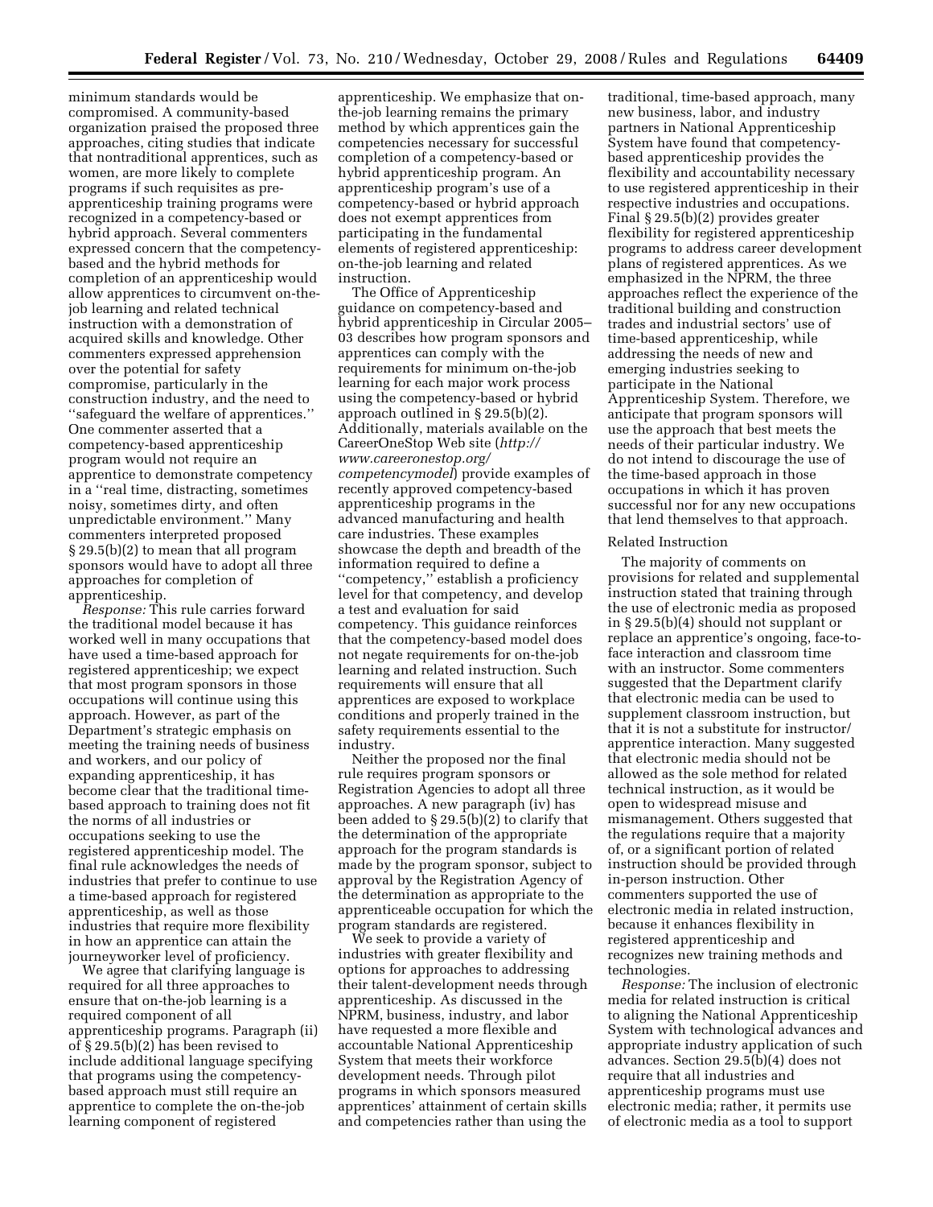minimum standards would be compromised. A community-based organization praised the proposed three approaches, citing studies that indicate that nontraditional apprentices, such as women, are more likely to complete programs if such requisites as pre-apprenticeship training programs were recognized in a competency-based or hybrid approach. Several commenters expressed concern that the competency-based and the hybrid methods for completion of an apprenticeship would allow apprentices to circumvent on-the-job learning and related technical instruction with a demonstration of acquired skills and knowledge. Other commenters expressed apprehension over the potential for safety compromise, particularly in the construction industry, and the need to ''safeguard the welfare of apprentices.'' One commenter asserted that a competency-based apprenticeship program would not require an apprentice to demonstrate competency in a ''real time, distracting, sometimes noisy, sometimes dirty, and often unpredictable environment.'' Many commenters interpreted proposed § 29.5(b)(2) to mean that all program sponsors would have to adopt all three approaches for completion of apprenticeship.

*Response:* This rule carries forward the traditional model because it has worked well in many occupations that have used a time-based approach for registered apprenticeship; we expect that most program sponsors in those occupations will continue using this approach. However, as part of the Department's strategic emphasis on meeting the training needs of business and workers, and our policy of expanding apprenticeship, it has become clear that the traditional time-based approach to training does not fit the norms of all industries or occupations seeking to use the registered apprenticeship model. The final rule acknowledges the needs of industries that prefer to continue to use a time-based approach for registered apprenticeship, as well as those industries that require more flexibility in how an apprentice can attain the journeyworker level of proficiency.

We agree that clarifying language is required for all three approaches to ensure that on-the-job learning is a required component of all apprenticeship programs. Paragraph (ii) of § 29.5(b)(2) has been revised to include additional language specifying that programs using the competency-based approach must still require an apprentice to complete the on-the-job learning component of registered apprenticeship. We emphasize that on-the-job learning remains the primary method by which apprentices gain the competencies necessary for successful completion of a competency-based or hybrid apprenticeship program. An apprenticeship program's use of a competency-based or hybrid approach does not exempt apprentices from participating in the fundamental elements of registered apprenticeship: on-the-job learning and related instruction.

The Office of Apprenticeship guidance on competency-based and hybrid apprenticeship in Circular 2005–03 describes how program sponsors and apprentices can comply with the requirements for minimum on-the-job learning for each major work process using the competency-based or hybrid approach outlined in § 29.5(b)(2). Additionally, materials available on the CareerOneStop Web site (*http://www.careeronestop.org/competencymodel*) provide examples of recently approved competency-based apprenticeship programs in the advanced manufacturing and health care industries. These examples showcase the depth and breadth of the information required to define a ''competency,'' establish a proficiency level for that competency, and develop a test and evaluation for said competency. This guidance reinforces that the competency-based model does not negate requirements for on-the-job learning and related instruction. Such requirements will ensure that all apprentices are exposed to workplace conditions and properly trained in the safety requirements essential to the industry.

Neither the proposed nor the final rule requires program sponsors or Registration Agencies to adopt all three approaches. A new paragraph (iv) has been added to § 29.5(b)(2) to clarify that the determination of the appropriate approach for the program standards is made by the program sponsor, subject to approval by the Registration Agency of the determination as appropriate to the apprenticeable occupation for which the program standards are registered.

We seek to provide a variety of industries with greater flexibility and options for approaches to addressing their talent-development needs through apprenticeship. As discussed in the NPRM, business, industry, and labor have requested a more flexible and accountable National Apprenticeship System that meets their workforce development needs. Through pilot programs in which sponsors measured apprentices' attainment of certain skills and competencies rather than using the traditional, time-based approach, many new business, labor, and industry partners in National Apprenticeship System have found that competency-based apprenticeship provides the flexibility and accountability necessary to use registered apprenticeship in their respective industries and occupations. Final § 29.5(b)(2) provides greater flexibility for registered apprenticeship programs to address career development plans of registered apprentices. As we emphasized in the NPRM, the three approaches reflect the experience of the traditional building and construction trades and industrial sectors' use of time-based apprenticeship, while addressing the needs of new and emerging industries seeking to participate in the National Apprenticeship System. Therefore, we anticipate that program sponsors will use the approach that best meets the needs of their particular industry. We do not intend to discourage the use of the time-based approach in those occupations in which it has proven successful nor for any new occupations that lend themselves to that approach.

Related Instruction

The majority of comments on provisions for related and supplemental instruction stated that training through the use of electronic media as proposed in § 29.5(b)(4) should not supplant or replace an apprentice's ongoing, face-to-face interaction and classroom time with an instructor. Some commenters suggested that the Department clarify that electronic media can be used to supplement classroom instruction, but that it is not a substitute for instructor/apprentice interaction. Many suggested that electronic media should not be allowed as the sole method for related technical instruction, as it would be open to widespread misuse and mismanagement. Others suggested that the regulations require that a majority of, or a significant portion of related instruction should be provided through in-person instruction. Other commenters supported the use of electronic media in related instruction, because it enhances flexibility in registered apprenticeship and recognizes new training methods and technologies.

*Response:* The inclusion of electronic media for related instruction is critical to aligning the National Apprenticeship System with technological advances and appropriate industry application of such advances. Section 29.5(b)(4) does not require that all industries and apprenticeship programs must use electronic media; rather, it permits use of electronic media as a tool to support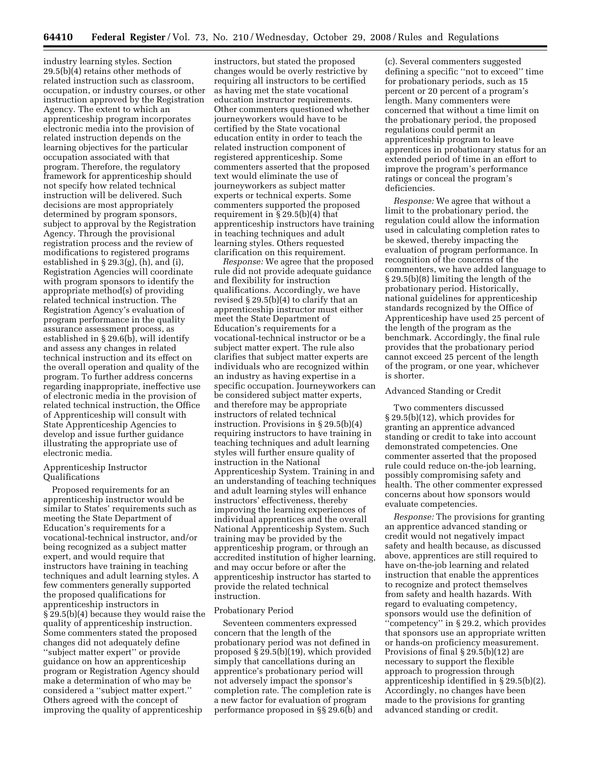industry learning styles. Section 29.5(b)(4) retains other methods of related instruction such as classroom, occupation, or industry courses, or other instruction approved by the Registration Agency. The extent to which an apprenticeship program incorporates electronic media into the provision of related instruction depends on the learning objectives for the particular occupation associated with that program. Therefore, the regulatory framework for apprenticeship should not specify how related technical instruction will be delivered. Such decisions are most appropriately determined by program sponsors, subject to approval by the Registration Agency. Through the provisional registration process and the review of modifications to registered programs established in § 29.3(g), (h), and (i), Registration Agencies will coordinate with program sponsors to identify the appropriate method(s) of providing related technical instruction. The Registration Agency's evaluation of program performance in the quality assurance assessment process, as established in § 29.6(b), will identify and assess any changes in related technical instruction and its effect on the overall operation and quality of the program. To further address concerns regarding inappropriate, ineffective use of electronic media in the provision of related technical instruction, the Office of Apprenticeship will consult with State Apprenticeship Agencies to develop and issue further guidance illustrating the appropriate use of electronic media.

Apprenticeship Instructor Qualifications

Proposed requirements for an apprenticeship instructor would be similar to States' requirements such as meeting the State Department of Education's requirements for a vocational-technical instructor, and/or being recognized as a subject matter expert, and would require that instructors have training in teaching techniques and adult learning styles. A few commenters generally supported the proposed qualifications for apprenticeship instructors in § 29.5(b)(4) because they would raise the quality of apprenticeship instruction. Some commenters stated the proposed changes did not adequately define ''subject matter expert'' or provide guidance on how an apprenticeship program or Registration Agency should make a determination of who may be considered a ''subject matter expert.'' Others agreed with the concept of improving the quality of apprenticeship instructors, but stated the proposed changes would be overly restrictive by requiring all instructors to be certified as having met the state vocational education instructor requirements. Other commenters questioned whether journeyworkers would have to be certified by the State vocational education entity in order to teach the related instruction component of registered apprenticeship. Some commenters asserted that the proposed text would eliminate the use of journeyworkers as subject matter experts or technical experts. Some commenters supported the proposed requirement in § 29.5(b)(4) that apprenticeship instructors have training in teaching techniques and adult learning styles. Others requested clarification on this requirement.

*Response:* We agree that the proposed rule did not provide adequate guidance and flexibility for instruction qualifications. Accordingly, we have revised § 29.5(b)(4) to clarify that an apprenticeship instructor must either meet the State Department of Education's requirements for a vocational-technical instructor or be a subject matter expert. The rule also clarifies that subject matter experts are individuals who are recognized within an industry as having expertise in a specific occupation. Journeyworkers can be considered subject matter experts, and therefore may be appropriate instructors of related technical instruction. Provisions in § 29.5(b)(4) requiring instructors to have training in teaching techniques and adult learning styles will further ensure quality of instruction in the National Apprenticeship System. Training in and an understanding of teaching techniques and adult learning styles will enhance instructors' effectiveness, thereby improving the learning experiences of individual apprentices and the overall National Apprenticeship System. Such training may be provided by the apprenticeship program, or through an accredited institution of higher learning, and may occur before or after the apprenticeship instructor has started to provide the related technical instruction.

Probationary Period

Seventeen commenters expressed concern that the length of the probationary period was not defined in proposed § 29.5(b)(19), which provided simply that cancellations during an apprentice's probationary period will not adversely impact the sponsor's completion rate. The completion rate is a new factor for evaluation of program performance proposed in §§ 29.6(b) and (c). Several commenters suggested defining a specific ''not to exceed'' time for probationary periods, such as 15 percent or 20 percent of a program's length. Many commenters were concerned that without a time limit on the probationary period, the proposed regulations could permit an apprenticeship program to leave apprentices in probationary status for an extended period of time in an effort to improve the program's performance ratings or conceal the program's deficiencies.

*Response:* We agree that without a limit to the probationary period, the regulation could allow the information used in calculating completion rates to be skewed, thereby impacting the evaluation of program performance. In recognition of the concerns of the commenters, we have added language to § 29.5(b)(8) limiting the length of the probationary period. Historically, national guidelines for apprenticeship standards recognized by the Office of Apprenticeship have used 25 percent of the length of the program as the benchmark. Accordingly, the final rule provides that the probationary period cannot exceed 25 percent of the length of the program, or one year, whichever is shorter.

Advanced Standing or Credit

Two commenters discussed § 29.5(b)(12), which provides for granting an apprentice advanced standing or credit to take into account demonstrated competencies. One commenter asserted that the proposed rule could reduce on-the-job learning, possibly compromising safety and health. The other commenter expressed concerns about how sponsors would evaluate competencies.

*Response:* The provisions for granting an apprentice advanced standing or credit would not negatively impact safety and health because, as discussed above, apprentices are still required to have on-the-job learning and related instruction that enable the apprentices to recognize and protect themselves from safety and health hazards. With regard to evaluating competency, sponsors would use the definition of ''competency'' in § 29.2, which provides that sponsors use an appropriate written or hands-on proficiency measurement. Provisions of final § 29.5(b)(12) are necessary to support the flexible approach to progression through apprenticeship identified in § 29.5(b)(2). Accordingly, no changes have been made to the provisions for granting advanced standing or credit.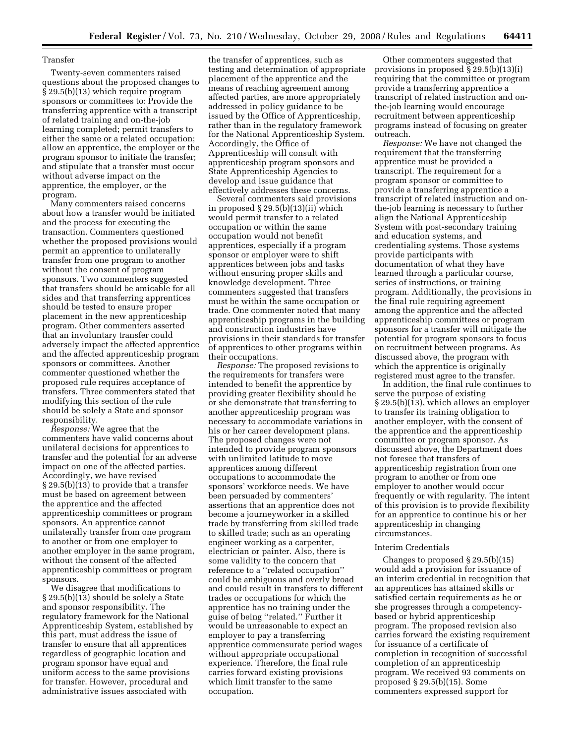### Transfer

Twenty-seven commenters raised questions about the proposed changes to § 29.5(b)(13) which require program sponsors or committees to: Provide the transferring apprentice with a transcript of related training and on-the-job learning completed; permit transfers to either the same or a related occupation; allow an apprentice, the employer or the program sponsor to initiate the transfer; and stipulate that a transfer must occur without adverse impact on the apprentice, the employer, or the program.

Many commenters raised concerns about how a transfer would be initiated and the process for executing the transaction. Commenters questioned whether the proposed provisions would permit an apprentice to unilaterally transfer from one program to another without the consent of program sponsors. Two commenters suggested that transfers should be amicable for all sides and that transferring apprentices should be tested to ensure proper placement in the new apprenticeship program. Other commenters asserted that an involuntary transfer could adversely impact the affected apprentice and the affected apprenticeship program sponsors or committees. Another commenter questioned whether the proposed rule requires acceptance of transfers. Three commenters stated that modifying this section of the rule should be solely a State and sponsor responsibility.

*Response:* We agree that the commenters have valid concerns about unilateral decisions for apprentices to transfer and the potential for an adverse impact on one of the affected parties. Accordingly, we have revised § 29.5(b)(13) to provide that a transfer must be based on agreement between the apprentice and the affected apprenticeship committees or program sponsors. An apprentice cannot unilaterally transfer from one program to another or from one employer to another employer in the same program, without the consent of the affected apprenticeship committees or program sponsors.

We disagree that modifications to § 29.5(b)(13) should be solely a State and sponsor responsibility. The regulatory framework for the National Apprenticeship System, established by this part, must address the issue of transfer to ensure that all apprentices regardless of geographic location and program sponsor have equal and uniform access to the same provisions for transfer. However, procedural and administrative issues associated with the transfer of apprentices, such as testing and determination of appropriate placement of the apprentice and the means of reaching agreement among affected parties, are more appropriately addressed in policy guidance to be issued by the Office of Apprenticeship, rather than in the regulatory framework for the National Apprenticeship System. Accordingly, the Office of Apprenticeship will consult with apprenticeship program sponsors and State Apprenticeship Agencies to develop and issue guidance that effectively addresses these concerns.

Several commenters said provisions in proposed § 29.5(b)(13)(ii) which would permit transfer to a related occupation or within the same occupation would not benefit apprentices, especially if a program sponsor or employer were to shift apprentices between jobs and tasks without ensuring proper skills and knowledge development. Three commenters suggested that transfers must be within the same occupation or trade. One commenter noted that many apprenticeship programs in the building and construction industries have provisions in their standards for transfer of apprentices to other programs within their occupations.

*Response:* The proposed revisions to the requirements for transfers were intended to benefit the apprentice by providing greater flexibility should he or she demonstrate that transferring to another apprenticeship program was necessary to accommodate variations in his or her career development plans. The proposed changes were not intended to provide program sponsors with unlimited latitude to move apprentices among different occupations to accommodate the sponsors' workforce needs. We have been persuaded by commenters' assertions that an apprentice does not become a journeyworker in a skilled trade by transferring from skilled trade to skilled trade; such as an operating engineer working as a carpenter, electrician or painter. Also, there is some validity to the concern that reference to a ''related occupation'' could be ambiguous and overly broad and could result in transfers to different trades or occupations for which the apprentice has no training under the guise of being ''related.'' Further it would be unreasonable to expect an employer to pay a transferring apprentice commensurate period wages without appropriate occupational experience. Therefore, the final rule carries forward existing provisions which limit transfer to the same occupation.

Other commenters suggested that provisions in proposed § 29.5(b)(13)(i) requiring that the committee or program provide a transferring apprentice a transcript of related instruction and on-the-job learning would encourage recruitment between apprenticeship programs instead of focusing on greater outreach.

*Response:* We have not changed the requirement that the transferring apprentice must be provided a transcript. The requirement for a program sponsor or committee to provide a transferring apprentice a transcript of related instruction and on-the-job learning is necessary to further align the National Apprenticeship System with post-secondary training and education systems, and credentialing systems. Those systems provide participants with documentation of what they have learned through a particular course, series of instructions, or training program. Additionally, the provisions in the final rule requiring agreement among the apprentice and the affected apprenticeship committees or program sponsors for a transfer will mitigate the potential for program sponsors to focus on recruitment between programs. As discussed above, the program with which the apprentice is originally registered must agree to the transfer.

In addition, the final rule continues to serve the purpose of existing § 29.5(b)(13), which allows an employer to transfer its training obligation to another employer, with the consent of the apprentice and the apprenticeship committee or program sponsor. As discussed above, the Department does not foresee that transfers of apprenticeship registration from one program to another or from one employer to another would occur frequently or with regularity. The intent of this provision is to provide flexibility for an apprentice to continue his or her apprenticeship in changing circumstances.

### Interim Credentials

Changes to proposed § 29.5(b)(15) would add a provision for issuance of an interim credential in recognition that an apprentices has attained skills or satisfied certain requirements as he or she progresses through a competency-based or hybrid apprenticeship program. The proposed revision also carries forward the existing requirement for issuance of a certificate of completion in recognition of successful completion of an apprenticeship program. We received 93 comments on proposed § 29.5(b)(15). Some commenters expressed support for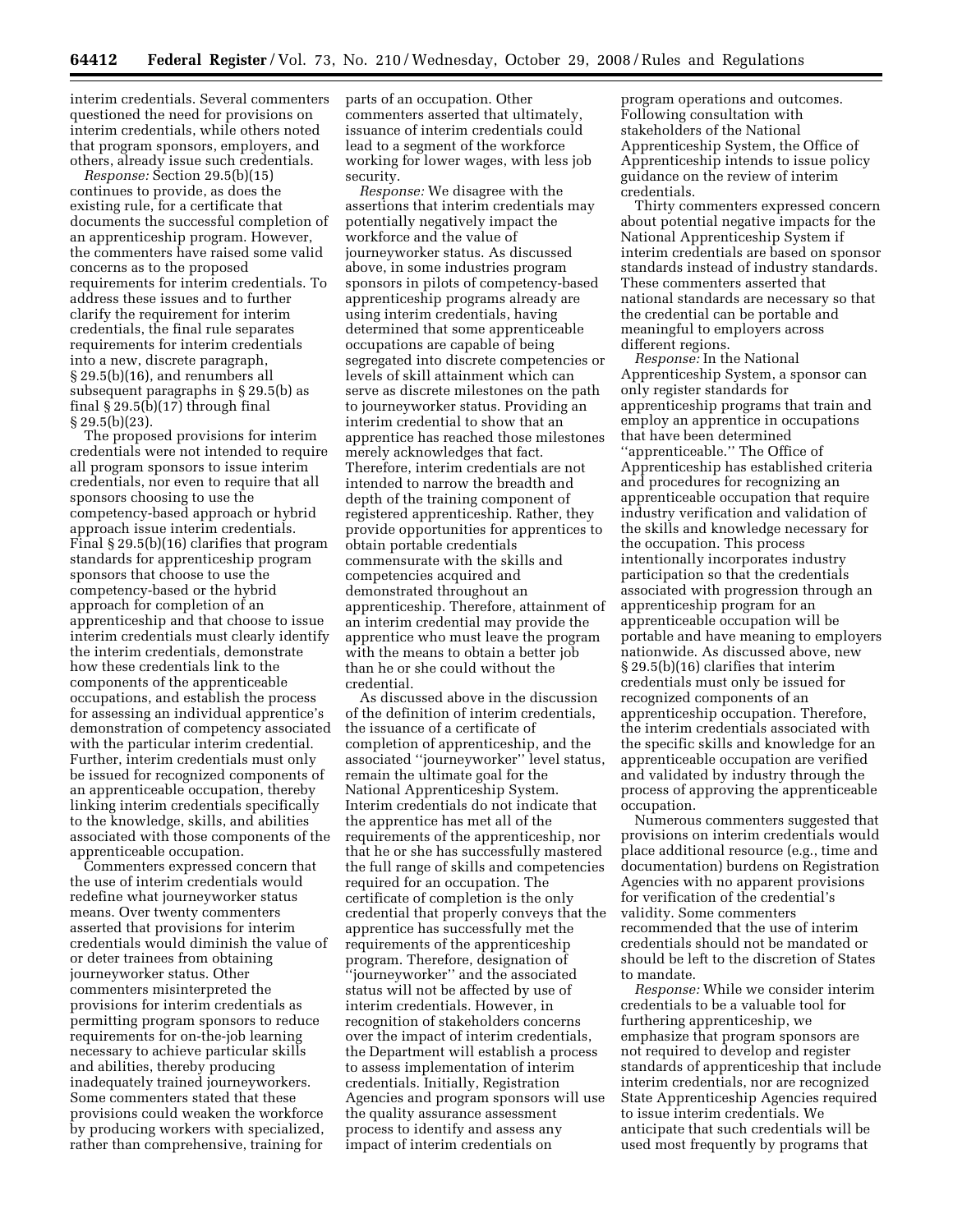interim credentials. Several commenters questioned the need for provisions on interim credentials, while others noted that program sponsors, employers, and others, already issue such credentials.

*Response:* Section 29.5(b)(15) continues to provide, as does the existing rule, for a certificate that documents the successful completion of an apprenticeship program. However, the commenters have raised some valid concerns as to the proposed requirements for interim credentials. To address these issues and to further clarify the requirement for interim credentials, the final rule separates requirements for interim credentials into a new, discrete paragraph, § 29.5(b)(16), and renumbers all subsequent paragraphs in § 29.5(b) as final § 29.5(b)(17) through final § 29.5(b)(23).

The proposed provisions for interim credentials were not intended to require all program sponsors to issue interim credentials, nor even to require that all sponsors choosing to use the competency-based approach or hybrid approach issue interim credentials. Final § 29.5(b)(16) clarifies that program standards for apprenticeship program sponsors that choose to use the competency-based or the hybrid approach for completion of an apprenticeship and that choose to issue interim credentials must clearly identify the interim credentials, demonstrate how these credentials link to the components of the apprenticeable occupations, and establish the process for assessing an individual apprentice's demonstration of competency associated with the particular interim credential. Further, interim credentials must only be issued for recognized components of an apprenticeable occupation, thereby linking interim credentials specifically to the knowledge, skills, and abilities associated with those components of the apprenticeable occupation.

Commenters expressed concern that the use of interim credentials would redefine what journeyworker status means. Over twenty commenters asserted that provisions for interim credentials would diminish the value of or deter trainees from obtaining journeyworker status. Other commenters misinterpreted the provisions for interim credentials as permitting program sponsors to reduce requirements for on-the-job learning necessary to achieve particular skills and abilities, thereby producing inadequately trained journeyworkers. Some commenters stated that these provisions could weaken the workforce by producing workers with specialized, rather than comprehensive, training for parts of an occupation. Other commenters asserted that ultimately, issuance of interim credentials could lead to a segment of the workforce working for lower wages, with less job security.

*Response:* We disagree with the assertions that interim credentials may potentially negatively impact the workforce and the value of journeyworker status. As discussed above, in some industries program sponsors in pilots of competency-based apprenticeship programs already are using interim credentials, having determined that some apprenticeable occupations are capable of being segregated into discrete competencies or levels of skill attainment which can serve as discrete milestones on the path to journeyworker status. Providing an interim credential to show that an apprentice has reached those milestones merely acknowledges that fact. Therefore, interim credentials are not intended to narrow the breadth and depth of the training component of registered apprenticeship. Rather, they provide opportunities for apprentices to obtain portable credentials commensurate with the skills and competencies acquired and demonstrated throughout an apprenticeship. Therefore, attainment of an interim credential may provide the apprentice who must leave the program with the means to obtain a better job than he or she could without the credential.

As discussed above in the discussion of the definition of interim credentials, the issuance of a certificate of completion of apprenticeship, and the associated "journeyworker" level status, remain the ultimate goal for the National Apprenticeship System. Interim credentials do not indicate that the apprentice has met all of the requirements of the apprenticeship, nor that he or she has successfully mastered the full range of skills and competencies required for an occupation. The certificate of completion is the only credential that properly conveys that the apprentice has successfully met the requirements of the apprenticeship program. Therefore, designation of "journeyworker" and the associated status will not be affected by use of interim credentials. However, in recognition of stakeholders concerns over the impact of interim credentials, the Department will establish a process to assess implementation of interim credentials. Initially, Registration Agencies and program sponsors will use the quality assurance assessment process to identify and assess any impact of interim credentials on program operations and outcomes. Following consultation with stakeholders of the National Apprenticeship System, the Office of Apprenticeship intends to issue policy guidance on the review of interim credentials.

Thirty commenters expressed concern about potential negative impacts for the National Apprenticeship System if interim credentials are based on sponsor standards instead of industry standards. These commenters asserted that national standards are necessary so that the credential can be portable and meaningful to employers across different regions.

*Response:* In the National Apprenticeship System, a sponsor can only register standards for apprenticeship programs that train and employ an apprentice in occupations that have been determined "apprenticeable." The Office of Apprenticeship has established criteria and procedures for recognizing an apprenticeable occupation that require industry verification and validation of the skills and knowledge necessary for the occupation. This process intentionally incorporates industry participation so that the credentials associated with progression through an apprenticeship program for an apprenticeable occupation will be portable and have meaning to employers nationwide. As discussed above, new § 29.5(b)(16) clarifies that interim credentials must only be issued for recognized components of an apprenticeship occupation. Therefore, the interim credentials associated with the specific skills and knowledge for an apprenticeable occupation are verified and validated by industry through the process of approving the apprenticeable occupation.

Numerous commenters suggested that provisions on interim credentials would place additional resource (e.g., time and documentation) burdens on Registration Agencies with no apparent provisions for verification of the credential's validity. Some commenters recommended that the use of interim credentials should not be mandated or should be left to the discretion of States to mandate.

*Response:* While we consider interim credentials to be a valuable tool for furthering apprenticeship, we emphasize that program sponsors are not required to develop and register standards of apprenticeship that include interim credentials, nor are recognized State Apprenticeship Agencies required to issue interim credentials. We anticipate that such credentials will be used most frequently by programs that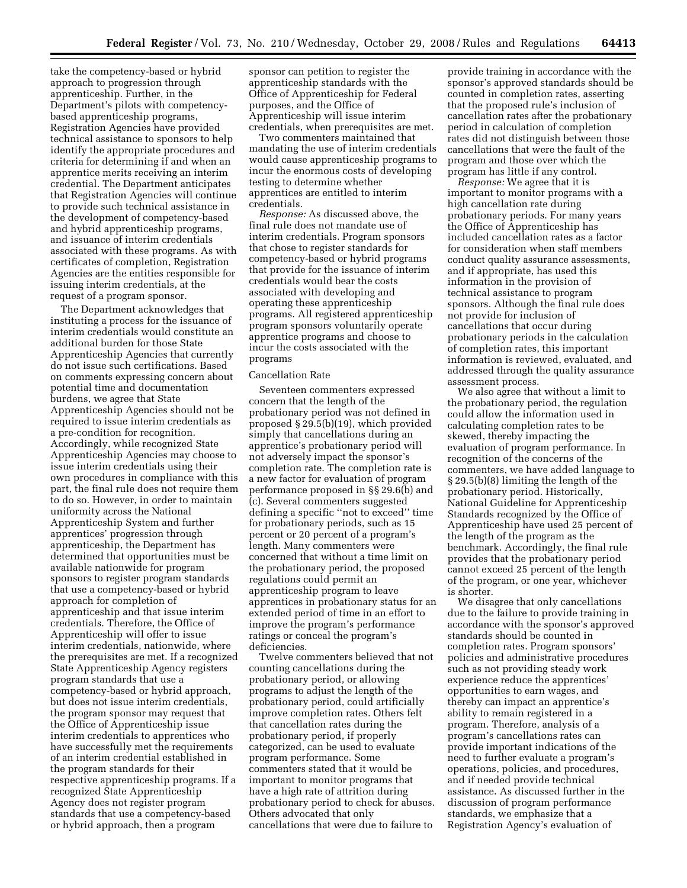take the competency-based or hybrid approach to progression through apprenticeship. Further, in the Department's pilots with competency-based apprenticeship programs, Registration Agencies have provided technical assistance to sponsors to help identify the appropriate procedures and criteria for determining if and when an apprentice merits receiving an interim credential. The Department anticipates that Registration Agencies will continue to provide such technical assistance in the development of competency-based and hybrid apprenticeship programs, and issuance of interim credentials associated with these programs. As with certificates of completion, Registration Agencies are the entities responsible for issuing interim credentials, at the request of a program sponsor.

The Department acknowledges that instituting a process for the issuance of interim credentials would constitute an additional burden for those State Apprenticeship Agencies that currently do not issue such certifications. Based on comments expressing concern about potential time and documentation burdens, we agree that State Apprenticeship Agencies should not be required to issue interim credentials as a pre-condition for recognition. Accordingly, while recognized State Apprenticeship Agencies may choose to issue interim credentials using their own procedures in compliance with this part, the final rule does not require them to do so. However, in order to maintain uniformity across the National Apprenticeship System and further apprentices' progression through apprenticeship, the Department has determined that opportunities must be available nationwide for program sponsors to register program standards that use a competency-based or hybrid approach for completion of apprenticeship and that issue interim credentials. Therefore, the Office of Apprenticeship will offer to issue interim credentials, nationwide, where the prerequisites are met. If a recognized State Apprenticeship Agency registers program standards that use a competency-based or hybrid approach, but does not issue interim credentials, the program sponsor may request that the Office of Apprenticeship issue interim credentials to apprentices who have successfully met the requirements of an interim credential established in the program standards for their respective apprenticeship programs. If a recognized State Apprenticeship Agency does not register program standards that use a competency-based or hybrid approach, then a program sponsor can petition to register the apprenticeship standards with the Office of Apprenticeship for Federal purposes, and the Office of Apprenticeship will issue interim credentials, when prerequisites are met.

Two commenters maintained that mandating the use of interim credentials would cause apprenticeship programs to incur the enormous costs of developing testing to determine whether apprentices are entitled to interim credentials.

*Response:* As discussed above, the final rule does not mandate use of interim credentials. Program sponsors that chose to register standards for competency-based or hybrid programs that provide for the issuance of interim credentials would bear the costs associated with developing and operating these apprenticeship programs. All registered apprenticeship program sponsors voluntarily operate apprentice programs and choose to incur the costs associated with the programs

Cancellation Rate

Seventeen commenters expressed concern that the length of the probationary period was not defined in proposed § 29.5(b)(19), which provided simply that cancellations during an apprentice's probationary period will not adversely impact the sponsor's completion rate. The completion rate is a new factor for evaluation of program performance proposed in §§ 29.6(b) and (c). Several commenters suggested defining a specific ''not to exceed'' time for probationary periods, such as 15 percent or 20 percent of a program's length. Many commenters were concerned that without a time limit on the probationary period, the proposed regulations could permit an apprenticeship program to leave apprentices in probationary status for an extended period of time in an effort to improve the program's performance ratings or conceal the program's deficiencies.

Twelve commenters believed that not counting cancellations during the probationary period, or allowing programs to adjust the length of the probationary period, could artificially improve completion rates. Others felt that cancellation rates during the probationary period, if properly categorized, can be used to evaluate program performance. Some commenters stated that it would be important to monitor programs that have a high rate of attrition during probationary period to check for abuses. Others advocated that only cancellations that were due to failure to provide training in accordance with the sponsor's approved standards should be counted in completion rates, asserting that the proposed rule's inclusion of cancellation rates after the probationary period in calculation of completion rates did not distinguish between those cancellations that were the fault of the program and those over which the program has little if any control.

*Response:* We agree that it is important to monitor programs with a high cancellation rate during probationary periods. For many years the Office of Apprenticeship has included cancellation rates as a factor for consideration when staff members conduct quality assurance assessments, and if appropriate, has used this information in the provision of technical assistance to program sponsors. Although the final rule does not provide for inclusion of cancellations that occur during probationary periods in the calculation of completion rates, this important information is reviewed, evaluated, and addressed through the quality assurance assessment process.

We also agree that without a limit to the probationary period, the regulation could allow the information used in calculating completion rates to be skewed, thereby impacting the evaluation of program performance. In recognition of the concerns of the commenters, we have added language to § 29.5(b)(8) limiting the length of the probationary period. Historically, National Guideline for Apprenticeship Standards recognized by the Office of Apprenticeship have used 25 percent of the length of the program as the benchmark. Accordingly, the final rule provides that the probationary period cannot exceed 25 percent of the length of the program, or one year, whichever is shorter.

We disagree that only cancellations due to the failure to provide training in accordance with the sponsor's approved standards should be counted in completion rates. Program sponsors' policies and administrative procedures such as not providing steady work experience reduce the apprentices' opportunities to earn wages, and thereby can impact an apprentice's ability to remain registered in a program. Therefore, analysis of a program's cancellations rates can provide important indications of the need to further evaluate a program's operations, policies, and procedures, and if needed provide technical assistance. As discussed further in the discussion of program performance standards, we emphasize that a Registration Agency's evaluation of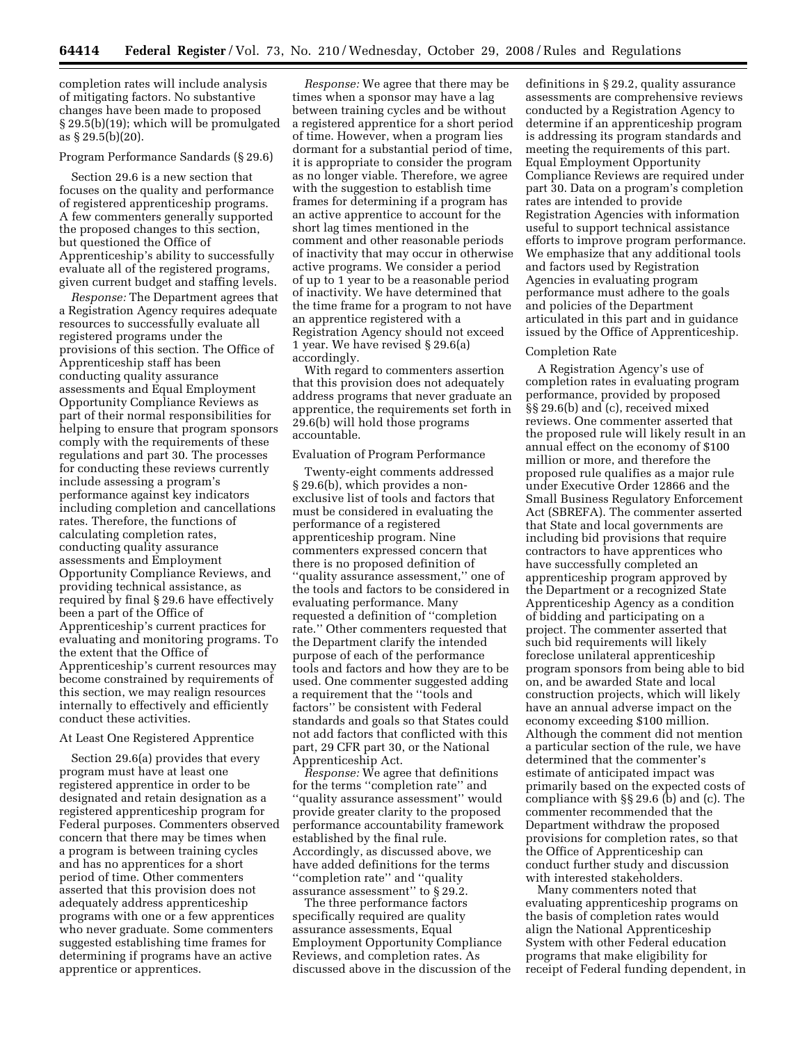completion rates will include analysis of mitigating factors. No substantive changes have been made to proposed § 29.5(b)(19); which will be promulgated as § 29.5(b)(20).

Program Performance Sandards (§ 29.6)

Section 29.6 is a new section that focuses on the quality and performance of registered apprenticeship programs. A few commenters generally supported the proposed changes to this section, but questioned the Office of Apprenticeship's ability to successfully evaluate all of the registered programs, given current budget and staffing levels.

*Response:* The Department agrees that a Registration Agency requires adequate resources to successfully evaluate all registered programs under the provisions of this section. The Office of Apprenticeship staff has been conducting quality assurance assessments and Equal Employment Opportunity Compliance Reviews as part of their normal responsibilities for helping to ensure that program sponsors comply with the requirements of these regulations and part 30. The processes for conducting these reviews currently include assessing a program's performance against key indicators including completion and cancellations rates. Therefore, the functions of calculating completion rates, conducting quality assurance assessments and Employment Opportunity Compliance Reviews, and providing technical assistance, as required by final § 29.6 have effectively been a part of the Office of Apprenticeship's current practices for evaluating and monitoring programs. To the extent that the Office of Apprenticeship's current resources may become constrained by requirements of this section, we may realign resources internally to effectively and efficiently conduct these activities.

At Least One Registered Apprentice

Section 29.6(a) provides that every program must have at least one registered apprentice in order to be designated and retain designation as a registered apprenticeship program for Federal purposes. Commenters observed concern that there may be times when a program is between training cycles and has no apprentices for a short period of time. Other commenters asserted that this provision does not adequately address apprenticeship programs with one or a few apprentices who never graduate. Some commenters suggested establishing time frames for determining if programs have an active apprentice or apprentices.

*Response:* We agree that there may be times when a sponsor may have a lag between training cycles and be without a registered apprentice for a short period of time. However, when a program lies dormant for a substantial period of time, it is appropriate to consider the program as no longer viable. Therefore, we agree with the suggestion to establish time frames for determining if a program has an active apprentice to account for the short lag times mentioned in the comment and other reasonable periods of inactivity that may occur in otherwise active programs. We consider a period of up to 1 year to be a reasonable period of inactivity. We have determined that the time frame for a program to not have an apprentice registered with a Registration Agency should not exceed 1 year. We have revised § 29.6(a) accordingly.

With regard to commenters assertion that this provision does not adequately address programs that never graduate an apprentice, the requirements set forth in 29.6(b) will hold those programs accountable.

Evaluation of Program Performance

Twenty-eight comments addressed § 29.6(b), which provides a non-exclusive list of tools and factors that must be considered in evaluating the performance of a registered apprenticeship program. Nine commenters expressed concern that there is no proposed definition of ''quality assurance assessment,'' one of the tools and factors to be considered in evaluating performance. Many requested a definition of ''completion rate.'' Other commenters requested that the Department clarify the intended purpose of each of the performance tools and factors and how they are to be used. One commenter suggested adding a requirement that the ''tools and factors'' be consistent with Federal standards and goals so that States could not add factors that conflicted with this part, 29 CFR part 30, or the National Apprenticeship Act.

*Response:* We agree that definitions for the terms ''completion rate'' and ''quality assurance assessment'' would provide greater clarity to the proposed performance accountability framework established by the final rule. Accordingly, as discussed above, we have added definitions for the terms ''completion rate'' and ''quality assurance assessment'' to § 29.2.

The three performance factors specifically required are quality assurance assessments, Equal Employment Opportunity Compliance Reviews, and completion rates. As discussed above in the discussion of the definitions in § 29.2, quality assurance assessments are comprehensive reviews conducted by a Registration Agency to determine if an apprenticeship program is addressing its program standards and meeting the requirements of this part. Equal Employment Opportunity Compliance Reviews are required under part 30. Data on a program's completion rates are intended to provide Registration Agencies with information useful to support technical assistance efforts to improve program performance. We emphasize that any additional tools and factors used by Registration Agencies in evaluating program performance must adhere to the goals and policies of the Department articulated in this part and in guidance issued by the Office of Apprenticeship.

Completion Rate

A Registration Agency's use of completion rates in evaluating program performance, provided by proposed §§ 29.6(b) and (c), received mixed reviews. One commenter asserted that the proposed rule will likely result in an annual effect on the economy of $100 million or more, and therefore the proposed rule qualifies as a major rule under Executive Order 12866 and the Small Business Regulatory Enforcement Act (SBREFA). The commenter asserted that State and local governments are including bid provisions that require contractors to have apprentices who have successfully completed an apprenticeship program approved by the Department or a recognized State Apprenticeship Agency as a condition of bidding and participating on a project. The commenter asserted that such bid requirements will likely foreclose unilateral apprenticeship program sponsors from being able to bid on, and be awarded State and local construction projects, which will likely have an annual adverse impact on the economy exceeding $100 million. Although the comment did not mention a particular section of the rule, we have determined that the commenter's estimate of anticipated impact was primarily based on the expected costs of compliance with §§ 29.6 (b) and (c). The commenter recommended that the Department withdraw the proposed provisions for completion rates, so that the Office of Apprenticeship can conduct further study and discussion with interested stakeholders.

Many commenters noted that evaluating apprenticeship programs on the basis of completion rates would align the National Apprenticeship System with other Federal education programs that make eligibility for receipt of Federal funding dependent, in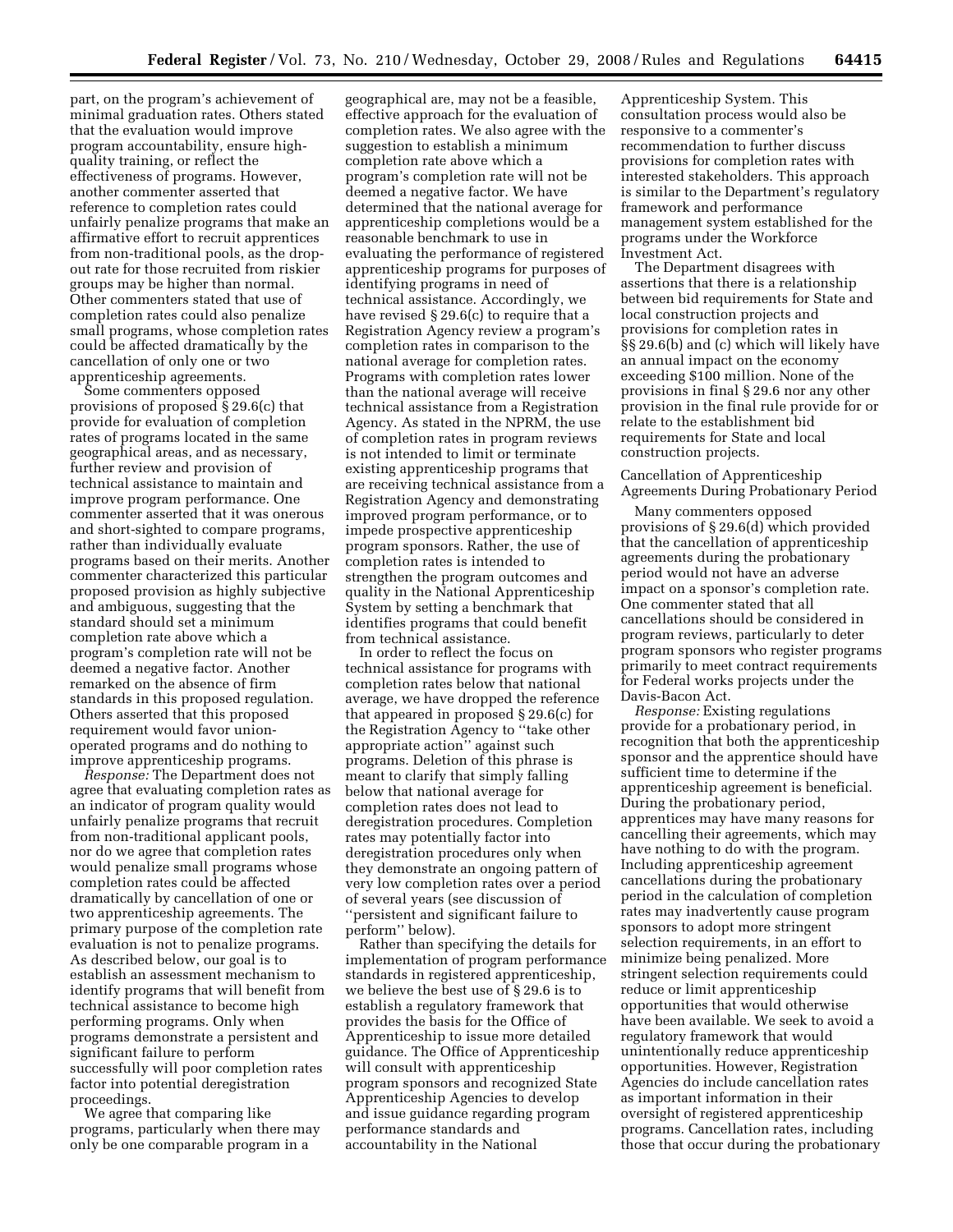part, on the program's achievement of minimal graduation rates. Others stated that the evaluation would improve program accountability, ensure high-quality training, or reflect the effectiveness of programs. However, another commenter asserted that reference to completion rates could unfairly penalize programs that make an affirmative effort to recruit apprentices from non-traditional pools, as the drop-out rate for those recruited from riskier groups may be higher than normal. Other commenters stated that use of completion rates could also penalize small programs, whose completion rates could be affected dramatically by the cancellation of only one or two apprenticeship agreements.

Some commenters opposed provisions of proposed § 29.6(c) that provide for evaluation of completion rates of programs located in the same geographical areas, and as necessary, further review and provision of technical assistance to maintain and improve program performance. One commenter asserted that it was onerous and short-sighted to compare programs, rather than individually evaluate programs based on their merits. Another commenter characterized this particular proposed provision as highly subjective and ambiguous, suggesting that the standard should set a minimum completion rate above which a program's completion rate will not be deemed a negative factor. Another remarked on the absence of firm standards in this proposed regulation. Others asserted that this proposed requirement would favor union-operated programs and do nothing to improve apprenticeship programs.

*Response:* The Department does not agree that evaluating completion rates as an indicator of program quality would unfairly penalize programs that recruit from non-traditional applicant pools, nor do we agree that completion rates would penalize small programs whose completion rates could be affected dramatically by cancellation of one or two apprenticeship agreements. The primary purpose of the completion rate evaluation is not to penalize programs. As described below, our goal is to establish an assessment mechanism to identify programs that will benefit from technical assistance to become high performing programs. Only when programs demonstrate a persistent and significant failure to perform successfully will poor completion rates factor into potential deregistration proceedings.

We agree that comparing like programs, particularly when there may only be one comparable program in a geographical are, may not be a feasible, effective approach for the evaluation of completion rates. We also agree with the suggestion to establish a minimum completion rate above which a program's completion rate will not be deemed a negative factor. We have determined that the national average for apprenticeship completions would be a reasonable benchmark to use in evaluating the performance of registered apprenticeship programs for purposes of identifying programs in need of technical assistance. Accordingly, we have revised § 29.6(c) to require that a Registration Agency review a program's completion rates in comparison to the national average for completion rates. Programs with completion rates lower than the national average will receive technical assistance from a Registration Agency. As stated in the NPRM, the use of completion rates in program reviews is not intended to limit or terminate existing apprenticeship programs that are receiving technical assistance from a Registration Agency and demonstrating improved program performance, or to impede prospective apprenticeship program sponsors. Rather, the use of completion rates is intended to strengthen the program outcomes and quality in the National Apprenticeship System by setting a benchmark that identifies programs that could benefit from technical assistance.

In order to reflect the focus on technical assistance for programs with completion rates below that national average, we have dropped the reference that appeared in proposed § 29.6(c) for the Registration Agency to "take other appropriate action" against such programs. Deletion of this phrase is meant to clarify that simply falling below that national average for completion rates does not lead to deregistration procedures. Completion rates may potentially factor into deregistration procedures only when they demonstrate an ongoing pattern of very low completion rates over a period of several years (see discussion of "persistent and significant failure to perform" below).

Rather than specifying the details for implementation of program performance standards in registered apprenticeship, we believe the best use of § 29.6 is to establish a regulatory framework that provides the basis for the Office of Apprenticeship to issue more detailed guidance. The Office of Apprenticeship will consult with apprenticeship program sponsors and recognized State Apprenticeship Agencies to develop and issue guidance regarding program performance standards and accountability in the National Apprenticeship System. This consultation process would also be responsive to a commenter's recommendation to further discuss provisions for completion rates with interested stakeholders. This approach is similar to the Department's regulatory framework and performance management system established for the programs under the Workforce Investment Act.

The Department disagrees with assertions that there is a relationship between bid requirements for State and local construction projects and provisions for completion rates in §§ 29.6(b) and (c) which will likely have an annual impact on the economy exceeding $100 million. None of the provisions in final § 29.6 nor any other provision in the final rule provide for or relate to the establishment bid requirements for State and local construction projects.

Cancellation of Apprenticeship Agreements During Probationary Period

Many commenters opposed provisions of § 29.6(d) which provided that the cancellation of apprenticeship agreements during the probationary period would not have an adverse impact on a sponsor's completion rate. One commenter stated that all cancellations should be considered in program reviews, particularly to deter program sponsors who register programs primarily to meet contract requirements for Federal works projects under the Davis-Bacon Act.

*Response:* Existing regulations provide for a probationary period, in recognition that both the apprenticeship sponsor and the apprentice should have sufficient time to determine if the apprenticeship agreement is beneficial. During the probationary period, apprentices may have many reasons for cancelling their agreements, which may have nothing to do with the program. Including apprenticeship agreement cancellations during the probationary period in the calculation of completion rates may inadvertently cause program sponsors to adopt more stringent selection requirements, in an effort to minimize being penalized. More stringent selection requirements could reduce or limit apprenticeship opportunities that would otherwise have been available. We seek to avoid a regulatory framework that would unintentionally reduce apprenticeship opportunities. However, Registration Agencies do include cancellation rates as important information in their oversight of registered apprenticeship programs. Cancellation rates, including those that occur during the probationary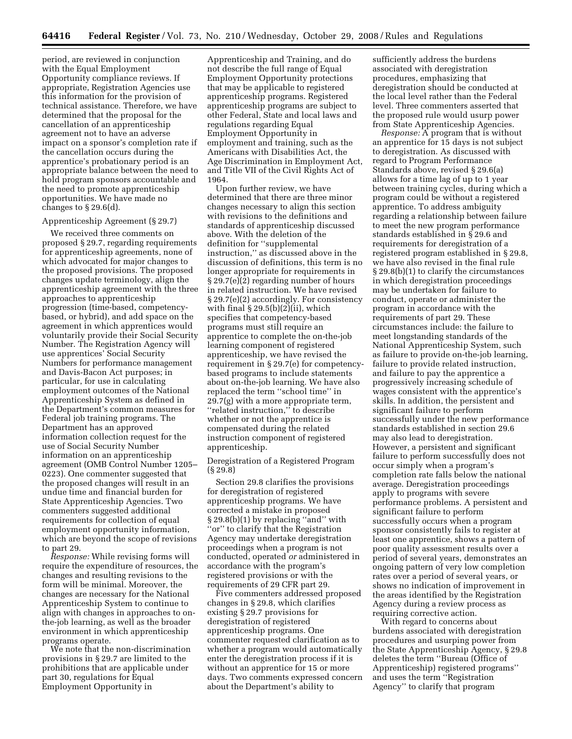period, are reviewed in conjunction with the Equal Employment Opportunity compliance reviews. If appropriate, Registration Agencies use this information for the provision of technical assistance. Therefore, we have determined that the proposal for the cancellation of an apprenticeship agreement not to have an adverse impact on a sponsor's completion rate if the cancellation occurs during the apprentice's probationary period is an appropriate balance between the need to hold program sponsors accountable and the need to promote apprenticeship opportunities. We have made no changes to § 29.6(d).

Apprenticeship Agreement (§ 29.7)

We received three comments on proposed § 29.7, regarding requirements for apprenticeship agreements, none of which advocated for major changes to the proposed provisions. The proposed changes update terminology, align the apprenticeship agreement with the three approaches to apprenticeship progression (time-based, competency-based, or hybrid), and add space on the agreement in which apprentices would voluntarily provide their Social Security Number. The Registration Agency will use apprentices' Social Security Numbers for performance management and Davis-Bacon Act purposes; in particular, for use in calculating employment outcomes of the National Apprenticeship System as defined in the Department's common measures for Federal job training programs. The Department has an approved information collection request for the use of Social Security Number information on an apprenticeship agreement (OMB Control Number 1205–0223). One commenter suggested that the proposed changes will result in an undue time and financial burden for State Apprenticeship Agencies. Two commenters suggested additional requirements for collection of equal employment opportunity information, which are beyond the scope of revisions to part 29.

*Response:* While revising forms will require the expenditure of resources, the changes and resulting revisions to the form will be minimal. Moreover, the changes are necessary for the National Apprenticeship System to continue to align with changes in approaches to on-the-job learning, as well as the broader environment in which apprenticeship programs operate.

We note that the non-discrimination provisions in § 29.7 are limited to the prohibitions that are applicable under part 30, regulations for Equal Employment Opportunity in Apprenticeship and Training, and do not describe the full range of Equal Employment Opportunity protections that may be applicable to registered apprenticeship programs. Registered apprenticeship programs are subject to other Federal, State and local laws and regulations regarding Equal Employment Opportunity in employment and training, such as the Americans with Disabilities Act, the Age Discrimination in Employment Act, and Title VII of the Civil Rights Act of 1964.

Upon further review, we have determined that there are three minor changes necessary to align this section with revisions to the definitions and standards of apprenticeship discussed above. With the deletion of the definition for "supplemental instruction," as discussed above in the discussion of definitions, this term is no longer appropriate for requirements in § 29.7(e)(2) regarding number of hours in related instruction. We have revised § 29.7(e)(2) accordingly. For consistency with final § 29.5(b)(2)(ii), which specifies that competency-based programs must still require an apprentice to complete the on-the-job learning component of registered apprenticeship, we have revised the requirement in § 29.7(e) for competency-based programs to include statements about on-the-job learning. We have also replaced the term "school time" in 29.7(g) with a more appropriate term, "related instruction," to describe whether or not the apprentice is compensated during the related instruction component of registered apprenticeship.

Deregistration of a Registered Program (§ 29.8)

Section 29.8 clarifies the provisions for deregistration of registered apprenticeship programs. We have corrected a mistake in proposed § 29.8(b)(1) by replacing "and" with "or" to clarify that the Registration Agency may undertake deregistration proceedings when a program is not conducted, operated *or* administered in accordance with the program's registered provisions or with the requirements of 29 CFR part 29.

Five commenters addressed proposed changes in § 29.8, which clarifies existing § 29.7 provisions for deregistration of registered apprenticeship programs. One commenter requested clarification as to whether a program would automatically enter the deregistration process if it is without an apprentice for 15 or more days. Two comments expressed concern about the Department's ability to sufficiently address the burdens associated with deregistration procedures, emphasizing that deregistration should be conducted at the local level rather than the Federal level. Three commenters asserted that the proposed rule would usurp power from State Apprenticeship Agencies.

*Response:* A program that is without an apprentice for 15 days is not subject to deregistration. As discussed with regard to Program Performance Standards above, revised § 29.6(a) allows for a time lag of up to 1 year between training cycles, during which a program could be without a registered apprentice. To address ambiguity regarding a relationship between failure to meet the new program performance standards established in § 29.6 and requirements for deregistration of a registered program established in § 29.8, we have also revised in the final rule § 29.8(b)(1) to clarify the circumstances in which deregistration proceedings may be undertaken for failure to conduct, operate or administer the program in accordance with the requirements of part 29. These circumstances include: the failure to meet longstanding standards of the National Apprenticeship System, such as failure to provide on-the-job learning, failure to provide related instruction, and failure to pay the apprentice a progressively increasing schedule of wages consistent with the apprentice's skills. In addition, the persistent and significant failure to perform successfully under the new performance standards established in section 29.6 may also lead to deregistration. However, a persistent and significant failure to perform successfully does not occur simply when a program's completion rate falls below the national average. Deregistration proceedings apply to programs with severe performance problems. A persistent and significant failure to perform successfully occurs when a program sponsor consistently fails to register at least one apprentice, shows a pattern of poor quality assessment results over a period of several years, demonstrates an ongoing pattern of very low completion rates over a period of several years, or shows no indication of improvement in the areas identified by the Registration Agency during a review process as requiring corrective action.

With regard to concerns about burdens associated with deregistration procedures and usurping power from the State Apprenticeship Agency, § 29.8 deletes the term "Bureau (Office of Apprenticeship) registered programs" and uses the term "Registration Agency" to clarify that program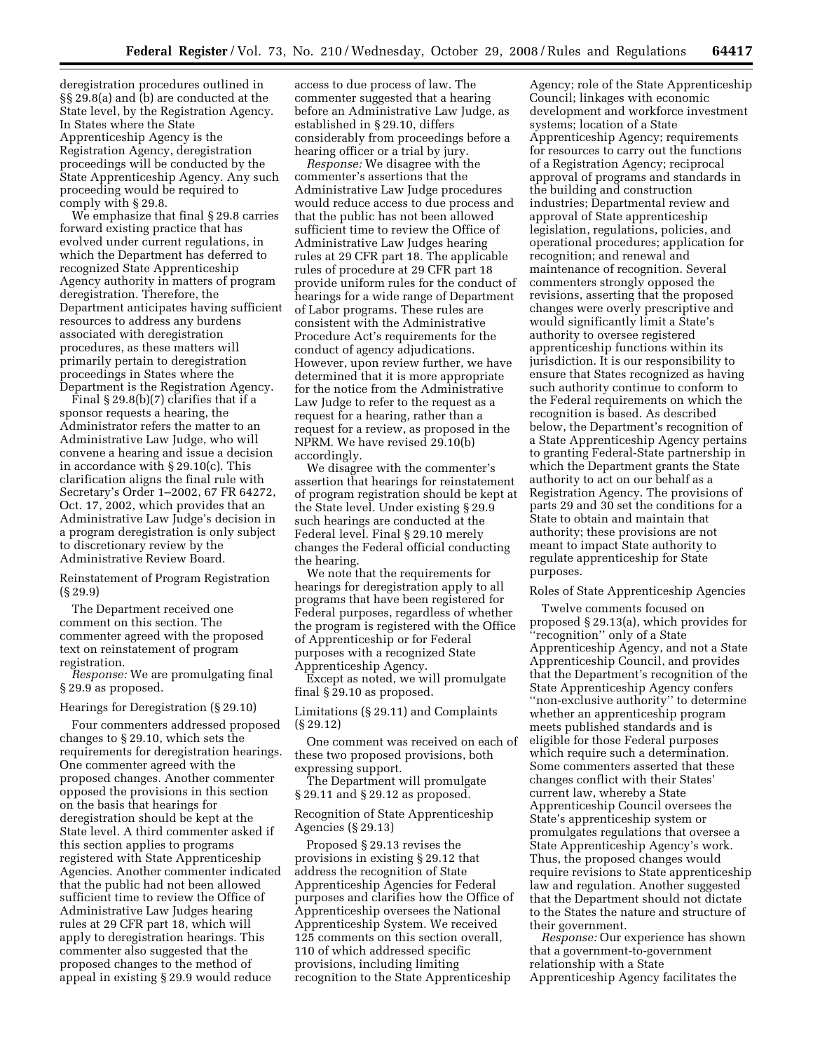deregistration procedures outlined in §§ 29.8(a) and (b) are conducted at the State level, by the Registration Agency. In States where the State Apprenticeship Agency is the Registration Agency, deregistration proceedings will be conducted by the State Apprenticeship Agency. Any such proceeding would be required to comply with § 29.8.

We emphasize that final § 29.8 carries forward existing practice that has evolved under current regulations, in which the Department has deferred to recognized State Apprenticeship Agency authority in matters of program deregistration. Therefore, the Department anticipates having sufficient resources to address any burdens associated with deregistration procedures, as these matters will primarily pertain to deregistration proceedings in States where the Department is the Registration Agency.

Final § 29.8(b)(7) clarifies that if a sponsor requests a hearing, the Administrator refers the matter to an Administrative Law Judge, who will convene a hearing and issue a decision in accordance with § 29.10(c). This clarification aligns the final rule with Secretary's Order 1–2002, 67 FR 64272, Oct. 17, 2002, which provides that an Administrative Law Judge's decision in a program deregistration is only subject to discretionary review by the Administrative Review Board.

Reinstatement of Program Registration (§ 29.9)

The Department received one comment on this section. The commenter agreed with the proposed text on reinstatement of program registration.

*Response:* We are promulgating final § 29.9 as proposed.

Hearings for Deregistration (§ 29.10)

Four commenters addressed proposed changes to § 29.10, which sets the requirements for deregistration hearings. One commenter agreed with the proposed changes. Another commenter opposed the provisions in this section on the basis that hearings for deregistration should be kept at the State level. A third commenter asked if this section applies to programs registered with State Apprenticeship Agencies. Another commenter indicated that the public had not been allowed sufficient time to review the Office of Administrative Law Judges hearing rules at 29 CFR part 18, which will apply to deregistration hearings. This commenter also suggested that the proposed changes to the method of appeal in existing § 29.9 would reduce access to due process of law. The commenter suggested that a hearing before an Administrative Law Judge, as established in § 29.10, differs considerably from proceedings before a hearing officer or a trial by jury.

*Response:* We disagree with the commenter's assertions that the Administrative Law Judge procedures would reduce access to due process and that the public has not been allowed sufficient time to review the Office of Administrative Law Judges hearing rules at 29 CFR part 18. The applicable rules of procedure at 29 CFR part 18 provide uniform rules for the conduct of hearings for a wide range of Department of Labor programs. These rules are consistent with the Administrative Procedure Act's requirements for the conduct of agency adjudications. However, upon review further, we have determined that it is more appropriate for the notice from the Administrative Law Judge to refer to the request as a request for a hearing, rather than a request for a review, as proposed in the NPRM. We have revised 29.10(b) accordingly.

We disagree with the commenter's assertion that hearings for reinstatement of program registration should be kept at the State level. Under existing § 29.9 such hearings are conducted at the Federal level. Final § 29.10 merely changes the Federal official conducting the hearing.

We note that the requirements for hearings for deregistration apply to all programs that have been registered for Federal purposes, regardless of whether the program is registered with the Office of Apprenticeship or for Federal purposes with a recognized State Apprenticeship Agency.

Except as noted, we will promulgate final § 29.10 as proposed.

Limitations (§ 29.11) and Complaints (§ 29.12)

One comment was received on each of these two proposed provisions, both expressing support.

The Department will promulgate § 29.11 and § 29.12 as proposed.

Recognition of State Apprenticeship Agencies (§ 29.13)

Proposed § 29.13 revises the provisions in existing § 29.12 that address the recognition of State Apprenticeship Agencies for Federal purposes and clarifies how the Office of Apprenticeship oversees the National Apprenticeship System. We received 125 comments on this section overall, 110 of which addressed specific provisions, including limiting recognition to the State Apprenticeship Agency; role of the State Apprenticeship Council; linkages with economic development and workforce investment systems; location of a State Apprenticeship Agency; requirements for resources to carry out the functions of a Registration Agency; reciprocal approval of programs and standards in the building and construction industries; Departmental review and approval of State apprenticeship legislation, regulations, policies, and operational procedures; application for recognition; and renewal and maintenance of recognition. Several commenters strongly opposed the revisions, asserting that the proposed changes were overly prescriptive and would significantly limit a State's authority to oversee registered apprenticeship functions within its jurisdiction. It is our responsibility to ensure that States recognized as having such authority continue to conform to the Federal requirements on which the recognition is based. As described below, the Department's recognition of a State Apprenticeship Agency pertains to granting Federal-State partnership in which the Department grants the State authority to act on our behalf as a Registration Agency. The provisions of parts 29 and 30 set the conditions for a State to obtain and maintain that authority; these provisions are not meant to impact State authority to regulate apprenticeship for State purposes.

Roles of State Apprenticeship Agencies

Twelve comments focused on proposed § 29.13(a), which provides for ''recognition'' only of a State Apprenticeship Agency, and not a State Apprenticeship Council, and provides that the Department's recognition of the State Apprenticeship Agency confers ''non-exclusive authority'' to determine whether an apprenticeship program meets published standards and is eligible for those Federal purposes which require such a determination. Some commenters asserted that these changes conflict with their States' current law, whereby a State Apprenticeship Council oversees the State's apprenticeship system or promulgates regulations that oversee a State Apprenticeship Agency's work. Thus, the proposed changes would require revisions to State apprenticeship law and regulation. Another suggested that the Department should not dictate to the States the nature and structure of their government.

*Response:* Our experience has shown that a government-to-government relationship with a State Apprenticeship Agency facilitates the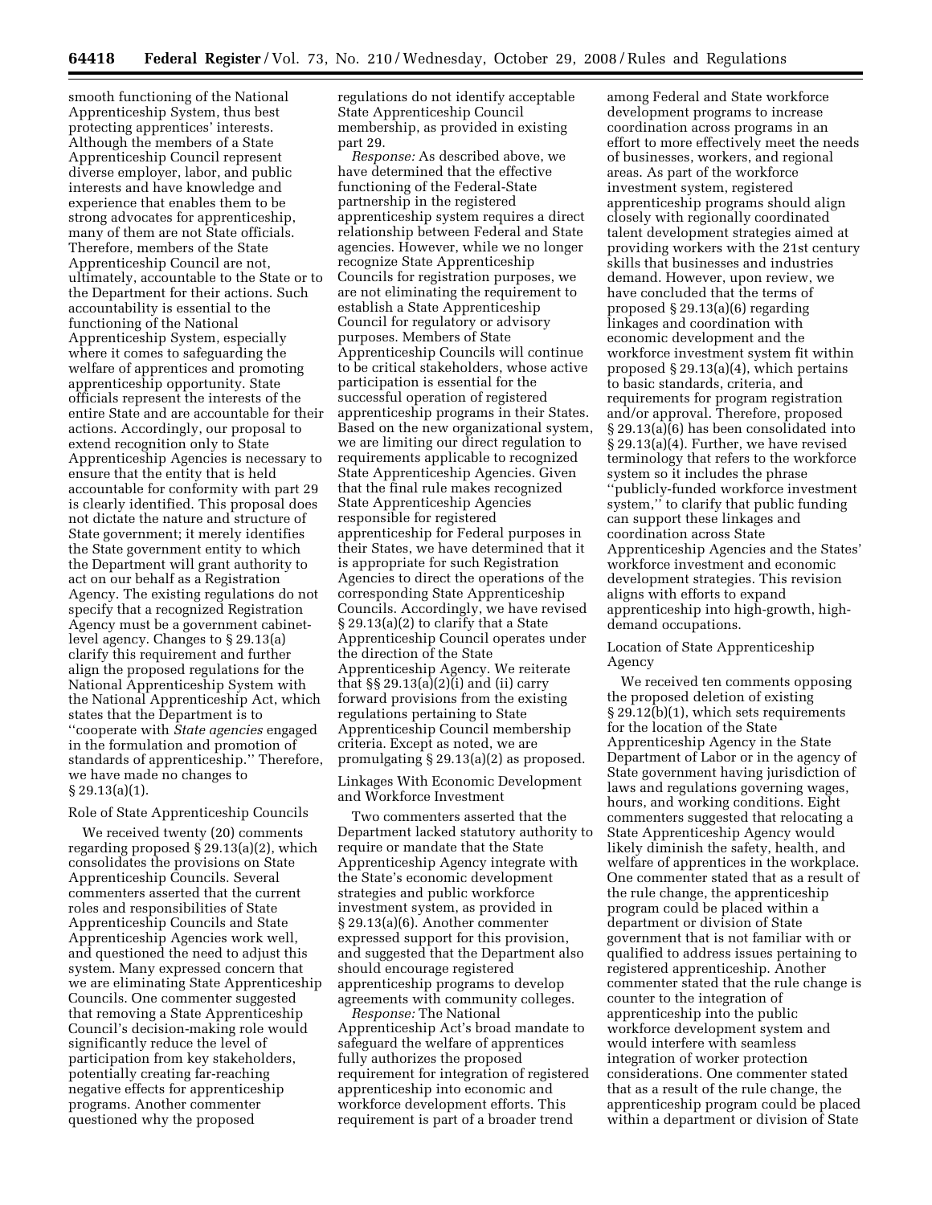smooth functioning of the National Apprenticeship System, thus best protecting apprentices' interests. Although the members of a State Apprenticeship Council represent diverse employer, labor, and public interests and have knowledge and experience that enables them to be strong advocates for apprenticeship, many of them are not State officials. Therefore, members of the State Apprenticeship Council are not, ultimately, accountable to the State or to the Department for their actions. Such accountability is essential to the functioning of the National Apprenticeship System, especially where it comes to safeguarding the welfare of apprentices and promoting apprenticeship opportunity. State officials represent the interests of the entire State and are accountable for their actions. Accordingly, our proposal to extend recognition only to State Apprenticeship Agencies is necessary to ensure that the entity that is held accountable for conformity with part 29 is clearly identified. This proposal does not dictate the nature and structure of State government; it merely identifies the State government entity to which the Department will grant authority to act on our behalf as a Registration Agency. The existing regulations do not specify that a recognized Registration Agency must be a government cabinet-level agency. Changes to § 29.13(a) clarify this requirement and further align the proposed regulations for the National Apprenticeship System with the National Apprenticeship Act, which states that the Department is to ''cooperate with *State agencies* engaged in the formulation and promotion of standards of apprenticeship.'' Therefore, we have made no changes to § 29.13(a)(1).

Role of State Apprenticeship Councils

We received twenty (20) comments regarding proposed § 29.13(a)(2), which consolidates the provisions on State Apprenticeship Councils. Several commenters asserted that the current roles and responsibilities of State Apprenticeship Councils and State Apprenticeship Agencies work well, and questioned the need to adjust this system. Many expressed concern that we are eliminating State Apprenticeship Councils. One commenter suggested that removing a State Apprenticeship Council's decision-making role would significantly reduce the level of participation from key stakeholders, potentially creating far-reaching negative effects for apprenticeship programs. Another commenter questioned why the proposed regulations do not identify acceptable State Apprenticeship Council membership, as provided in existing part 29.

*Response:* As described above, we have determined that the effective functioning of the Federal-State partnership in the registered apprenticeship system requires a direct relationship between Federal and State agencies. However, while we no longer recognize State Apprenticeship Councils for registration purposes, we are not eliminating the requirement to establish a State Apprenticeship Council for regulatory or advisory purposes. Members of State Apprenticeship Councils will continue to be critical stakeholders, whose active participation is essential for the successful operation of registered apprenticeship programs in their States. Based on the new organizational system, we are limiting our direct regulation to requirements applicable to recognized State Apprenticeship Agencies. Given that the final rule makes recognized State Apprenticeship Agencies responsible for registered apprenticeship for Federal purposes in their States, we have determined that it is appropriate for such Registration Agencies to direct the operations of the corresponding State Apprenticeship Councils. Accordingly, we have revised § 29.13(a)(2) to clarify that a State Apprenticeship Council operates under the direction of the State Apprenticeship Agency. We reiterate that §§ 29.13(a)(2)(i) and (ii) carry forward provisions from the existing regulations pertaining to State Apprenticeship Council membership criteria. Except as noted, we are promulgating § 29.13(a)(2) as proposed.

Linkages With Economic Development and Workforce Investment

Two commenters asserted that the Department lacked statutory authority to require or mandate that the State Apprenticeship Agency integrate with the State's economic development strategies and public workforce investment system, as provided in § 29.13(a)(6). Another commenter expressed support for this provision, and suggested that the Department also should encourage registered apprenticeship programs to develop agreements with community colleges.

*Response:* The National Apprenticeship Act's broad mandate to safeguard the welfare of apprentices fully authorizes the proposed requirement for integration of registered apprenticeship into economic and workforce development efforts. This requirement is part of a broader trend among Federal and State workforce development programs to increase coordination across programs in an effort to more effectively meet the needs of businesses, workers, and regional areas. As part of the workforce investment system, registered apprenticeship programs should align closely with regionally coordinated talent development strategies aimed at providing workers with the 21st century skills that businesses and industries demand. However, upon review, we have concluded that the terms of proposed § 29.13(a)(6) regarding linkages and coordination with economic development and the workforce investment system fit within proposed § 29.13(a)(4), which pertains to basic standards, criteria, and requirements for program registration and/or approval. Therefore, proposed § 29.13(a)(6) has been consolidated into § 29.13(a)(4). Further, we have revised terminology that refers to the workforce system so it includes the phrase ''publicly-funded workforce investment system,'' to clarify that public funding can support these linkages and coordination across State Apprenticeship Agencies and the States' workforce investment and economic development strategies. This revision aligns with efforts to expand apprenticeship into high-growth, high-demand occupations.

Location of State Apprenticeship Agency

We received ten comments opposing the proposed deletion of existing § 29.12(b)(1), which sets requirements for the location of the State Apprenticeship Agency in the State Department of Labor or in the agency of State government having jurisdiction of laws and regulations governing wages, hours, and working conditions. Eight commenters suggested that relocating a State Apprenticeship Agency would likely diminish the safety, health, and welfare of apprentices in the workplace. One commenter stated that as a result of the rule change, the apprenticeship program could be placed within a department or division of State government that is not familiar with or qualified to address issues pertaining to registered apprenticeship. Another commenter stated that the rule change is counter to the integration of apprenticeship into the public workforce development system and would interfere with seamless integration of worker protection considerations. One commenter stated that as a result of the rule change, the apprenticeship program could be placed within a department or division of State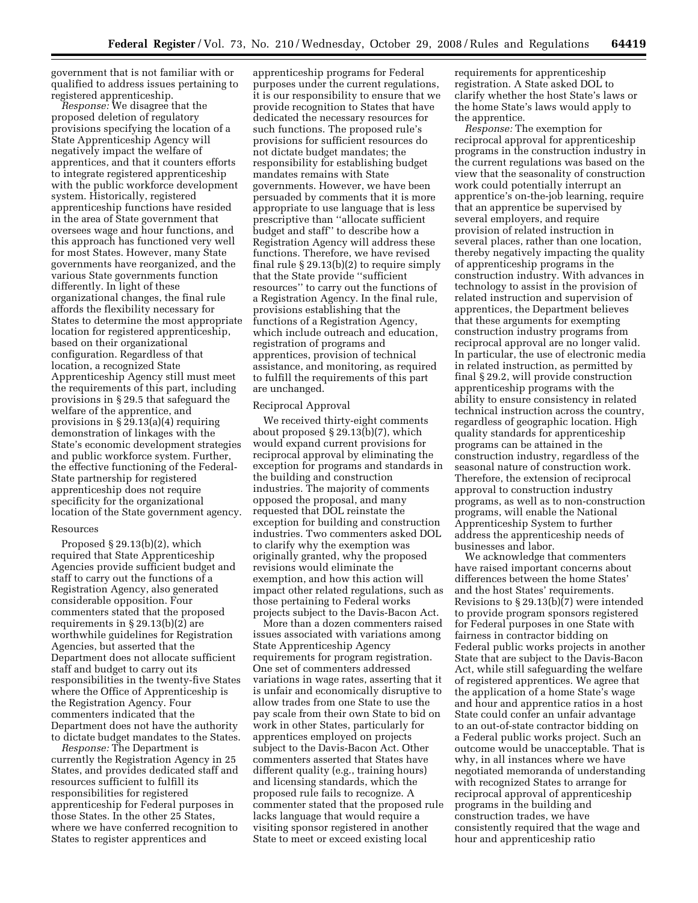government that is not familiar with or qualified to address issues pertaining to registered apprenticeship.

*Response:* We disagree that the proposed deletion of regulatory provisions specifying the location of a State Apprenticeship Agency will negatively impact the welfare of apprentices, and that it counters efforts to integrate registered apprenticeship with the public workforce development system. Historically, registered apprenticeship functions have resided in the area of State government that oversees wage and hour functions, and this approach has functioned very well for most States. However, many State governments have reorganized, and the various State governments function differently. In light of these organizational changes, the final rule affords the flexibility necessary for States to determine the most appropriate location for registered apprenticeship, based on their organizational configuration. Regardless of that location, a recognized State Apprenticeship Agency still must meet the requirements of this part, including provisions in § 29.5 that safeguard the welfare of the apprentice, and provisions in § 29.13(a)(4) requiring demonstration of linkages with the State's economic development strategies and public workforce system. Further, the effective functioning of the Federal-State partnership for registered apprenticeship does not require specificity for the organizational location of the State government agency.

Resources

Proposed § 29.13(b)(2), which required that State Apprenticeship Agencies provide sufficient budget and staff to carry out the functions of a Registration Agency, also generated considerable opposition. Four commenters stated that the proposed requirements in § 29.13(b)(2) are worthwhile guidelines for Registration Agencies, but asserted that the Department does not allocate sufficient staff and budget to carry out its responsibilities in the twenty-five States where the Office of Apprenticeship is the Registration Agency. Four commenters indicated that the Department does not have the authority to dictate budget mandates to the States.

*Response:* The Department is currently the Registration Agency in 25 States, and provides dedicated staff and resources sufficient to fulfill its responsibilities for registered apprenticeship for Federal purposes in those States. In the other 25 States, where we have conferred recognition to States to register apprentices and apprenticeship programs for Federal purposes under the current regulations, it is our responsibility to ensure that we provide recognition to States that have dedicated the necessary resources for such functions. The proposed rule's provisions for sufficient resources do not dictate budget mandates; the responsibility for establishing budget mandates remains with State governments. However, we have been persuaded by comments that it is more appropriate to use language that is less prescriptive than ''allocate sufficient budget and staff'' to describe how a Registration Agency will address these functions. Therefore, we have revised final rule § 29.13(b)(2) to require simply that the State provide ''sufficient resources'' to carry out the functions of a Registration Agency. In the final rule, provisions establishing that the functions of a Registration Agency, which include outreach and education, registration of programs and apprentices, provision of technical assistance, and monitoring, as required to fulfill the requirements of this part are unchanged.

Reciprocal Approval

We received thirty-eight comments about proposed § 29.13(b)(7), which would expand current provisions for reciprocal approval by eliminating the exception for programs and standards in the building and construction industries. The majority of comments opposed the proposal, and many requested that DOL reinstate the exception for building and construction industries. Two commenters asked DOL to clarify why the exemption was originally granted, why the proposed revisions would eliminate the exemption, and how this action will impact other related regulations, such as those pertaining to Federal works projects subject to the Davis-Bacon Act.

More than a dozen commenters raised issues associated with variations among State Apprenticeship Agency requirements for program registration. One set of commenters addressed variations in wage rates, asserting that it is unfair and economically disruptive to allow trades from one State to use the pay scale from their own State to bid on work in other States, particularly for apprentices employed on projects subject to the Davis-Bacon Act. Other commenters asserted that States have different quality (e.g., training hours) and licensing standards, which the proposed rule fails to recognize. A commenter stated that the proposed rule lacks language that would require a visiting sponsor registered in another State to meet or exceed existing local requirements for apprenticeship registration. A State asked DOL to clarify whether the host State's laws or the home State's laws would apply to the apprentice.

*Response:* The exemption for reciprocal approval for apprenticeship programs in the construction industry in the current regulations was based on the view that the seasonality of construction work could potentially interrupt an apprentice's on-the-job learning, require that an apprentice be supervised by several employers, and require provision of related instruction in several places, rather than one location, thereby negatively impacting the quality of apprenticeship programs in the construction industry. With advances in technology to assist in the provision of related instruction and supervision of apprentices, the Department believes that these arguments for exempting construction industry programs from reciprocal approval are no longer valid. In particular, the use of electronic media in related instruction, as permitted by final § 29.2, will provide construction apprenticeship programs with the ability to ensure consistency in related technical instruction across the country, regardless of geographic location. High quality standards for apprenticeship programs can be attained in the construction industry, regardless of the seasonal nature of construction work. Therefore, the extension of reciprocal approval to construction industry programs, as well as to non-construction programs, will enable the National Apprenticeship System to further address the apprenticeship needs of businesses and labor.

We acknowledge that commenters have raised important concerns about differences between the home States' and the host States' requirements. Revisions to § 29.13(b)(7) were intended to provide program sponsors registered for Federal purposes in one State with fairness in contractor bidding on Federal public works projects in another State that are subject to the Davis-Bacon Act, while still safeguarding the welfare of registered apprentices. We agree that the application of a home State's wage and hour and apprentice ratios in a host State could confer an unfair advantage to an out-of-state contractor bidding on a Federal public works project. Such an outcome would be unacceptable. That is why, in all instances where we have negotiated memoranda of understanding with recognized States to arrange for reciprocal approval of apprenticeship programs in the building and construction trades, we have consistently required that the wage and hour and apprenticeship ratio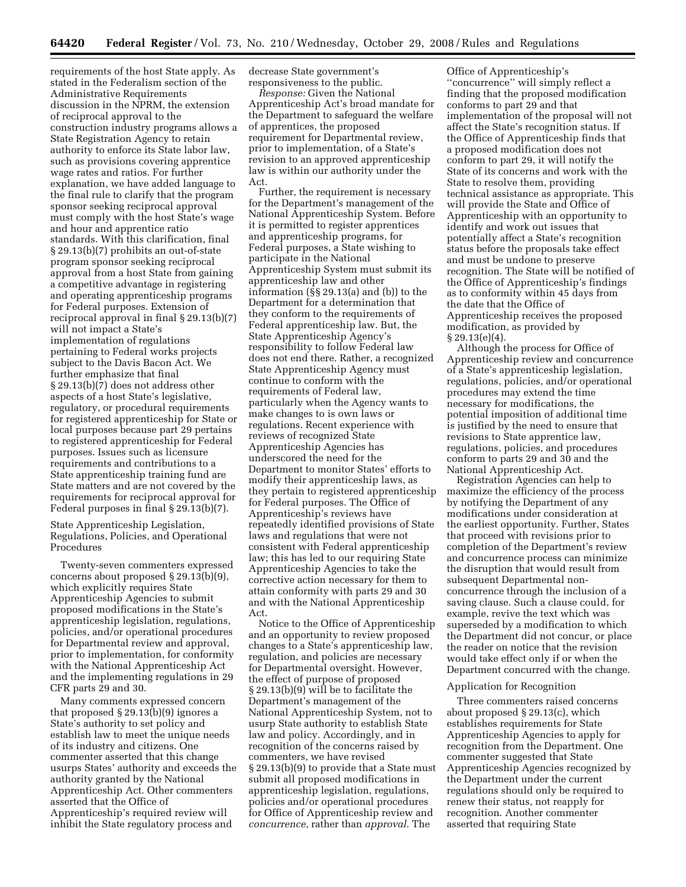requirements of the host State apply. As stated in the Federalism section of the Administrative Requirements discussion in the NPRM, the extension of reciprocal approval to the construction industry programs allows a State Registration Agency to retain authority to enforce its State labor law, such as provisions covering apprentice wage rates and ratios. For further explanation, we have added language to the final rule to clarify that the program sponsor seeking reciprocal approval must comply with the host State's wage and hour and apprentice ratio standards. With this clarification, final § 29.13(b)(7) prohibits an out-of-state program sponsor seeking reciprocal approval from a host State from gaining a competitive advantage in registering and operating apprenticeship programs for Federal purposes. Extension of reciprocal approval in final § 29.13(b)(7) will not impact a State's implementation of regulations pertaining to Federal works projects subject to the Davis Bacon Act. We further emphasize that final § 29.13(b)(7) does not address other aspects of a host State's legislative, regulatory, or procedural requirements for registered apprenticeship for State or local purposes because part 29 pertains to registered apprenticeship for Federal purposes. Issues such as licensure requirements and contributions to a State apprenticeship training fund are State matters and are not covered by the requirements for reciprocal approval for Federal purposes in final § 29.13(b)(7).

State Apprenticeship Legislation, Regulations, Policies, and Operational Procedures

Twenty-seven commenters expressed concerns about proposed § 29.13(b)(9), which explicitly requires State Apprenticeship Agencies to submit proposed modifications in the State's apprenticeship legislation, regulations, policies, and/or operational procedures for Departmental review and approval, prior to implementation, for conformity with the National Apprenticeship Act and the implementing regulations in 29 CFR parts 29 and 30.

Many comments expressed concern that proposed § 29.13(b)(9) ignores a State's authority to set policy and establish law to meet the unique needs of its industry and citizens. One commenter asserted that this change usurps States' authority and exceeds the authority granted by the National Apprenticeship Act. Other commenters asserted that the Office of Apprenticeship's required review will inhibit the State regulatory process and decrease State government's responsiveness to the public.

*Response:* Given the National Apprenticeship Act's broad mandate for the Department to safeguard the welfare of apprentices, the proposed requirement for Departmental review, prior to implementation, of a State's revision to an approved apprenticeship law is within our authority under the Act.

Further, the requirement is necessary for the Department's management of the National Apprenticeship System. Before it is permitted to register apprentices and apprenticeship programs, for Federal purposes, a State wishing to participate in the National Apprenticeship System must submit its apprenticeship law and other information (§§ 29.13(a) and (b)) to the Department for a determination that they conform to the requirements of Federal apprenticeship law. But, the State Apprenticeship Agency's responsibility to follow Federal law does not end there. Rather, a recognized State Apprenticeship Agency must continue to conform with the requirements of Federal law, particularly when the Agency wants to make changes to is own laws or regulations. Recent experience with reviews of recognized State Apprenticeship Agencies has underscored the need for the Department to monitor States' efforts to modify their apprenticeship laws, as they pertain to registered apprenticeship for Federal purposes. The Office of Apprenticeship's reviews have repeatedly identified provisions of State laws and regulations that were not consistent with Federal apprenticeship law; this has led to our requiring State Apprenticeship Agencies to take the corrective action necessary for them to attain conformity with parts 29 and 30 and with the National Apprenticeship Act.

Notice to the Office of Apprenticeship and an opportunity to review proposed changes to a State's apprenticeship law, regulation, and policies are necessary for Departmental oversight. However, the effect of purpose of proposed § 29.13(b)(9) will be to facilitate the Department's management of the National Apprenticeship System, not to usurp State authority to establish State law and policy. Accordingly, and in recognition of the concerns raised by commenters, we have revised § 29.13(b)(9) to provide that a State must submit all proposed modifications in apprenticeship legislation, regulations, policies and/or operational procedures for Office of Apprenticeship review and *concurrence*, rather than *approval*. The Office of Apprenticeship's ''concurrence'' will simply reflect a finding that the proposed modification conforms to part 29 and that implementation of the proposal will not affect the State's recognition status. If the Office of Apprenticeship finds that a proposed modification does not conform to part 29, it will notify the State of its concerns and work with the State to resolve them, providing technical assistance as appropriate. This will provide the State and Office of Apprenticeship with an opportunity to identify and work out issues that potentially affect a State's recognition status before the proposals take effect and must be undone to preserve recognition. The State will be notified of the Office of Apprenticeship's findings as to conformity within 45 days from the date that the Office of Apprenticeship receives the proposed modification, as provided by § 29.13(e)(4).

Although the process for Office of Apprenticeship review and concurrence of a State's apprenticeship legislation, regulations, policies, and/or operational procedures may extend the time necessary for modifications, the potential imposition of additional time is justified by the need to ensure that revisions to State apprentice law, regulations, policies, and procedures conform to parts 29 and 30 and the National Apprenticeship Act.

Registration Agencies can help to maximize the efficiency of the process by notifying the Department of any modifications under consideration at the earliest opportunity. Further, States that proceed with revisions prior to completion of the Department's review and concurrence process can minimize the disruption that would result from subsequent Departmental non-concurrence through the inclusion of a saving clause. Such a clause could, for example, revive the text which was superseded by a modification to which the Department did not concur, or place the reader on notice that the revision would take effect only if or when the Department concurred with the change.

Application for Recognition

Three commenters raised concerns about proposed § 29.13(c), which establishes requirements for State Apprenticeship Agencies to apply for recognition from the Department. One commenter suggested that State Apprenticeship Agencies recognized by the Department under the current regulations should only be required to renew their status, not reapply for recognition. Another commenter asserted that requiring State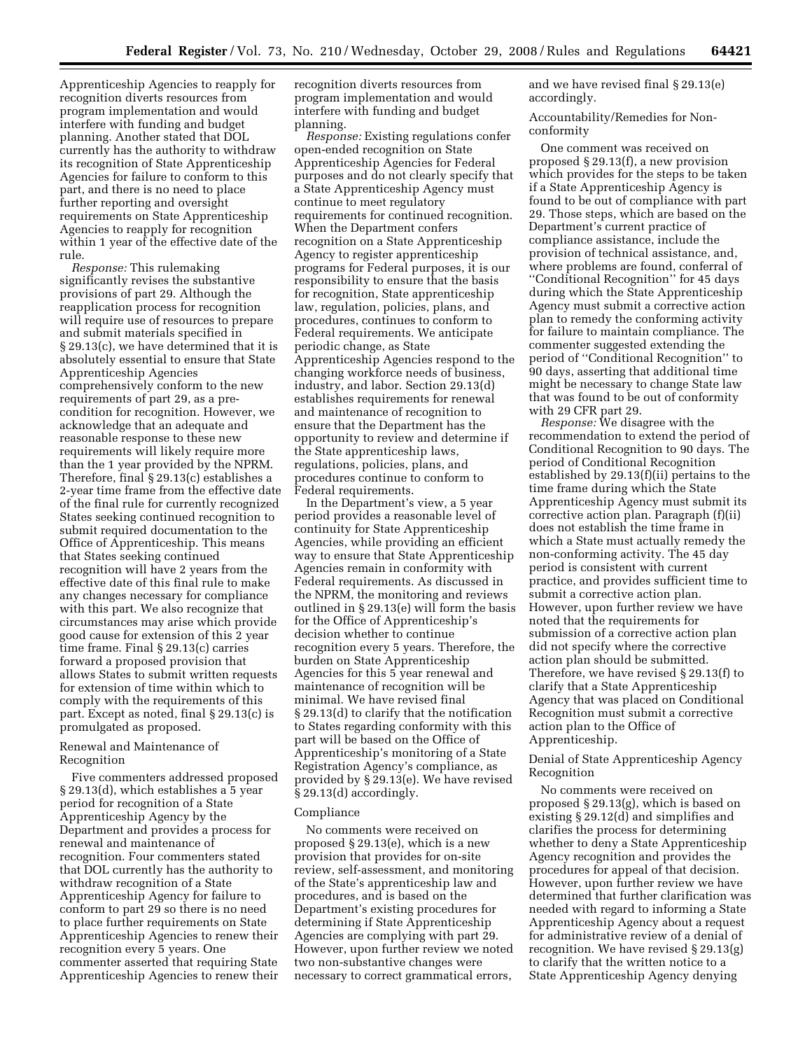Apprenticeship Agencies to reapply for recognition diverts resources from program implementation and would interfere with funding and budget planning. Another stated that DOL currently has the authority to withdraw its recognition of State Apprenticeship Agencies for failure to conform to this part, and there is no need to place further reporting and oversight requirements on State Apprenticeship Agencies to reapply for recognition within 1 year of the effective date of the rule.

*Response:* This rulemaking significantly revises the substantive provisions of part 29. Although the reapplication process for recognition will require use of resources to prepare and submit materials specified in § 29.13(c), we have determined that it is absolutely essential to ensure that State Apprenticeship Agencies comprehensively conform to the new requirements of part 29, as a pre-condition for recognition. However, we acknowledge that an adequate and reasonable response to these new requirements will likely require more than the 1 year provided by the NPRM. Therefore, final § 29.13(c) establishes a 2-year time frame from the effective date of the final rule for currently recognized States seeking continued recognition to submit required documentation to the Office of Apprenticeship. This means that States seeking continued recognition will have 2 years from the effective date of this final rule to make any changes necessary for compliance with this part. We also recognize that circumstances may arise which provide good cause for extension of this 2 year time frame. Final § 29.13(c) carries forward a proposed provision that allows States to submit written requests for extension of time within which to comply with the requirements of this part. Except as noted, final § 29.13(c) is promulgated as proposed.

Renewal and Maintenance of Recognition

Five commenters addressed proposed § 29.13(d), which establishes a 5 year period for recognition of a State Apprenticeship Agency by the Department and provides a process for renewal and maintenance of recognition. Four commenters stated that DOL currently has the authority to withdraw recognition of a State Apprenticeship Agency for failure to conform to part 29 so there is no need to place further requirements on State Apprenticeship Agencies to renew their recognition every 5 years. One commenter asserted that requiring State Apprenticeship Agencies to renew their recognition diverts resources from program implementation and would interfere with funding and budget planning.

*Response:* Existing regulations confer open-ended recognition on State Apprenticeship Agencies for Federal purposes and do not clearly specify that a State Apprenticeship Agency must continue to meet regulatory requirements for continued recognition. When the Department confers recognition on a State Apprenticeship Agency to register apprenticeship programs for Federal purposes, it is our responsibility to ensure that the basis for recognition, State apprenticeship law, regulation, policies, plans, and procedures, continues to conform to Federal requirements. We anticipate periodic change, as State Apprenticeship Agencies respond to the changing workforce needs of business, industry, and labor. Section 29.13(d) establishes requirements for renewal and maintenance of recognition to ensure that the Department has the opportunity to review and determine if the State apprenticeship laws, regulations, policies, plans, and procedures continue to conform to Federal requirements.

In the Department's view, a 5 year period provides a reasonable level of continuity for State Apprenticeship Agencies, while providing an efficient way to ensure that State Apprenticeship Agencies remain in conformity with Federal requirements. As discussed in the NPRM, the monitoring and reviews outlined in § 29.13(e) will form the basis for the Office of Apprenticeship's decision whether to continue recognition every 5 years. Therefore, the burden on State Apprenticeship Agencies for this 5 year renewal and maintenance of recognition will be minimal. We have revised final § 29.13(d) to clarify that the notification to States regarding conformity with this part will be based on the Office of Apprenticeship's monitoring of a State Registration Agency's compliance, as provided by § 29.13(e). We have revised § 29.13(d) accordingly.

Compliance

No comments were received on proposed § 29.13(e), which is a new provision that provides for on-site review, self-assessment, and monitoring of the State's apprenticeship law and procedures, and is based on the Department's existing procedures for determining if State Apprenticeship Agencies are complying with part 29. However, upon further review we noted two non-substantive changes were necessary to correct grammatical errors, and we have revised final § 29.13(e) accordingly.

Accountability/Remedies for Non-conformity

One comment was received on proposed § 29.13(f), a new provision which provides for the steps to be taken if a State Apprenticeship Agency is found to be out of compliance with part 29. Those steps, which are based on the Department's current practice of compliance assistance, include the provision of technical assistance, and, where problems are found, conferral of "Conditional Recognition" for 45 days during which the State Apprenticeship Agency must submit a corrective action plan to remedy the conforming activity for failure to maintain compliance. The commenter suggested extending the period of "Conditional Recognition" to 90 days, asserting that additional time might be necessary to change State law that was found to be out of conformity with 29 CFR part 29.

*Response:* We disagree with the recommendation to extend the period of Conditional Recognition to 90 days. The period of Conditional Recognition established by 29.13(f)(ii) pertains to the time frame during which the State Apprenticeship Agency must submit its corrective action plan. Paragraph (f)(ii) does not establish the time frame in which a State must actually remedy the non-conforming activity. The 45 day period is consistent with current practice, and provides sufficient time to submit a corrective action plan. However, upon further review we have noted that the requirements for submission of a corrective action plan did not specify where the corrective action plan should be submitted. Therefore, we have revised § 29.13(f) to clarify that a State Apprenticeship Agency that was placed on Conditional Recognition must submit a corrective action plan to the Office of Apprenticeship.

Denial of State Apprenticeship Agency Recognition

No comments were received on proposed § 29.13(g), which is based on existing § 29.12(d) and simplifies and clarifies the process for determining whether to deny a State Apprenticeship Agency recognition and provides the procedures for appeal of that decision. However, upon further review we have determined that further clarification was needed with regard to informing a State Apprenticeship Agency about a request for administrative review of a denial of recognition. We have revised § 29.13(g) to clarify that the written notice to a State Apprenticeship Agency denying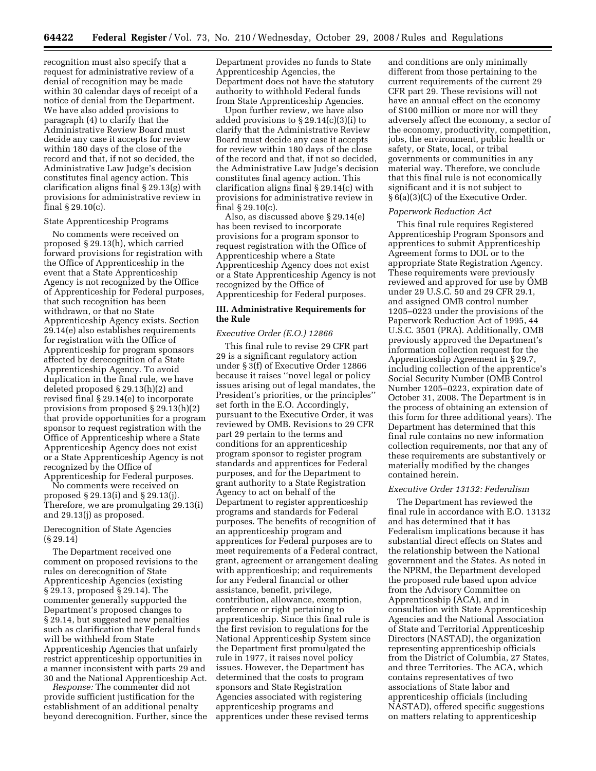recognition must also specify that a request for administrative review of a denial of recognition may be made within 30 calendar days of receipt of a notice of denial from the Department. We have also added provisions to paragraph (4) to clarify that the Administrative Review Board must decide any case it accepts for review within 180 days of the close of the record and that, if not so decided, the Administrative Law Judge's decision constitutes final agency action. This clarification aligns final § 29.13(g) with provisions for administrative review in final § 29.10(c).

State Apprenticeship Programs

No comments were received on proposed § 29.13(h), which carried forward provisions for registration with the Office of Apprenticeship in the event that a State Apprenticeship Agency is not recognized by the Office of Apprenticeship for Federal purposes, that such recognition has been withdrawn, or that no State Apprenticeship Agency exists. Section 29.14(e) also establishes requirements for registration with the Office of Apprenticeship for program sponsors affected by derecognition of a State Apprenticeship Agency. To avoid duplication in the final rule, we have deleted proposed § 29.13(h)(2) and revised final § 29.14(e) to incorporate provisions from proposed § 29.13(h)(2) that provide opportunities for a program sponsor to request registration with the Office of Apprenticeship where a State Apprenticeship Agency does not exist or a State Apprenticeship Agency is not recognized by the Office of Apprenticeship for Federal purposes.

No comments were received on proposed § 29.13(i) and § 29.13(j). Therefore, we are promulgating 29.13(i) and 29.13(j) as proposed.

Derecognition of State Agencies (§ 29.14)

The Department received one comment on proposed revisions to the rules on derecognition of State Apprenticeship Agencies (existing § 29.13, proposed § 29.14). The commenter generally supported the Department's proposed changes to § 29.14, but suggested new penalties such as clarification that Federal funds will be withheld from State Apprenticeship Agencies that unfairly restrict apprenticeship opportunities in a manner inconsistent with parts 29 and 30 and the National Apprenticeship Act.

*Response:* The commenter did not provide sufficient justification for the establishment of an additional penalty beyond derecognition. Further, since the Department provides no funds to State Apprenticeship Agencies, the Department does not have the statutory authority to withhold Federal funds from State Apprenticeship Agencies.

Upon further review, we have also added provisions to § 29.14(c)(3)(i) to clarify that the Administrative Review Board must decide any case it accepts for review within 180 days of the close of the record and that, if not so decided, the Administrative Law Judge's decision constitutes final agency action. This clarification aligns final § 29.14(c) with provisions for administrative review in final § 29.10(c).

Also, as discussed above § 29.14(e) has been revised to incorporate provisions for a program sponsor to request registration with the Office of Apprenticeship where a State Apprenticeship Agency does not exist or a State Apprenticeship Agency is not recognized by the Office of Apprenticeship for Federal purposes.

## III. Administrative Requirements for the Rule

### *Executive Order (E.O.) 12866*

This final rule to revise 29 CFR part 29 is a significant regulatory action under § 3(f) of Executive Order 12866 because it raises ''novel legal or policy issues arising out of legal mandates, the President's priorities, or the principles'' set forth in the E.O. Accordingly, pursuant to the Executive Order, it was reviewed by OMB. Revisions to 29 CFR part 29 pertain to the terms and conditions for an apprenticeship program sponsor to register program standards and apprentices for Federal purposes, and for the Department to grant authority to a State Registration Agency to act on behalf of the Department to register apprenticeship programs and standards for Federal purposes. The benefits of recognition of an apprenticeship program and apprentices for Federal purposes are to meet requirements of a Federal contract, grant, agreement or arrangement dealing with apprenticeship; and requirements for any Federal financial or other assistance, benefit, privilege, contribution, allowance, exemption, preference or right pertaining to apprenticeship. Since this final rule is the first revision to regulations for the National Apprenticeship System since the Department first promulgated the rule in 1977, it raises novel policy issues. However, the Department has determined that the costs to program sponsors and State Registration Agencies associated with registering apprenticeship programs and apprentices under these revised terms and conditions are only minimally different from those pertaining to the current requirements of the current 29 CFR part 29. These revisions will not have an annual effect on the economy of $100 million or more nor will they adversely affect the economy, a sector of the economy, productivity, competition, jobs, the environment, public health or safety, or State, local, or tribal governments or communities in any material way. Therefore, we conclude that this final rule is not economically significant and it is not subject to § 6(a)(3)(C) of the Executive Order.

### *Paperwork Reduction Act*

This final rule requires Registered Apprenticeship Program Sponsors and apprentices to submit Apprenticeship Agreement forms to DOL or to the appropriate State Registration Agency. These requirements were previously reviewed and approved for use by OMB under 29 U.S.C. 50 and 29 CFR 29.1, and assigned OMB control number 1205–0223 under the provisions of the Paperwork Reduction Act of 1995, 44 U.S.C. 3501 (PRA). Additionally, OMB previously approved the Department's information collection request for the Apprenticeship Agreement in § 29.7, including collection of the apprentice's Social Security Number (OMB Control Number 1205–0223, expiration date of October 31, 2008. The Department is in the process of obtaining an extension of this form for three additional years). The Department has determined that this final rule contains no new information collection requirements, nor that any of these requirements are substantively or materially modified by the changes contained herein.

### *Executive Order 13132: Federalism*

The Department has reviewed the final rule in accordance with E.O. 13132 and has determined that it has Federalism implications because it has substantial direct effects on States and the relationship between the National government and the States. As noted in the NPRM, the Department developed the proposed rule based upon advice from the Advisory Committee on Apprenticeship (ACA), and in consultation with State Apprenticeship Agencies and the National Association of State and Territorial Apprenticeship Directors (NASTAD), the organization representing apprenticeship officials from the District of Columbia, 27 States, and three Territories. The ACA, which contains representatives of two associations of State labor and apprenticeship officials (including NASTAD), offered specific suggestions on matters relating to apprenticeship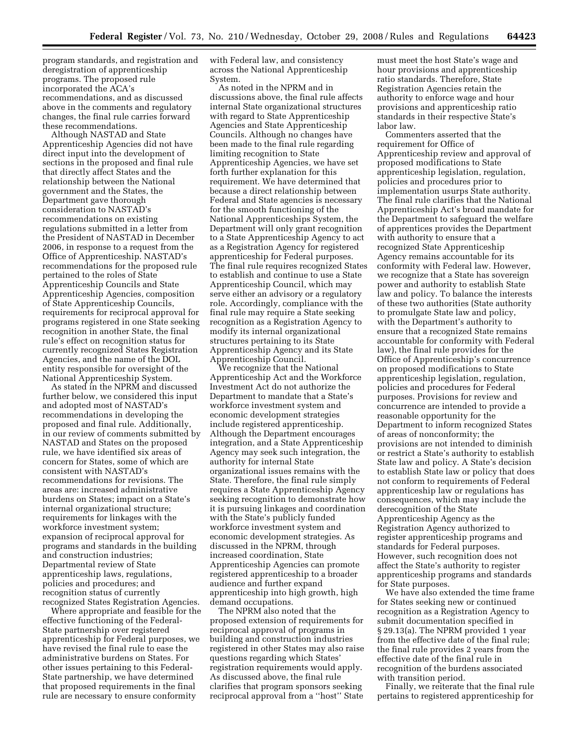program standards, and registration and deregistration of apprenticeship programs. The proposed rule incorporated the ACA's recommendations, and as discussed above in the comments and regulatory changes, the final rule carries forward these recommendations.

Although NASTAD and State Apprenticeship Agencies did not have direct input into the development of sections in the proposed and final rule that directly affect States and the relationship between the National government and the States, the Department gave thorough consideration to NASTAD's recommendations on existing regulations submitted in a letter from the President of NASTAD in December 2006, in response to a request from the Office of Apprenticeship. NASTAD's recommendations for the proposed rule pertained to the roles of State Apprenticeship Councils and State Apprenticeship Agencies, composition of State Apprenticeship Councils, requirements for reciprocal approval for programs registered in one State seeking recognition in another State, the final rule's effect on recognition status for currently recognized States Registration Agencies, and the name of the DOL entity responsible for oversight of the National Apprenticeship System.

As stated in the NPRM and discussed further below, we considered this input and adopted most of NASTAD's recommendations in developing the proposed and final rule. Additionally, in our review of comments submitted by NASTAD and States on the proposed rule, we have identified six areas of concern for States, some of which are consistent with NASTAD's recommendations for revisions. The areas are: increased administrative burdens on States; impact on a State's internal organizational structure; requirements for linkages with the workforce investment system; expansion of reciprocal approval for programs and standards in the building and construction industries; Departmental review of State apprenticeship laws, regulations, policies and procedures; and recognition status of currently recognized States Registration Agencies.

Where appropriate and feasible for the effective functioning of the Federal-State partnership over registered apprenticeship for Federal purposes, we have revised the final rule to ease the administrative burdens on States. For other issues pertaining to this Federal-State partnership, we have determined that proposed requirements in the final rule are necessary to ensure conformity with Federal law, and consistency across the National Apprenticeship System.

As noted in the NPRM and in discussions above, the final rule affects internal State organizational structures with regard to State Apprenticeship Agencies and State Apprenticeship Councils. Although no changes have been made to the final rule regarding limiting recognition to State Apprenticeship Agencies, we have set forth further explanation for this requirement. We have determined that because a direct relationship between Federal and State agencies is necessary for the smooth functioning of the National Apprenticeships System, the Department will only grant recognition to a State Apprenticeship Agency to act as a Registration Agency for registered apprenticeship for Federal purposes. The final rule requires recognized States to establish and continue to use a State Apprenticeship Council, which may serve either an advisory or a regulatory role. Accordingly, compliance with the final rule may require a State seeking recognition as a Registration Agency to modify its internal organizational structures pertaining to its State Apprenticeship Agency and its State Apprenticeship Council.

We recognize that the National Apprenticeship Act and the Workforce Investment Act do not authorize the Department to mandate that a State's workforce investment system and economic development strategies include registered apprenticeship. Although the Department encourages integration, and a State Apprenticeship Agency may seek such integration, the authority for internal State organizational issues remains with the State. Therefore, the final rule simply requires a State Apprenticeship Agency seeking recognition to demonstrate how it is pursuing linkages and coordination with the State's publicly funded workforce investment system and economic development strategies. As discussed in the NPRM, through increased coordination, State Apprenticeship Agencies can promote registered apprenticeship to a broader audience and further expand apprenticeship into high growth, high demand occupations.

The NPRM also noted that the proposed extension of requirements for reciprocal approval of programs in building and construction industries registered in other States may also raise questions regarding which States' registration requirements would apply. As discussed above, the final rule clarifies that program sponsors seeking reciprocal approval from a "host" State must meet the host State's wage and hour provisions and apprenticeship ratio standards. Therefore, State Registration Agencies retain the authority to enforce wage and hour provisions and apprenticeship ratio standards in their respective State's labor law.

Commenters asserted that the requirement for Office of Apprenticeship review and approval of proposed modifications to State apprenticeship legislation, regulation, policies and procedures prior to implementation usurps State authority. The final rule clarifies that the National Apprenticeship Act's broad mandate for the Department to safeguard the welfare of apprentices provides the Department with authority to ensure that a recognized State Apprenticeship Agency remains accountable for its conformity with Federal law. However, we recognize that a State has sovereign power and authority to establish State law and policy. To balance the interests of these two authorities (State authority to promulgate State law and policy, with the Department's authority to ensure that a recognized State remains accountable for conformity with Federal law), the final rule provides for the Office of Apprenticeship's concurrence on proposed modifications to State apprenticeship legislation, regulation, policies and procedures for Federal purposes. Provisions for review and concurrence are intended to provide a reasonable opportunity for the Department to inform recognized States of areas of nonconformity; the provisions are not intended to diminish or restrict a State's authority to establish State law and policy. A State's decision to establish State law or policy that does not conform to requirements of Federal apprenticeship law or regulations has consequences, which may include the derecognition of the State Apprenticeship Agency as the Registration Agency authorized to register apprenticeship programs and standards for Federal purposes. However, such recognition does not affect the State's authority to register apprenticeship programs and standards for State purposes.

We have also extended the time frame for States seeking new or continued recognition as a Registration Agency to submit documentation specified in § 29.13(a). The NPRM provided 1 year from the effective date of the final rule; the final rule provides 2 years from the effective date of the final rule in recognition of the burdens associated with transition period.

Finally, we reiterate that the final rule pertains to registered apprenticeship for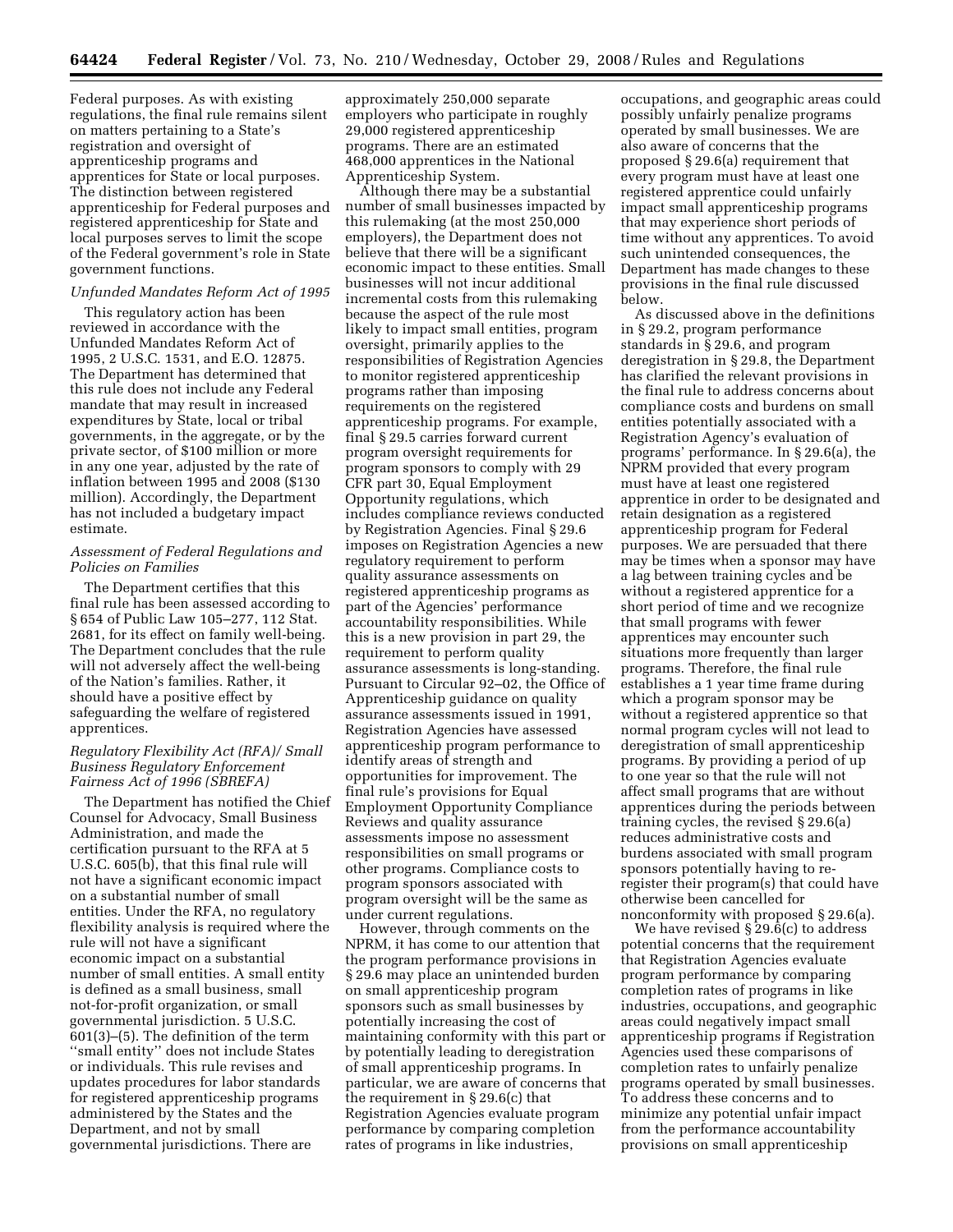Federal purposes. As with existing regulations, the final rule remains silent on matters pertaining to a State's registration and oversight of apprenticeship programs and apprentices for State or local purposes. The distinction between registered apprenticeship for Federal purposes and registered apprenticeship for State and local purposes serves to limit the scope of the Federal government's role in State government functions.

### *Unfunded Mandates Reform Act of 1995*

This regulatory action has been reviewed in accordance with the Unfunded Mandates Reform Act of 1995, 2 U.S.C. 1531, and E.O. 12875. The Department has determined that this rule does not include any Federal mandate that may result in increased expenditures by State, local or tribal governments, in the aggregate, or by the private sector, of $100 million or more in any one year, adjusted by the rate of inflation between 1995 and 2008 ($130 million). Accordingly, the Department has not included a budgetary impact estimate.

### *Assessment of Federal Regulations and Policies on Families*

The Department certifies that this final rule has been assessed according to § 654 of Public Law 105–277, 112 Stat. 2681, for its effect on family well-being. The Department concludes that the rule will not adversely affect the well-being of the Nation's families. Rather, it should have a positive effect by safeguarding the welfare of registered apprentices.

### *Regulatory Flexibility Act (RFA)/ Small Business Regulatory Enforcement Fairness Act of 1996 (SBREFA)*

The Department has notified the Chief Counsel for Advocacy, Small Business Administration, and made the certification pursuant to the RFA at 5 U.S.C. 605(b), that this final rule will not have a significant economic impact on a substantial number of small entities. Under the RFA, no regulatory flexibility analysis is required where the rule will not have a significant economic impact on a substantial number of small entities. A small entity is defined as a small business, small not-for-profit organization, or small governmental jurisdiction. 5 U.S.C. 601(3)–(5). The definition of the term "small entity" does not include States or individuals. This rule revises and updates procedures for labor standards for registered apprenticeship programs administered by the States and the Department, and not by small governmental jurisdictions. There are approximately 250,000 separate employers who participate in roughly 29,000 registered apprenticeship programs. There are an estimated 468,000 apprentices in the National Apprenticeship System.

Although there may be a substantial number of small businesses impacted by this rulemaking (at the most 250,000 employers), the Department does not believe that there will be a significant economic impact to these entities. Small businesses will not incur additional incremental costs from this rulemaking because the aspect of the rule most likely to impact small entities, program oversight, primarily applies to the responsibilities of Registration Agencies to monitor registered apprenticeship programs rather than imposing requirements on the registered apprenticeship programs. For example, final § 29.5 carries forward current program oversight requirements for program sponsors to comply with 29 CFR part 30, Equal Employment Opportunity regulations, which includes compliance reviews conducted by Registration Agencies. Final § 29.6 imposes on Registration Agencies a new regulatory requirement to perform quality assurance assessments on registered apprenticeship programs as part of the Agencies' performance accountability responsibilities. While this is a new provision in part 29, the requirement to perform quality assurance assessments is long-standing. Pursuant to Circular 92–02, the Office of Apprenticeship guidance on quality assurance assessments issued in 1991, Registration Agencies have assessed apprenticeship program performance to identify areas of strength and opportunities for improvement. The final rule's provisions for Equal Employment Opportunity Compliance Reviews and quality assurance assessments impose no assessment responsibilities on small programs or other programs. Compliance costs to program sponsors associated with program oversight will be the same as under current regulations.

However, through comments on the NPRM, it has come to our attention that the program performance provisions in § 29.6 may place an unintended burden on small apprenticeship program sponsors such as small businesses by potentially increasing the cost of maintaining conformity with this part or by potentially leading to deregistration of small apprenticeship programs. In particular, we are aware of concerns that the requirement in § 29.6(c) that Registration Agencies evaluate program performance by comparing completion rates of programs in like industries, occupations, and geographic areas could possibly unfairly penalize programs operated by small businesses. We are also aware of concerns that the proposed § 29.6(a) requirement that every program must have at least one registered apprentice could unfairly impact small apprenticeship programs that may experience short periods of time without any apprentices. To avoid such unintended consequences, the Department has made changes to these provisions in the final rule discussed below.

As discussed above in the definitions in § 29.2, program performance standards in § 29.6, and program deregistration in § 29.8, the Department has clarified the relevant provisions in the final rule to address concerns about compliance costs and burdens on small entities potentially associated with a Registration Agency's evaluation of programs' performance. In § 29.6(a), the NPRM provided that every program must have at least one registered apprentice in order to be designated and retain designation as a registered apprenticeship program for Federal purposes. We are persuaded that there may be times when a sponsor may have a lag between training cycles and be without a registered apprentice for a short period of time and we recognize that small programs with fewer apprentices may encounter such situations more frequently than larger programs. Therefore, the final rule establishes a 1 year time frame during which a program sponsor may be without a registered apprentice so that normal program cycles will not lead to deregistration of small apprenticeship programs. By providing a period of up to one year so that the rule will not affect small programs that are without apprentices during the periods between training cycles, the revised § 29.6(a) reduces administrative costs and burdens associated with small program sponsors potentially having to re-register their program(s) that could have otherwise been cancelled for nonconformity with proposed § 29.6(a).

We have revised § 29.6(c) to address potential concerns that the requirement that Registration Agencies evaluate program performance by comparing completion rates of programs in like industries, occupations, and geographic areas could negatively impact small apprenticeship programs if Registration Agencies used these comparisons of completion rates to unfairly penalize programs operated by small businesses. To address these concerns and to minimize any potential unfair impact from the performance accountability provisions on small apprenticeship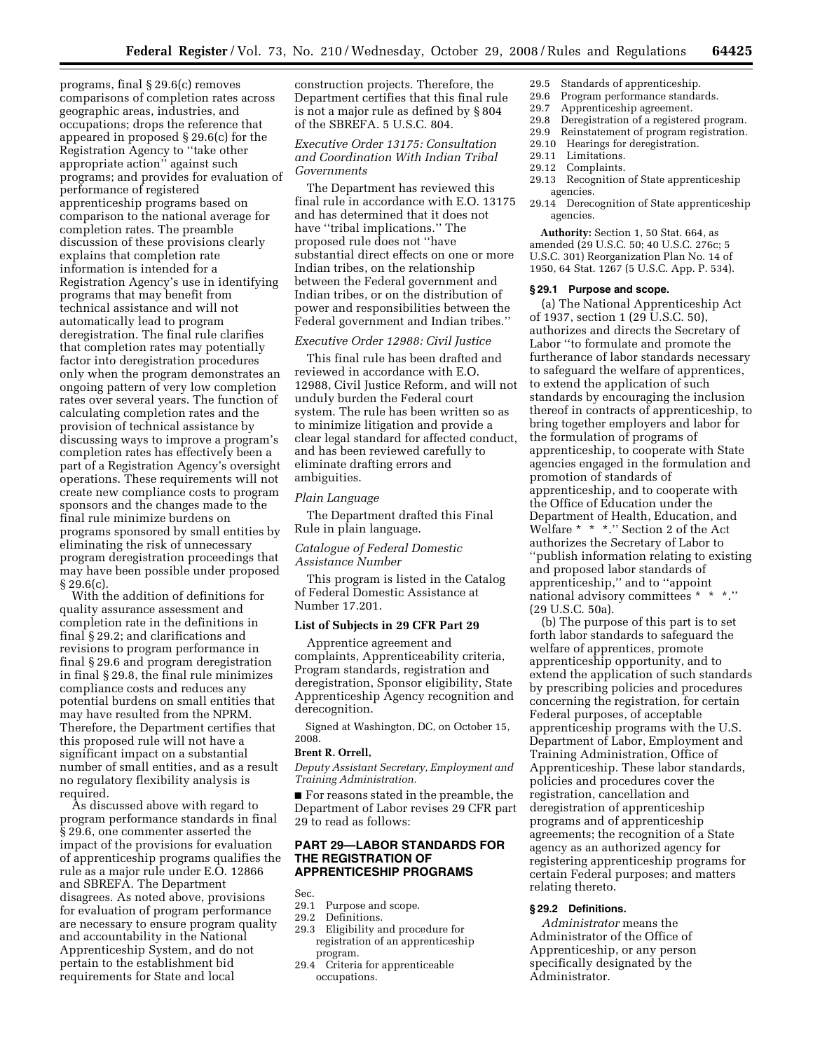programs, final § 29.6(c) removes comparisons of completion rates across geographic areas, industries, and occupations; drops the reference that appeared in proposed § 29.6(c) for the Registration Agency to ''take other appropriate action'' against such programs; and provides for evaluation of performance of registered apprenticeship programs based on comparison to the national average for completion rates. The preamble discussion of these provisions clearly explains that completion rate information is intended for a Registration Agency's use in identifying programs that may benefit from technical assistance and will not automatically lead to program deregistration. The final rule clarifies that completion rates may potentially factor into deregistration procedures only when the program demonstrates an ongoing pattern of very low completion rates over several years. The function of calculating completion rates and the provision of technical assistance by discussing ways to improve a program's completion rates has effectively been a part of a Registration Agency's oversight operations. These requirements will not create new compliance costs to program sponsors and the changes made to the final rule minimize burdens on programs sponsored by small entities by eliminating the risk of unnecessary program deregistration proceedings that may have been possible under proposed § 29.6(c).

With the addition of definitions for quality assurance assessment and completion rate in the definitions in final § 29.2; and clarifications and revisions to program performance in final § 29.6 and program deregistration in final § 29.8, the final rule minimizes compliance costs and reduces any potential burdens on small entities that may have resulted from the NPRM. Therefore, the Department certifies that this proposed rule will not have a significant impact on a substantial number of small entities, and as a result no regulatory flexibility analysis is required.

As discussed above with regard to program performance standards in final § 29.6, one commenter asserted the impact of the provisions for evaluation of apprenticeship programs qualifies the rule as a major rule under E.O. 12866 and SBREFA. The Department disagrees. As noted above, provisions for evaluation of program performance are necessary to ensure program quality and accountability in the National Apprenticeship System, and do not pertain to the establishment bid requirements for State and local construction projects. Therefore, the Department certifies that this final rule is not a major rule as defined by § 804 of the SBREFA. 5 U.S.C. 804.

*Executive Order 13175: Consultation and Coordination With Indian Tribal Governments*

The Department has reviewed this final rule in accordance with E.O. 13175 and has determined that it does not have ''tribal implications.'' The proposed rule does not ''have substantial direct effects on one or more Indian tribes, on the relationship between the Federal government and Indian tribes, or on the distribution of power and responsibilities between the Federal government and Indian tribes.''

*Executive Order 12988: Civil Justice*

This final rule has been drafted and reviewed in accordance with E.O. 12988, Civil Justice Reform, and will not unduly burden the Federal court system. The rule has been written so as to minimize litigation and provide a clear legal standard for affected conduct, and has been reviewed carefully to eliminate drafting errors and ambiguities.

*Plain Language*

The Department drafted this Final Rule in plain language.

*Catalogue of Federal Domestic Assistance Number*

This program is listed in the Catalog of Federal Domestic Assistance at Number 17.201.

**List of Subjects in 29 CFR Part 29**

Apprentice agreement and complaints, Apprenticeability criteria, Program standards, registration and deregistration, Sponsor eligibility, State Apprenticeship Agency recognition and derecognition.

Signed at Washington, DC, on October 15, 2008.

**Brent R. Orrell,**

*Deputy Assistant Secretary, Employment and Training Administration.*

■ For reasons stated in the preamble, the Department of Labor revises 29 CFR part 29 to read as follows:

## PART 29—LABOR STANDARDS FOR THE REGISTRATION OF APPRENTICESHIP PROGRAMS

Sec.
29.1 Purpose and scope.
29.2 Definitions.
29.3 Eligibility and procedure for registration of an apprenticeship program.
29.4 Criteria for apprenticeable occupations.
29.5 Standards of apprenticeship.
29.6 Program performance standards.
29.7 Apprenticeship agreement.
29.8 Deregistration of a registered program.
29.9 Reinstatement of program registration.
29.10 Hearings for deregistration.
29.11 Limitations.
29.12 Complaints.
29.13 Recognition of State apprenticeship agencies.
29.14 Derecognition of State apprenticeship agencies.

**Authority:** Section 1, 50 Stat. 664, as amended (29 U.S.C. 50; 40 U.S.C. 276c; 5 U.S.C. 301) Reorganization Plan No. 14 of 1950, 64 Stat. 1267 (5 U.S.C. App. P. 534).

### § 29.1 Purpose and scope.

(a) The National Apprenticeship Act of 1937, section 1 (29 U.S.C. 50), authorizes and directs the Secretary of Labor ''to formulate and promote the furtherance of labor standards necessary to safeguard the welfare of apprentices, to extend the application of such standards by encouraging the inclusion thereof in contracts of apprenticeship, to bring together employers and labor for the formulation of programs of apprenticeship, to cooperate with State agencies engaged in the formulation and promotion of standards of apprenticeship, and to cooperate with the Office of Education under the Department of Health, Education, and Welfare * * *.'' Section 2 of the Act authorizes the Secretary of Labor to ''publish information relating to existing and proposed labor standards of apprenticeship,'' and to ''appoint national advisory committees * * *.'' (29 U.S.C. 50a).

(b) The purpose of this part is to set forth labor standards to safeguard the welfare of apprentices, promote apprenticeship opportunity, and to extend the application of such standards by prescribing policies and procedures concerning the registration, for certain Federal purposes, of acceptable apprenticeship programs with the U.S. Department of Labor, Employment and Training Administration, Office of Apprenticeship. These labor standards, policies and procedures cover the registration, cancellation and deregistration of apprenticeship programs and of apprenticeship agreements; the recognition of a State agency as an authorized agency for registering apprenticeship programs for certain Federal purposes; and matters relating thereto.

### § 29.2 Definitions.

*Administrator* means the Administrator of the Office of Apprenticeship, or any person specifically designated by the Administrator.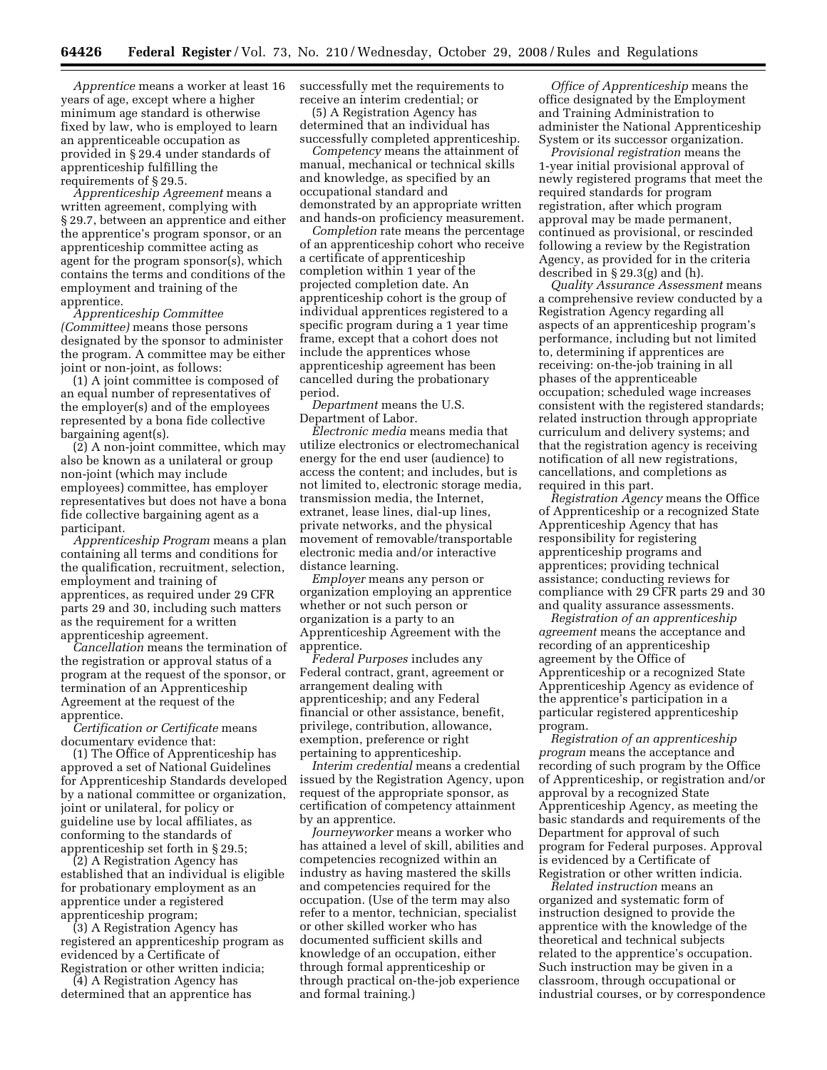*Apprentice* means a worker at least 16 years of age, except where a higher minimum age standard is otherwise fixed by law, who is employed to learn an apprenticeable occupation as provided in § 29.4 under standards of apprenticeship fulfilling the requirements of § 29.5.

*Apprenticeship Agreement* means a written agreement, complying with § 29.7, between an apprentice and either the apprentice's program sponsor, or an apprenticeship committee acting as agent for the program sponsor(s), which contains the terms and conditions of the employment and training of the apprentice.

*Apprenticeship Committee (Committee)* means those persons designated by the sponsor to administer the program. A committee may be either joint or non-joint, as follows:

(1) A joint committee is composed of an equal number of representatives of the employer(s) and of the employees represented by a bona fide collective bargaining agent(s).

(2) A non-joint committee, which may also be known as a unilateral or group non-joint (which may include employees) committee, has employer representatives but does not have a bona fide collective bargaining agent as a participant.

*Apprenticeship Program* means a plan containing all terms and conditions for the qualification, recruitment, selection, employment and training of apprentices, as required under 29 CFR parts 29 and 30, including such matters as the requirement for a written apprenticeship agreement.

*Cancellation* means the termination of the registration or approval status of a program at the request of the sponsor, or termination of an Apprenticeship Agreement at the request of the apprentice.

*Certification or Certificate* means documentary evidence that:

(1) The Office of Apprenticeship has approved a set of National Guidelines for Apprenticeship Standards developed by a national committee or organization, joint or unilateral, for policy or guideline use by local affiliates, as conforming to the standards of apprenticeship set forth in § 29.5;

(2) A Registration Agency has established that an individual is eligible for probationary employment as an apprentice under a registered apprenticeship program;

(3) A Registration Agency has registered an apprenticeship program as evidenced by a Certificate of Registration or other written indicia;

(4) A Registration Agency has determined that an apprentice has successfully met the requirements to receive an interim credential; or

(5) A Registration Agency has determined that an individual has successfully completed apprenticeship.

*Competency* means the attainment of manual, mechanical or technical skills and knowledge, as specified by an occupational standard and demonstrated by an appropriate written and hands-on proficiency measurement.

*Completion* rate means the percentage of an apprenticeship cohort who receive a certificate of apprenticeship completion within 1 year of the projected completion date. An apprenticeship cohort is the group of individual apprentices registered to a specific program during a 1 year time frame, except that a cohort does not include the apprentices whose apprenticeship agreement has been cancelled during the probationary period.

*Department* means the U.S. Department of Labor.

*Electronic media* means media that utilize electronics or electromechanical energy for the end user (audience) to access the content; and includes, but is not limited to, electronic storage media, transmission media, the Internet, extranet, lease lines, dial-up lines, private networks, and the physical movement of removable/transportable electronic media and/or interactive distance learning.

*Employer* means any person or organization employing an apprentice whether or not such person or organization is a party to an Apprenticeship Agreement with the apprentice.

*Federal Purposes* includes any Federal contract, grant, agreement or arrangement dealing with apprenticeship; and any Federal financial or other assistance, benefit, privilege, contribution, allowance, exemption, preference or right pertaining to apprenticeship.

*Interim credential* means a credential issued by the Registration Agency, upon request of the appropriate sponsor, as certification of competency attainment by an apprentice.

*Journeyworker* means a worker who has attained a level of skill, abilities and competencies recognized within an industry as having mastered the skills and competencies required for the occupation. (Use of the term may also refer to a mentor, technician, specialist or other skilled worker who has documented sufficient skills and knowledge of an occupation, either through formal apprenticeship or through practical on-the-job experience and formal training.)

*Office of Apprenticeship* means the office designated by the Employment and Training Administration to administer the National Apprenticeship System or its successor organization.

*Provisional registration* means the 1-year initial provisional approval of newly registered programs that meet the required standards for program registration, after which program approval may be made permanent, continued as provisional, or rescinded following a review by the Registration Agency, as provided for in the criteria described in § 29.3(g) and (h).

*Quality Assurance Assessment* means a comprehensive review conducted by a Registration Agency regarding all aspects of an apprenticeship program's performance, including but not limited to, determining if apprentices are receiving: on-the-job training in all phases of the apprenticeable occupation; scheduled wage increases consistent with the registered standards; related instruction through appropriate curriculum and delivery systems; and that the registration agency is receiving notification of all new registrations, cancellations, and completions as required in this part.

*Registration Agency* means the Office of Apprenticeship or a recognized State Apprenticeship Agency that has responsibility for registering apprenticeship programs and apprentices; providing technical assistance; conducting reviews for compliance with 29 CFR parts 29 and 30 and quality assurance assessments.

*Registration of an apprenticeship agreement* means the acceptance and recording of an apprenticeship agreement by the Office of Apprenticeship or a recognized State Apprenticeship Agency as evidence of the apprentice's participation in a particular registered apprenticeship program.

*Registration of an apprenticeship program* means the acceptance and recording of such program by the Office of Apprenticeship, or registration and/or approval by a recognized State Apprenticeship Agency, as meeting the basic standards and requirements of the Department for approval of such program for Federal purposes. Approval is evidenced by a Certificate of Registration or other written indicia.

*Related instruction* means an organized and systematic form of instruction designed to provide the apprentice with the knowledge of the theoretical and technical subjects related to the apprentice's occupation. Such instruction may be given in a classroom, through occupational or industrial courses, or by correspondence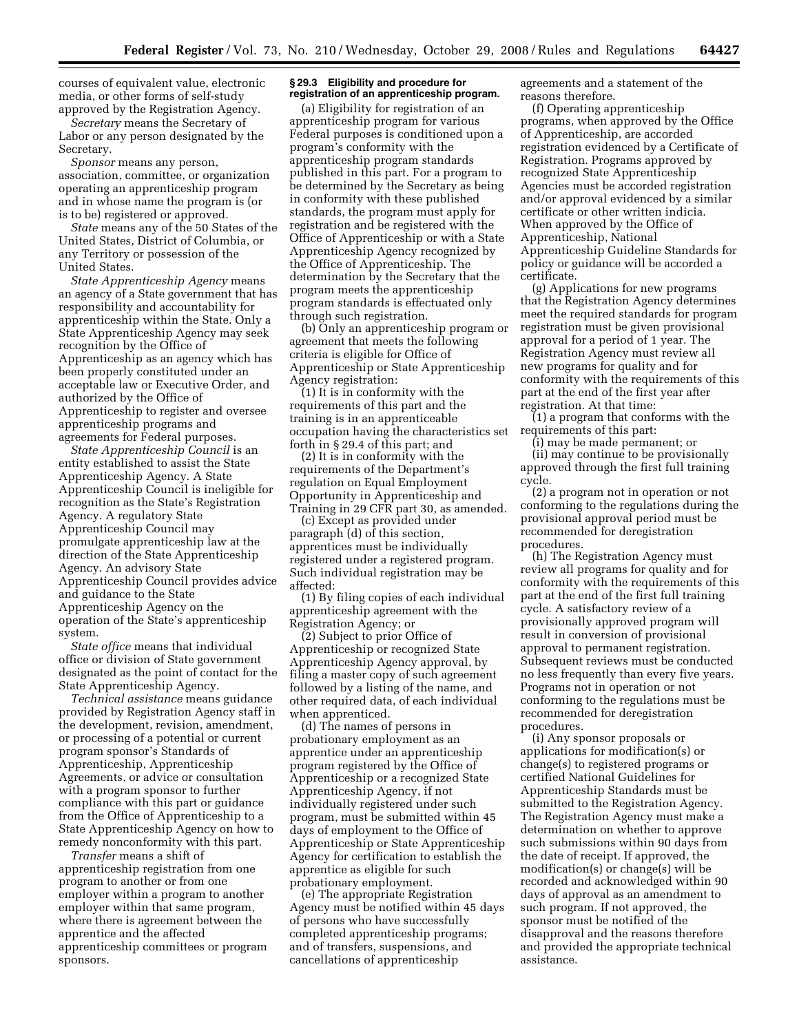courses of equivalent value, electronic media, or other forms of self-study approved by the Registration Agency.

*Secretary* means the Secretary of Labor or any person designated by the Secretary.

*Sponsor* means any person, association, committee, or organization operating an apprenticeship program and in whose name the program is (or is to be) registered or approved.

*State* means any of the 50 States of the United States, District of Columbia, or any Territory or possession of the United States.

*State Apprenticeship Agency* means an agency of a State government that has responsibility and accountability for apprenticeship within the State. Only a State Apprenticeship Agency may seek recognition by the Office of Apprenticeship as an agency which has been properly constituted under an acceptable law or Executive Order, and authorized by the Office of Apprenticeship to register and oversee apprenticeship programs and agreements for Federal purposes.

*State Apprenticeship Council* is an entity established to assist the State Apprenticeship Agency. A State Apprenticeship Council is ineligible for recognition as the State's Registration Agency. A regulatory State Apprenticeship Council may promulgate apprenticeship law at the direction of the State Apprenticeship Agency. An advisory State Apprenticeship Council provides advice and guidance to the State Apprenticeship Agency on the operation of the State's apprenticeship system.

*State office* means that individual office or division of State government designated as the point of contact for the State Apprenticeship Agency.

*Technical assistance* means guidance provided by Registration Agency staff in the development, revision, amendment, or processing of a potential or current program sponsor's Standards of Apprenticeship, Apprenticeship Agreements, or advice or consultation with a program sponsor to further compliance with this part or guidance from the Office of Apprenticeship to a State Apprenticeship Agency on how to remedy nonconformity with this part.

*Transfer* means a shift of apprenticeship registration from one program to another or from one employer within a program to another employer within that same program, where there is agreement between the apprentice and the affected apprenticeship committees or program sponsors.

**§ 29.3 Eligibility and procedure for registration of an apprenticeship program.**

(a) Eligibility for registration of an apprenticeship program for various Federal purposes is conditioned upon a program's conformity with the apprenticeship program standards published in this part. For a program to be determined by the Secretary as being in conformity with these published standards, the program must apply for registration and be registered with the Office of Apprenticeship or with a State Apprenticeship Agency recognized by the Office of Apprenticeship. The determination by the Secretary that the program meets the apprenticeship program standards is effectuated only through such registration.

(b) Only an apprenticeship program or agreement that meets the following criteria is eligible for Office of Apprenticeship or State Apprenticeship Agency registration:

(1) It is in conformity with the requirements of this part and the training is in an apprenticeable occupation having the characteristics set forth in § 29.4 of this part; and

(2) It is in conformity with the requirements of the Department's regulation on Equal Employment Opportunity in Apprenticeship and Training in 29 CFR part 30, as amended.

(c) Except as provided under paragraph (d) of this section, apprentices must be individually registered under a registered program. Such individual registration may be affected:

(1) By filing copies of each individual apprenticeship agreement with the Registration Agency; or

(2) Subject to prior Office of Apprenticeship or recognized State Apprenticeship Agency approval, by filing a master copy of such agreement followed by a listing of the name, and other required data, of each individual when apprenticed.

(d) The names of persons in probationary employment as an apprentice under an apprenticeship program registered by the Office of Apprenticeship or a recognized State Apprenticeship Agency, if not individually registered under such program, must be submitted within 45 days of employment to the Office of Apprenticeship or State Apprenticeship Agency for certification to establish the apprentice as eligible for such probationary employment.

(e) The appropriate Registration Agency must be notified within 45 days of persons who have successfully completed apprenticeship programs; and of transfers, suspensions, and cancellations of apprenticeship agreements and a statement of the reasons therefore.

(f) Operating apprenticeship programs, when approved by the Office of Apprenticeship, are accorded registration evidenced by a Certificate of Registration. Programs approved by recognized State Apprenticeship Agencies must be accorded registration and/or approval evidenced by a similar certificate or other written indicia. When approved by the Office of Apprenticeship, National Apprenticeship Guideline Standards for policy or guidance will be accorded a certificate.

(g) Applications for new programs that the Registration Agency determines meet the required standards for program registration must be given provisional approval for a period of 1 year. The Registration Agency must review all new programs for quality and for conformity with the requirements of this part at the end of the first year after registration. At that time:

(1) a program that conforms with the requirements of this part:

(i) may be made permanent; or

(ii) may continue to be provisionally approved through the first full training cycle.

(2) a program not in operation or not conforming to the regulations during the provisional approval period must be recommended for deregistration procedures.

(h) The Registration Agency must review all programs for quality and for conformity with the requirements of this part at the end of the first full training cycle. A satisfactory review of a provisionally approved program will result in conversion of provisional approval to permanent registration. Subsequent reviews must be conducted no less frequently than every five years. Programs not in operation or not conforming to the regulations must be recommended for deregistration procedures.

(i) Any sponsor proposals or applications for modification(s) or change(s) to registered programs or certified National Guidelines for Apprenticeship Standards must be submitted to the Registration Agency. The Registration Agency must make a determination on whether to approve such submissions within 90 days from the date of receipt. If approved, the modification(s) or change(s) will be recorded and acknowledged within 90 days of approval as an amendment to such program. If not approved, the sponsor must be notified of the disapproval and the reasons therefore and provided the appropriate technical assistance.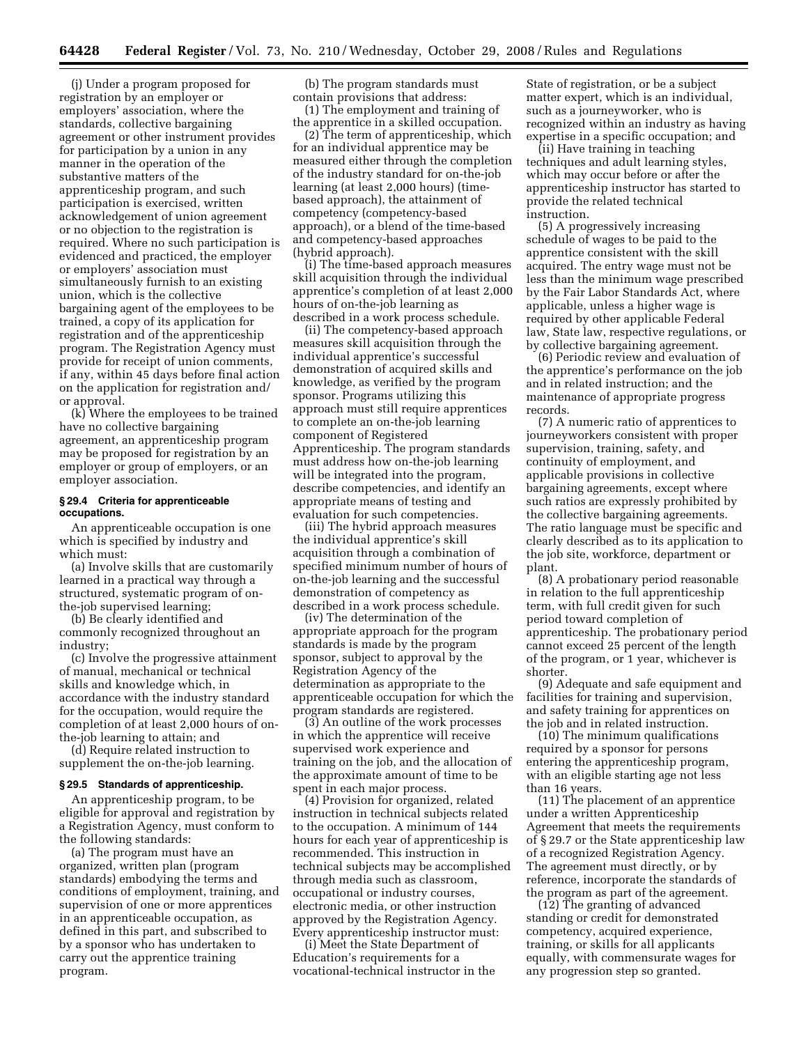(j) Under a program proposed for registration by an employer or employers' association, where the standards, collective bargaining agreement or other instrument provides for participation by a union in any manner in the operation of the substantive matters of the apprenticeship program, and such participation is exercised, written acknowledgement of union agreement or no objection to the registration is required. Where no such participation is evidenced and practiced, the employer or employers' association must simultaneously furnish to an existing union, which is the collective bargaining agent of the employees to be trained, a copy of its application for registration and of the apprenticeship program. The Registration Agency must provide for receipt of union comments, if any, within 45 days before final action on the application for registration and/or approval.

(k) Where the employees to be trained have no collective bargaining agreement, an apprenticeship program may be proposed for registration by an employer or group of employers, or an employer association.

### § 29.4 Criteria for apprenticeable occupations.

An apprenticeable occupation is one which is specified by industry and which must:

(a) Involve skills that are customarily learned in a practical way through a structured, systematic program of on-the-job supervised learning;

(b) Be clearly identified and commonly recognized throughout an industry;

(c) Involve the progressive attainment of manual, mechanical or technical skills and knowledge which, in accordance with the industry standard for the occupation, would require the completion of at least 2,000 hours of on-the-job learning to attain; and

(d) Require related instruction to supplement the on-the-job learning.

### § 29.5 Standards of apprenticeship.

An apprenticeship program, to be eligible for approval and registration by a Registration Agency, must conform to the following standards:

(a) The program must have an organized, written plan (program standards) embodying the terms and conditions of employment, training, and supervision of one or more apprentices in an apprenticeable occupation, as defined in this part, and subscribed to by a sponsor who has undertaken to carry out the apprentice training program.

(b) The program standards must contain provisions that address:

(1) The employment and training of the apprentice in a skilled occupation.

(2) The term of apprenticeship, which for an individual apprentice may be measured either through the completion of the industry standard for on-the-job learning (at least 2,000 hours) (time-based approach), the attainment of competency (competency-based approach), or a blend of the time-based and competency-based approaches (hybrid approach).

(i) The time-based approach measures skill acquisition through the individual apprentice's completion of at least 2,000 hours of on-the-job learning as described in a work process schedule.

(ii) The competency-based approach measures skill acquisition through the individual apprentice's successful demonstration of acquired skills and knowledge, as verified by the program sponsor. Programs utilizing this approach must still require apprentices to complete an on-the-job learning component of Registered Apprenticeship. The program standards must address how on-the-job learning will be integrated into the program, describe competencies, and identify an appropriate means of testing and evaluation for such competencies.

(iii) The hybrid approach measures the individual apprentice's skill acquisition through a combination of specified minimum number of hours of on-the-job learning and the successful demonstration of competency as described in a work process schedule.

(iv) The determination of the appropriate approach for the program standards is made by the program sponsor, subject to approval by the Registration Agency of the determination as appropriate to the apprenticeable occupation for which the program standards are registered.

(3) An outline of the work processes in which the apprentice will receive supervised work experience and training on the job, and the allocation of the approximate amount of time to be spent in each major process.

(4) Provision for organized, related instruction in technical subjects related to the occupation. A minimum of 144 hours for each year of apprenticeship is recommended. This instruction in technical subjects may be accomplished through media such as classroom, occupational or industry courses, electronic media, or other instruction approved by the Registration Agency. Every apprenticeship instructor must:

(i) Meet the State Department of Education's requirements for a vocational-technical instructor in the State of registration, or be a subject matter expert, which is an individual, such as a journeyworker, who is recognized within an industry as having expertise in a specific occupation; and

(ii) Have training in teaching techniques and adult learning styles, which may occur before or after the apprenticeship instructor has started to provide the related technical instruction.

(5) A progressively increasing schedule of wages to be paid to the apprentice consistent with the skill acquired. The entry wage must not be less than the minimum wage prescribed by the Fair Labor Standards Act, where applicable, unless a higher wage is required by other applicable Federal law, State law, respective regulations, or by collective bargaining agreement.

(6) Periodic review and evaluation of the apprentice's performance on the job and in related instruction; and the maintenance of appropriate progress records.

(7) A numeric ratio of apprentices to journeyworkers consistent with proper supervision, training, safety, and continuity of employment, and applicable provisions in collective bargaining agreements, except where such ratios are expressly prohibited by the collective bargaining agreements. The ratio language must be specific and clearly described as to its application to the job site, workforce, department or plant.

(8) A probationary period reasonable in relation to the full apprenticeship term, with full credit given for such period toward completion of apprenticeship. The probationary period cannot exceed 25 percent of the length of the program, or 1 year, whichever is shorter.

(9) Adequate and safe equipment and facilities for training and supervision, and safety training for apprentices on the job and in related instruction.

(10) The minimum qualifications required by a sponsor for persons entering the apprenticeship program, with an eligible starting age not less than 16 years.

(11) The placement of an apprentice under a written Apprenticeship Agreement that meets the requirements of § 29.7 or the State apprenticeship law of a recognized Registration Agency. The agreement must directly, or by reference, incorporate the standards of the program as part of the agreement.

(12) The granting of advanced standing or credit for demonstrated competency, acquired experience, training, or skills for all applicants equally, with commensurate wages for any progression step so granted.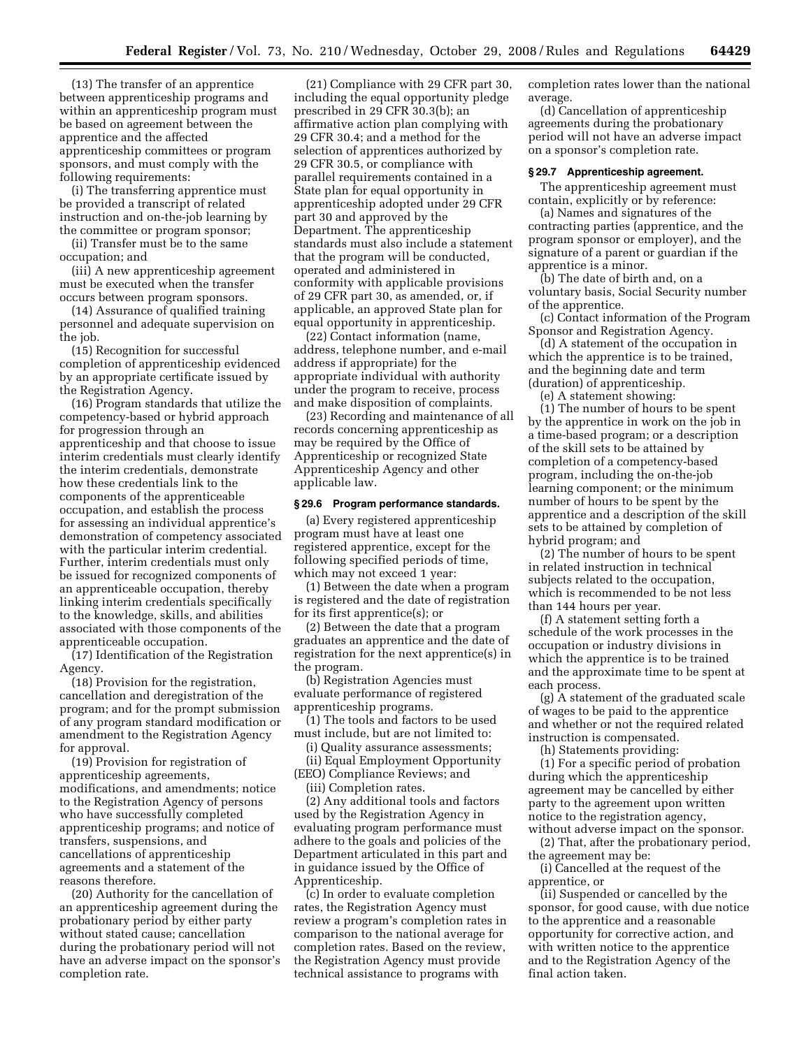(13) The transfer of an apprentice between apprenticeship programs and within an apprenticeship program must be based on agreement between the apprentice and the affected apprenticeship committees or program sponsors, and must comply with the following requirements:

(i) The transferring apprentice must be provided a transcript of related instruction and on-the-job learning by the committee or program sponsor;

(ii) Transfer must be to the same occupation; and

(iii) A new apprenticeship agreement must be executed when the transfer occurs between program sponsors.

(14) Assurance of qualified training personnel and adequate supervision on the job.

(15) Recognition for successful completion of apprenticeship evidenced by an appropriate certificate issued by the Registration Agency.

(16) Program standards that utilize the competency-based or hybrid approach for progression through an apprenticeship and that choose to issue interim credentials must clearly identify the interim credentials, demonstrate how these credentials link to the components of the apprenticeable occupation, and establish the process for assessing an individual apprentice's demonstration of competency associated with the particular interim credential. Further, interim credentials must only be issued for recognized components of an apprenticeable occupation, thereby linking interim credentials specifically to the knowledge, skills, and abilities associated with those components of the apprenticeable occupation.

(17) Identification of the Registration Agency.

(18) Provision for the registration, cancellation and deregistration of the program; and for the prompt submission of any program standard modification or amendment to the Registration Agency for approval.

(19) Provision for registration of apprenticeship agreements, modifications, and amendments; notice to the Registration Agency of persons who have successfully completed apprenticeship programs; and notice of transfers, suspensions, and cancellations of apprenticeship agreements and a statement of the reasons therefore.

(20) Authority for the cancellation of an apprenticeship agreement during the probationary period by either party without stated cause; cancellation during the probationary period will not have an adverse impact on the sponsor's completion rate.

(21) Compliance with 29 CFR part 30, including the equal opportunity pledge prescribed in 29 CFR 30.3(b); an affirmative action plan complying with 29 CFR 30.4; and a method for the selection of apprentices authorized by 29 CFR 30.5, or compliance with parallel requirements contained in a State plan for equal opportunity in apprenticeship adopted under 29 CFR part 30 and approved by the Department. The apprenticeship standards must also include a statement that the program will be conducted, operated and administered in conformity with applicable provisions of 29 CFR part 30, as amended, or, if applicable, an approved State plan for equal opportunity in apprenticeship.

(22) Contact information (name, address, telephone number, and e-mail address if appropriate) for the appropriate individual with authority under the program to receive, process and make disposition of complaints.

(23) Recording and maintenance of all records concerning apprenticeship as may be required by the Office of Apprenticeship or recognized State Apprenticeship Agency and other applicable law.

### § 29.6 Program performance standards.

(a) Every registered apprenticeship program must have at least one registered apprentice, except for the following specified periods of time, which may not exceed 1 year:

(1) Between the date when a program is registered and the date of registration for its first apprentice(s); or

(2) Between the date that a program graduates an apprentice and the date of registration for the next apprentice(s) in the program.

(b) Registration Agencies must evaluate performance of registered apprenticeship programs.

(1) The tools and factors to be used must include, but are not limited to:

(i) Quality assurance assessments;

(ii) Equal Employment Opportunity (EEO) Compliance Reviews; and

(iii) Completion rates.

(2) Any additional tools and factors used by the Registration Agency in evaluating program performance must adhere to the goals and policies of the Department articulated in this part and in guidance issued by the Office of Apprenticeship.

(c) In order to evaluate completion rates, the Registration Agency must review a program's completion rates in comparison to the national average for completion rates. Based on the review, the Registration Agency must provide technical assistance to programs with completion rates lower than the national average.

(d) Cancellation of apprenticeship agreements during the probationary period will not have an adverse impact on a sponsor's completion rate.

### § 29.7 Apprenticeship agreement.

The apprenticeship agreement must contain, explicitly or by reference:

(a) Names and signatures of the contracting parties (apprentice, and the program sponsor or employer), and the signature of a parent or guardian if the apprentice is a minor.

(b) The date of birth and, on a voluntary basis, Social Security number of the apprentice.

(c) Contact information of the Program Sponsor and Registration Agency.

(d) A statement of the occupation in which the apprentice is to be trained, and the beginning date and term (duration) of apprenticeship.

(e) A statement showing:

(1) The number of hours to be spent by the apprentice in work on the job in a time-based program; or a description of the skill sets to be attained by completion of a competency-based program, including the on-the-job learning component; or the minimum number of hours to be spent by the apprentice and a description of the skill sets to be attained by completion of hybrid program; and

(2) The number of hours to be spent in related instruction in technical subjects related to the occupation, which is recommended to be not less than 144 hours per year.

(f) A statement setting forth a schedule of the work processes in the occupation or industry divisions in which the apprentice is to be trained and the approximate time to be spent at each process.

(g) A statement of the graduated scale of wages to be paid to the apprentice and whether or not the required related instruction is compensated.

(h) Statements providing:

(1) For a specific period of probation during which the apprenticeship agreement may be cancelled by either party to the agreement upon written notice to the registration agency, without adverse impact on the sponsor.

(2) That, after the probationary period, the agreement may be:

(i) Cancelled at the request of the apprentice, or

(ii) Suspended or cancelled by the sponsor, for good cause, with due notice to the apprentice and a reasonable opportunity for corrective action, and with written notice to the apprentice and to the Registration Agency of the final action taken.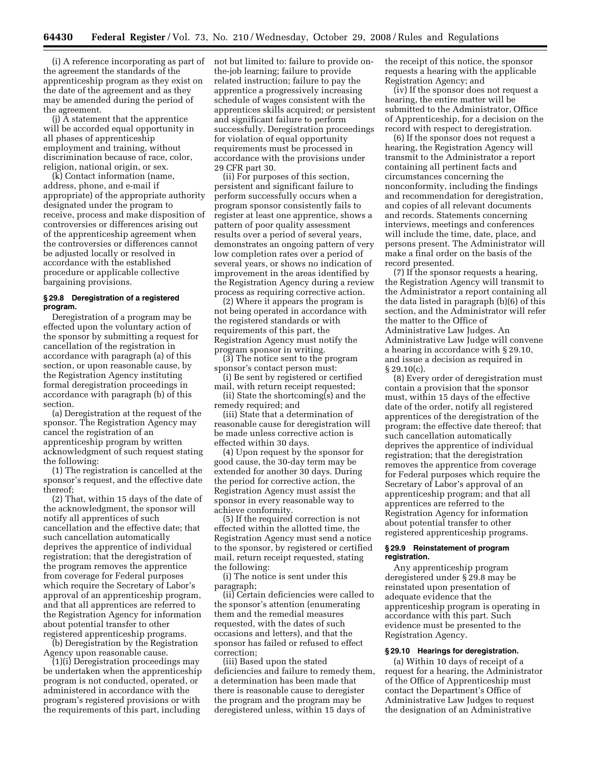(i) A reference incorporating as part of the agreement the standards of the apprenticeship program as they exist on the date of the agreement and as they may be amended during the period of the agreement.

(j) A statement that the apprentice will be accorded equal opportunity in all phases of apprenticeship employment and training, without discrimination because of race, color, religion, national origin, or sex.

(k) Contact information (name, address, phone, and e-mail if appropriate) of the appropriate authority designated under the program to receive, process and make disposition of controversies or differences arising out of the apprenticeship agreement when the controversies or differences cannot be adjusted locally or resolved in accordance with the established procedure or applicable collective bargaining provisions.

### § 29.8 Deregistration of a registered program.

Deregistration of a program may be effected upon the voluntary action of the sponsor by submitting a request for cancellation of the registration in accordance with paragraph (a) of this section, or upon reasonable cause, by the Registration Agency instituting formal deregistration proceedings in accordance with paragraph (b) of this section.

(a) Deregistration at the request of the sponsor. The Registration Agency may cancel the registration of an apprenticeship program by written acknowledgment of such request stating the following:

(1) The registration is cancelled at the sponsor's request, and the effective date thereof;

(2) That, within 15 days of the date of the acknowledgment, the sponsor will notify all apprentices of such cancellation and the effective date; that such cancellation automatically deprives the apprentice of individual registration; that the deregistration of the program removes the apprentice from coverage for Federal purposes which require the Secretary of Labor's approval of an apprenticeship program, and that all apprentices are referred to the Registration Agency for information about potential transfer to other registered apprenticeship programs.

(b) Deregistration by the Registration Agency upon reasonable cause.

(1)(i) Deregistration proceedings may be undertaken when the apprenticeship program is not conducted, operated, or administered in accordance with the program's registered provisions or with the requirements of this part, including not but limited to: failure to provide on-the-job learning; failure to provide related instruction; failure to pay the apprentice a progressively increasing schedule of wages consistent with the apprentices skills acquired; or persistent and significant failure to perform successfully. Deregistration proceedings for violation of equal opportunity requirements must be processed in accordance with the provisions under 29 CFR part 30.

(ii) For purposes of this section, persistent and significant failure to perform successfully occurs when a program sponsor consistently fails to register at least one apprentice, shows a pattern of poor quality assessment results over a period of several years, demonstrates an ongoing pattern of very low completion rates over a period of several years, or shows no indication of improvement in the areas identified by the Registration Agency during a review process as requiring corrective action.

(2) Where it appears the program is not being operated in accordance with the registered standards or with requirements of this part, the Registration Agency must notify the program sponsor in writing.

(3) The notice sent to the program sponsor's contact person must:

(i) Be sent by registered or certified mail, with return receipt requested;

(ii) State the shortcoming(s) and the remedy required; and

(iii) State that a determination of reasonable cause for deregistration will be made unless corrective action is effected within 30 days.

(4) Upon request by the sponsor for good cause, the 30-day term may be extended for another 30 days. During the period for corrective action, the Registration Agency must assist the sponsor in every reasonable way to achieve conformity.

(5) If the required correction is not effected within the allotted time, the Registration Agency must send a notice to the sponsor, by registered or certified mail, return receipt requested, stating the following:

(i) The notice is sent under this paragraph;

(ii) Certain deficiencies were called to the sponsor's attention (enumerating them and the remedial measures requested, with the dates of such occasions and letters), and that the sponsor has failed or refused to effect correction;

(iii) Based upon the stated deficiencies and failure to remedy them, a determination has been made that there is reasonable cause to deregister the program and the program may be deregistered unless, within 15 days of the receipt of this notice, the sponsor requests a hearing with the applicable Registration Agency; and

(iv) If the sponsor does not request a hearing, the entire matter will be submitted to the Administrator, Office of Apprenticeship, for a decision on the record with respect to deregistration.

(6) If the sponsor does not request a hearing, the Registration Agency will transmit to the Administrator a report containing all pertinent facts and circumstances concerning the nonconformity, including the findings and recommendation for deregistration, and copies of all relevant documents and records. Statements concerning interviews, meetings and conferences will include the time, date, place, and persons present. The Administrator will make a final order on the basis of the record presented.

(7) If the sponsor requests a hearing, the Registration Agency will transmit to the Administrator a report containing all the data listed in paragraph (b)(6) of this section, and the Administrator will refer the matter to the Office of Administrative Law Judges. An Administrative Law Judge will convene a hearing in accordance with § 29.10, and issue a decision as required in § 29.10(c).

(8) Every order of deregistration must contain a provision that the sponsor must, within 15 days of the effective date of the order, notify all registered apprentices of the deregistration of the program; the effective date thereof; that such cancellation automatically deprives the apprentice of individual registration; that the deregistration removes the apprentice from coverage for Federal purposes which require the Secretary of Labor's approval of an apprenticeship program; and that all apprentices are referred to the Registration Agency for information about potential transfer to other registered apprenticeship programs.

### § 29.9 Reinstatement of program registration.

Any apprenticeship program deregistered under § 29.8 may be reinstated upon presentation of adequate evidence that the apprenticeship program is operating in accordance with this part. Such evidence must be presented to the Registration Agency.

### § 29.10 Hearings for deregistration.

(a) Within 10 days of receipt of a request for a hearing, the Administrator of the Office of Apprenticeship must contact the Department's Office of Administrative Law Judges to request the designation of an Administrative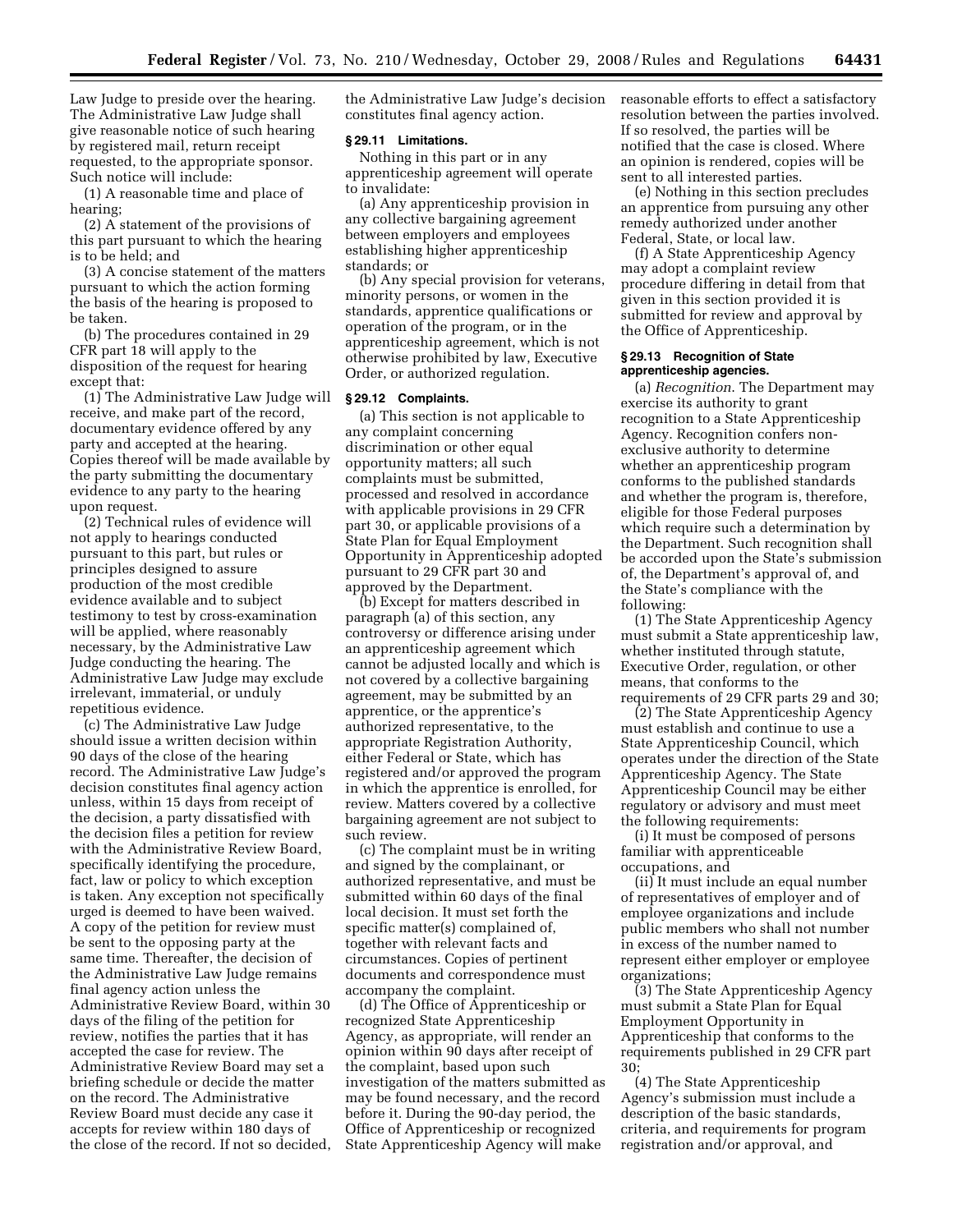Law Judge to preside over the hearing. The Administrative Law Judge shall give reasonable notice of such hearing by registered mail, return receipt requested, to the appropriate sponsor. Such notice will include:

(1) A reasonable time and place of hearing;

(2) A statement of the provisions of this part pursuant to which the hearing is to be held; and

(3) A concise statement of the matters pursuant to which the action forming the basis of the hearing is proposed to be taken.

(b) The procedures contained in 29 CFR part 18 will apply to the disposition of the request for hearing except that:

(1) The Administrative Law Judge will receive, and make part of the record, documentary evidence offered by any party and accepted at the hearing. Copies thereof will be made available by the party submitting the documentary evidence to any party to the hearing upon request.

(2) Technical rules of evidence will not apply to hearings conducted pursuant to this part, but rules or principles designed to assure production of the most credible evidence available and to subject testimony to test by cross-examination will be applied, where reasonably necessary, by the Administrative Law Judge conducting the hearing. The Administrative Law Judge may exclude irrelevant, immaterial, or unduly repetitious evidence.

(c) The Administrative Law Judge should issue a written decision within 90 days of the close of the hearing record. The Administrative Law Judge's decision constitutes final agency action unless, within 15 days from receipt of the decision, a party dissatisfied with the decision files a petition for review with the Administrative Review Board, specifically identifying the procedure, fact, law or policy to which exception is taken. Any exception not specifically urged is deemed to have been waived. A copy of the petition for review must be sent to the opposing party at the same time. Thereafter, the decision of the Administrative Law Judge remains final agency action unless the Administrative Review Board, within 30 days of the filing of the petition for review, notifies the parties that it has accepted the case for review. The Administrative Review Board may set a briefing schedule or decide the matter on the record. The Administrative Review Board must decide any case it accepts for review within 180 days of the close of the record. If not so decided, the Administrative Law Judge's decision constitutes final agency action.

### § 29.11 Limitations.

Nothing in this part or in any apprenticeship agreement will operate to invalidate:

(a) Any apprenticeship provision in any collective bargaining agreement between employers and employees establishing higher apprenticeship standards; or

(b) Any special provision for veterans, minority persons, or women in the standards, apprentice qualifications or operation of the program, or in the apprenticeship agreement, which is not otherwise prohibited by law, Executive Order, or authorized regulation.

### § 29.12 Complaints.

(a) This section is not applicable to any complaint concerning discrimination or other equal opportunity matters; all such complaints must be submitted, processed and resolved in accordance with applicable provisions in 29 CFR part 30, or applicable provisions of a State Plan for Equal Employment Opportunity in Apprenticeship adopted pursuant to 29 CFR part 30 and approved by the Department.

(b) Except for matters described in paragraph (a) of this section, any controversy or difference arising under an apprenticeship agreement which cannot be adjusted locally and which is not covered by a collective bargaining agreement, may be submitted by an apprentice, or the apprentice's authorized representative, to the appropriate Registration Authority, either Federal or State, which has registered and/or approved the program in which the apprentice is enrolled, for review. Matters covered by a collective bargaining agreement are not subject to such review.

(c) The complaint must be in writing and signed by the complainant, or authorized representative, and must be submitted within 60 days of the final local decision. It must set forth the specific matter(s) complained of, together with relevant facts and circumstances. Copies of pertinent documents and correspondence must accompany the complaint.

(d) The Office of Apprenticeship or recognized State Apprenticeship Agency, as appropriate, will render an opinion within 90 days after receipt of the complaint, based upon such investigation of the matters submitted as may be found necessary, and the record before it. During the 90-day period, the Office of Apprenticeship or recognized State Apprenticeship Agency will make reasonable efforts to effect a satisfactory resolution between the parties involved. If so resolved, the parties will be notified that the case is closed. Where an opinion is rendered, copies will be sent to all interested parties.

(e) Nothing in this section precludes an apprentice from pursuing any other remedy authorized under another Federal, State, or local law.

(f) A State Apprenticeship Agency may adopt a complaint review procedure differing in detail from that given in this section provided it is submitted for review and approval by the Office of Apprenticeship.

### § 29.13 Recognition of State apprenticeship agencies.

(a) *Recognition.* The Department may exercise its authority to grant recognition to a State Apprenticeship Agency. Recognition confers non-exclusive authority to determine whether an apprenticeship program conforms to the published standards and whether the program is, therefore, eligible for those Federal purposes which require such a determination by the Department. Such recognition shall be accorded upon the State's submission of, the Department's approval of, and the State's compliance with the following:

(1) The State Apprenticeship Agency must submit a State apprenticeship law, whether instituted through statute, Executive Order, regulation, or other means, that conforms to the requirements of 29 CFR parts 29 and 30;

(2) The State Apprenticeship Agency must establish and continue to use a State Apprenticeship Council, which operates under the direction of the State Apprenticeship Agency. The State Apprenticeship Council may be either regulatory or advisory and must meet the following requirements:

(i) It must be composed of persons familiar with apprenticeable occupations, and

(ii) It must include an equal number of representatives of employer and of employee organizations and include public members who shall not number in excess of the number named to represent either employer or employee organizations;

(3) The State Apprenticeship Agency must submit a State Plan for Equal Employment Opportunity in Apprenticeship that conforms to the requirements published in 29 CFR part 30;

(4) The State Apprenticeship Agency's submission must include a description of the basic standards, criteria, and requirements for program registration and/or approval, and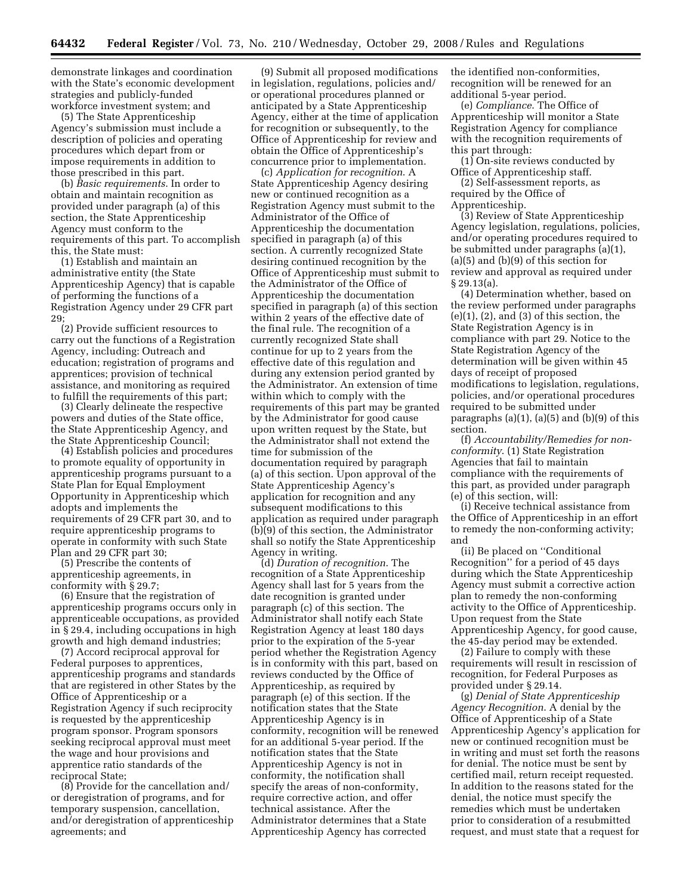demonstrate linkages and coordination with the State's economic development strategies and publicly-funded workforce investment system; and

(5) The State Apprenticeship Agency's submission must include a description of policies and operating procedures which depart from or impose requirements in addition to those prescribed in this part.

(b) *Basic requirements*. In order to obtain and maintain recognition as provided under paragraph (a) of this section, the State Apprenticeship Agency must conform to the requirements of this part. To accomplish this, the State must:

(1) Establish and maintain an administrative entity (the State Apprenticeship Agency) that is capable of performing the functions of a Registration Agency under 29 CFR part 29;

(2) Provide sufficient resources to carry out the functions of a Registration Agency, including: Outreach and education; registration of programs and apprentices; provision of technical assistance, and monitoring as required to fulfill the requirements of this part;

(3) Clearly delineate the respective powers and duties of the State office, the State Apprenticeship Agency, and the State Apprenticeship Council;

(4) Establish policies and procedures to promote equality of opportunity in apprenticeship programs pursuant to a State Plan for Equal Employment Opportunity in Apprenticeship which adopts and implements the requirements of 29 CFR part 30, and to require apprenticeship programs to operate in conformity with such State Plan and 29 CFR part 30;

(5) Prescribe the contents of apprenticeship agreements, in conformity with § 29.7;

(6) Ensure that the registration of apprenticeship programs occurs only in apprenticeable occupations, as provided in § 29.4, including occupations in high growth and high demand industries;

(7) Accord reciprocal approval for Federal purposes to apprentices, apprenticeship programs and standards that are registered in other States by the Office of Apprenticeship or a Registration Agency if such reciprocity is requested by the apprenticeship program sponsor. Program sponsors seeking reciprocal approval must meet the wage and hour provisions and apprentice ratio standards of the reciprocal State;

(8) Provide for the cancellation and/or deregistration of programs, and for temporary suspension, cancellation, and/or deregistration of apprenticeship agreements; and

(9) Submit all proposed modifications in legislation, regulations, policies and/or operational procedures planned or anticipated by a State Apprenticeship Agency, either at the time of application for recognition or subsequently, to the Office of Apprenticeship for review and obtain the Office of Apprenticeship's concurrence prior to implementation.

(c) *Application for recognition*. A State Apprenticeship Agency desiring new or continued recognition as a Registration Agency must submit to the Administrator of the Office of Apprenticeship the documentation specified in paragraph (a) of this section. A currently recognized State desiring continued recognition by the Office of Apprenticeship must submit to the Administrator of the Office of Apprenticeship the documentation specified in paragraph (a) of this section within 2 years of the effective date of the final rule. The recognition of a currently recognized State shall continue for up to 2 years from the effective date of this regulation and during any extension period granted by the Administrator. An extension of time within which to comply with the requirements of this part may be granted by the Administrator for good cause upon written request by the State, but the Administrator shall not extend the time for submission of the documentation required by paragraph (a) of this section. Upon approval of the State Apprenticeship Agency's application for recognition and any subsequent modifications to this application as required under paragraph (b)(9) of this section, the Administrator shall so notify the State Apprenticeship Agency in writing.

(d) *Duration of recognition*. The recognition of a State Apprenticeship Agency shall last for 5 years from the date recognition is granted under paragraph (c) of this section. The Administrator shall notify each State Registration Agency at least 180 days prior to the expiration of the 5-year period whether the Registration Agency is in conformity with this part, based on reviews conducted by the Office of Apprenticeship, as required by paragraph (e) of this section. If the notification states that the State Apprenticeship Agency is in conformity, recognition will be renewed for an additional 5-year period. If the notification states that the State Apprenticeship Agency is not in conformity, the notification shall specify the areas of non-conformity, require corrective action, and offer technical assistance. After the Administrator determines that a State Apprenticeship Agency has corrected the identified non-conformities, recognition will be renewed for an additional 5-year period.

(e) *Compliance*. The Office of Apprenticeship will monitor a State Registration Agency for compliance with the recognition requirements of this part through:

(1) On-site reviews conducted by Office of Apprenticeship staff.

(2) Self-assessment reports, as required by the Office of Apprenticeship.

(3) Review of State Apprenticeship Agency legislation, regulations, policies, and/or operating procedures required to be submitted under paragraphs (a)(1), (a)(5) and (b)(9) of this section for review and approval as required under § 29.13(a).

(4) Determination whether, based on the review performed under paragraphs (e)(1), (2), and (3) of this section, the State Registration Agency is in compliance with part 29. Notice to the State Registration Agency of the determination will be given within 45 days of receipt of proposed modifications to legislation, regulations, policies, and/or operational procedures required to be submitted under paragraphs (a)(1), (a)(5) and (b)(9) of this section.

(f) *Accountability/Remedies for non-conformity*. (1) State Registration Agencies that fail to maintain compliance with the requirements of this part, as provided under paragraph (e) of this section, will:

(i) Receive technical assistance from the Office of Apprenticeship in an effort to remedy the non-conforming activity; and

(ii) Be placed on ''Conditional Recognition'' for a period of 45 days during which the State Apprenticeship Agency must submit a corrective action plan to remedy the non-conforming activity to the Office of Apprenticeship. Upon request from the State Apprenticeship Agency, for good cause, the 45-day period may be extended.

(2) Failure to comply with these requirements will result in rescission of recognition, for Federal Purposes as provided under § 29.14.

(g) *Denial of State Apprenticeship Agency Recognition*. A denial by the Office of Apprenticeship of a State Apprenticeship Agency's application for new or continued recognition must be in writing and must set forth the reasons for denial. The notice must be sent by certified mail, return receipt requested. In addition to the reasons stated for the denial, the notice must specify the remedies which must be undertaken prior to consideration of a resubmitted request, and must state that a request for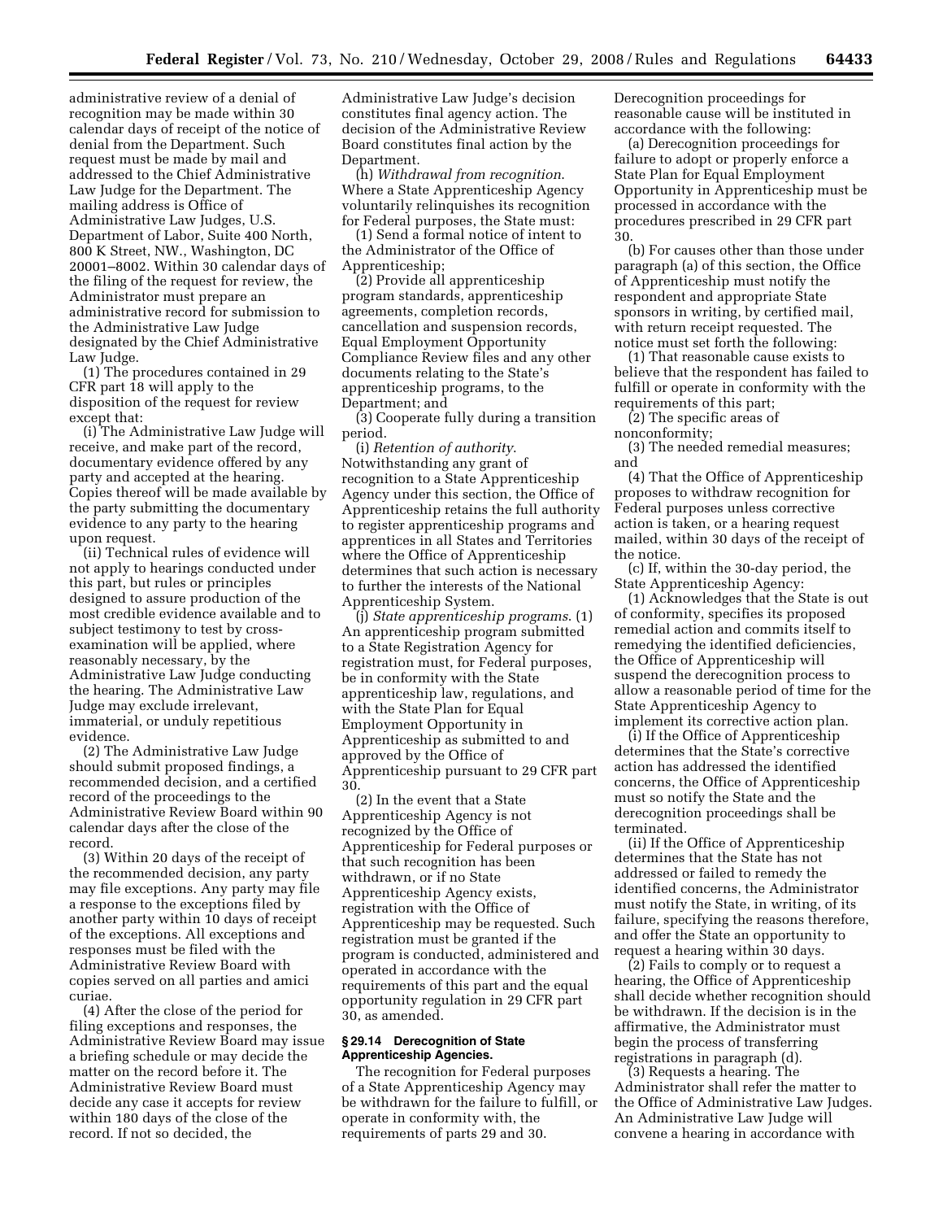administrative review of a denial of recognition may be made within 30 calendar days of receipt of the notice of denial from the Department. Such request must be made by mail and addressed to the Chief Administrative Law Judge for the Department. The mailing address is Office of Administrative Law Judges, U.S. Department of Labor, Suite 400 North, 800 K Street, NW., Washington, DC 20001–8002. Within 30 calendar days of the filing of the request for review, the Administrator must prepare an administrative record for submission to the Administrative Law Judge designated by the Chief Administrative Law Judge.

(1) The procedures contained in 29 CFR part 18 will apply to the disposition of the request for review except that:

(i) The Administrative Law Judge will receive, and make part of the record, documentary evidence offered by any party and accepted at the hearing. Copies thereof will be made available by the party submitting the documentary evidence to any party to the hearing upon request.

(ii) Technical rules of evidence will not apply to hearings conducted under this part, but rules or principles designed to assure production of the most credible evidence available and to subject testimony to test by cross-examination will be applied, where reasonably necessary, by the Administrative Law Judge conducting the hearing. The Administrative Law Judge may exclude irrelevant, immaterial, or unduly repetitious evidence.

(2) The Administrative Law Judge should submit proposed findings, a recommended decision, and a certified record of the proceedings to the Administrative Review Board within 90 calendar days after the close of the record.

(3) Within 20 days of the receipt of the recommended decision, any party may file exceptions. Any party may file a response to the exceptions filed by another party within 10 days of receipt of the exceptions. All exceptions and responses must be filed with the Administrative Review Board with copies served on all parties and amici curiae.

(4) After the close of the period for filing exceptions and responses, the Administrative Review Board may issue a briefing schedule or may decide the matter on the record before it. The Administrative Review Board must decide any case it accepts for review within 180 days of the close of the record. If not so decided, the Administrative Law Judge's decision constitutes final agency action. The decision of the Administrative Review Board constitutes final action by the Department.

(h) *Withdrawal from recognition*. Where a State Apprenticeship Agency voluntarily relinquishes its recognition for Federal purposes, the State must:

(1) Send a formal notice of intent to the Administrator of the Office of Apprenticeship;

(2) Provide all apprenticeship program standards, apprenticeship agreements, completion records, cancellation and suspension records, Equal Employment Opportunity Compliance Review files and any other documents relating to the State's apprenticeship programs, to the Department; and

(3) Cooperate fully during a transition period.

(i) *Retention of authority*. Notwithstanding any grant of recognition to a State Apprenticeship Agency under this section, the Office of Apprenticeship retains the full authority to register apprenticeship programs and apprentices in all States and Territories where the Office of Apprenticeship determines that such action is necessary to further the interests of the National Apprenticeship System.

(j) *State apprenticeship programs*. (1) An apprenticeship program submitted to a State Registration Agency for registration must, for Federal purposes, be in conformity with the State apprenticeship law, regulations, and with the State Plan for Equal Employment Opportunity in Apprenticeship as submitted to and approved by the Office of Apprenticeship pursuant to 29 CFR part 30.

(2) In the event that a State Apprenticeship Agency is not recognized by the Office of Apprenticeship for Federal purposes or that such recognition has been withdrawn, or if no State Apprenticeship Agency exists, registration with the Office of Apprenticeship may be requested. Such registration must be granted if the program is conducted, administered and operated in accordance with the requirements of this part and the equal opportunity regulation in 29 CFR part 30, as amended.

## § 29.14 Derecognition of State Apprenticeship Agencies.

The recognition for Federal purposes of a State Apprenticeship Agency may be withdrawn for the failure to fulfill, or operate in conformity with, the requirements of parts 29 and 30. Derecognition proceedings for reasonable cause will be instituted in accordance with the following:

(a) Derecognition proceedings for failure to adopt or properly enforce a State Plan for Equal Employment Opportunity in Apprenticeship must be processed in accordance with the procedures prescribed in 29 CFR part 30.

(b) For causes other than those under paragraph (a) of this section, the Office of Apprenticeship must notify the respondent and appropriate State sponsors in writing, by certified mail, with return receipt requested. The notice must set forth the following:

(1) That reasonable cause exists to believe that the respondent has failed to fulfill or operate in conformity with the requirements of this part;

(2) The specific areas of nonconformity;

(3) The needed remedial measures; and

(4) That the Office of Apprenticeship proposes to withdraw recognition for Federal purposes unless corrective action is taken, or a hearing request mailed, within 30 days of the receipt of the notice.

(c) If, within the 30-day period, the State Apprenticeship Agency:

(1) Acknowledges that the State is out of conformity, specifies its proposed remedial action and commits itself to remedying the identified deficiencies, the Office of Apprenticeship will suspend the derecognition process to allow a reasonable period of time for the State Apprenticeship Agency to implement its corrective action plan.

(i) If the Office of Apprenticeship determines that the State's corrective action has addressed the identified concerns, the Office of Apprenticeship must so notify the State and the derecognition proceedings shall be terminated.

(ii) If the Office of Apprenticeship determines that the State has not addressed or failed to remedy the identified concerns, the Administrator must notify the State, in writing, of its failure, specifying the reasons therefore, and offer the State an opportunity to request a hearing within 30 days.

(2) Fails to comply or to request a hearing, the Office of Apprenticeship shall decide whether recognition should be withdrawn. If the decision is in the affirmative, the Administrator must begin the process of transferring registrations in paragraph (d).

(3) Requests a hearing. The Administrator shall refer the matter to the Office of Administrative Law Judges. An Administrative Law Judge will convene a hearing in accordance with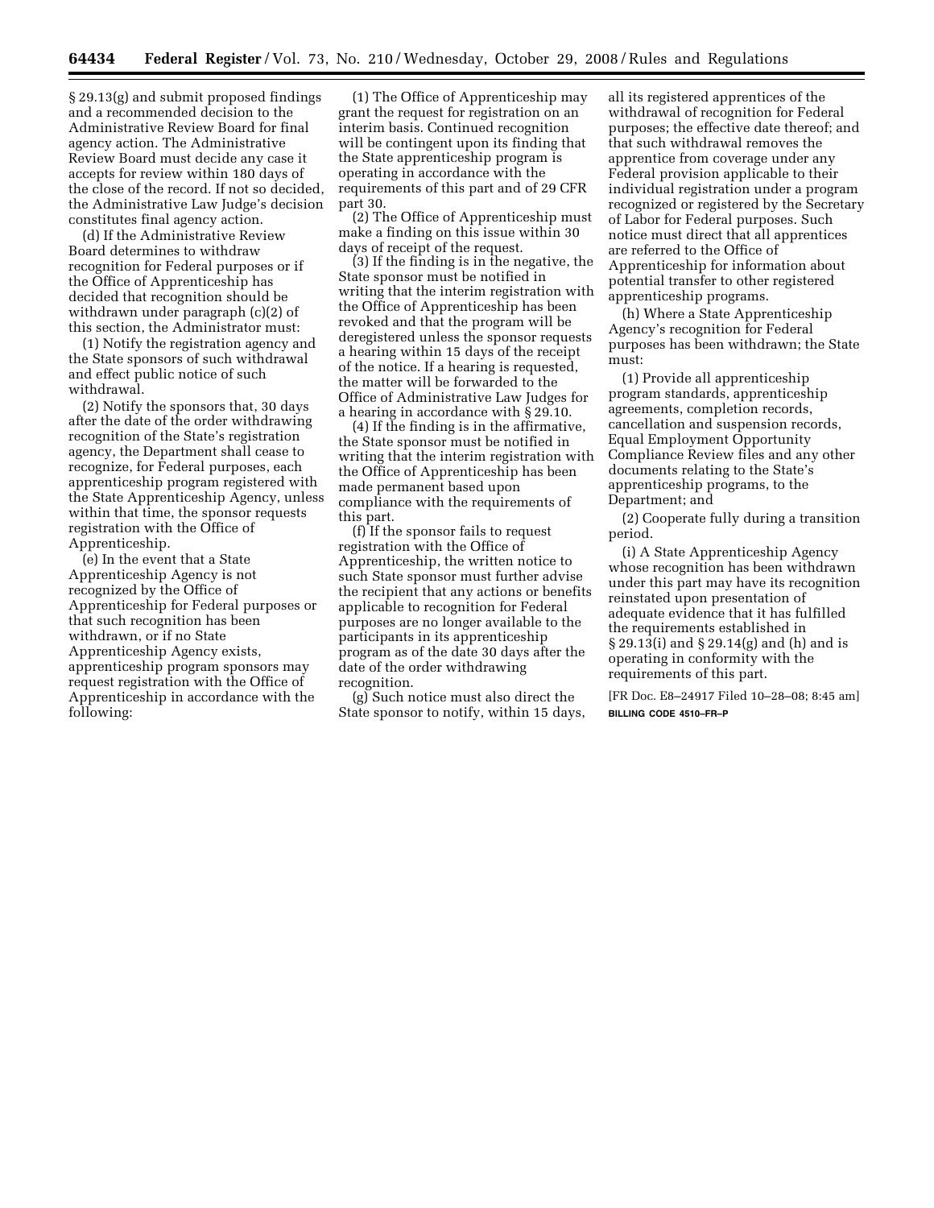§ 29.13(g) and submit proposed findings and a recommended decision to the Administrative Review Board for final agency action. The Administrative Review Board must decide any case it accepts for review within 180 days of the close of the record. If not so decided, the Administrative Law Judge's decision constitutes final agency action.

(d) If the Administrative Review Board determines to withdraw recognition for Federal purposes or if the Office of Apprenticeship has decided that recognition should be withdrawn under paragraph (c)(2) of this section, the Administrator must:

(1) Notify the registration agency and the State sponsors of such withdrawal and effect public notice of such withdrawal.

(2) Notify the sponsors that, 30 days after the date of the order withdrawing recognition of the State's registration agency, the Department shall cease to recognize, for Federal purposes, each apprenticeship program registered with the State Apprenticeship Agency, unless within that time, the sponsor requests registration with the Office of Apprenticeship.

(e) In the event that a State Apprenticeship Agency is not recognized by the Office of Apprenticeship for Federal purposes or that such recognition has been withdrawn, or if no State Apprenticeship Agency exists, apprenticeship program sponsors may request registration with the Office of Apprenticeship in accordance with the following:

(1) The Office of Apprenticeship may grant the request for registration on an interim basis. Continued recognition will be contingent upon its finding that the State apprenticeship program is operating in accordance with the requirements of this part and of 29 CFR part 30.

(2) The Office of Apprenticeship must make a finding on this issue within 30 days of receipt of the request.

(3) If the finding is in the negative, the State sponsor must be notified in writing that the interim registration with the Office of Apprenticeship has been revoked and that the program will be deregistered unless the sponsor requests a hearing within 15 days of the receipt of the notice. If a hearing is requested, the matter will be forwarded to the Office of Administrative Law Judges for a hearing in accordance with § 29.10.

(4) If the finding is in the affirmative, the State sponsor must be notified in writing that the interim registration with the Office of Apprenticeship has been made permanent based upon compliance with the requirements of this part.

(f) If the sponsor fails to request registration with the Office of Apprenticeship, the written notice to such State sponsor must further advise the recipient that any actions or benefits applicable to recognition for Federal purposes are no longer available to the participants in its apprenticeship program as of the date 30 days after the date of the order withdrawing recognition.

(g) Such notice must also direct the State sponsor to notify, within 15 days, all its registered apprentices of the withdrawal of recognition for Federal purposes; the effective date thereof; and that such withdrawal removes the apprentice from coverage under any Federal provision applicable to their individual registration under a program recognized or registered by the Secretary of Labor for Federal purposes. Such notice must direct that all apprentices are referred to the Office of Apprenticeship for information about potential transfer to other registered apprenticeship programs.

(h) Where a State Apprenticeship Agency's recognition for Federal purposes has been withdrawn; the State must:

(1) Provide all apprenticeship program standards, apprenticeship agreements, completion records, cancellation and suspension records, Equal Employment Opportunity Compliance Review files and any other documents relating to the State's apprenticeship programs, to the Department; and

(2) Cooperate fully during a transition period.

(i) A State Apprenticeship Agency whose recognition has been withdrawn under this part may have its recognition reinstated upon presentation of adequate evidence that it has fulfilled the requirements established in § 29.13(i) and § 29.14(g) and (h) and is operating in conformity with the requirements of this part.

[FR Doc. E8–24917 Filed 10–28–08; 8:45 am]

**BILLING CODE 4510–FR–P**